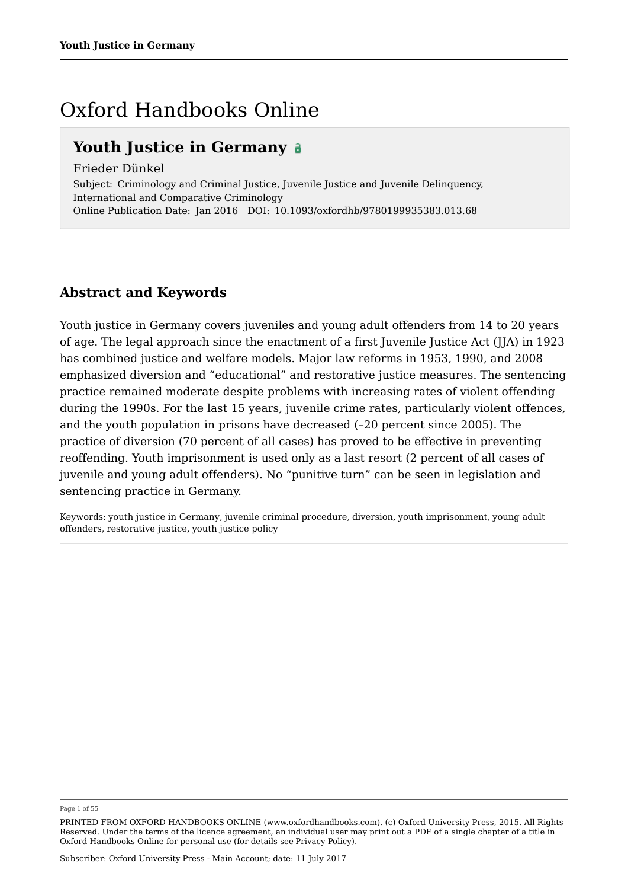# Oxford Handbooks Online

## Youth Justice in Germany

Frieder Dünkel

Subject: Criminology and Criminal Justice, Juvenile Justice and Juvenile Delinquency, International and Comparative Criminology

Online Publication Date: Jan 2016 DOI: 10.1093/oxfordhb/9780199935383.013.68

## Abstract and Keywords

Youth justice in Germany covers juveniles and young adult offenders from 14 to 20 years of age. The legal approach since the enactment of a first Juvenile Justice Act (JJA) in 1923 has combined justice and welfare models. Major law reforms in 1953, 1990, and 2008 emphasized diversion and "educational" and restorative justice measures. The sentencing practice remained moderate despite problems with increasing rates of violent offending during the 1990s. For the last 15 years, juvenile crime rates, particularly violent offences, and the youth population in prisons have decreased (–20 percent since 2005). The practice of diversion (70 percent of all cases) has proved to be effective in preventing reoffending. Youth imprisonment is used only as a last resort (2 percent of all cases of juvenile and young adult offenders). No "punitive turn" can be seen in legislation and sentencing practice in Germany.

Keywords: youth justice in Germany, juvenile criminal procedure, diversion, youth imprisonment, young adult offenders, restorative justice, youth justice policy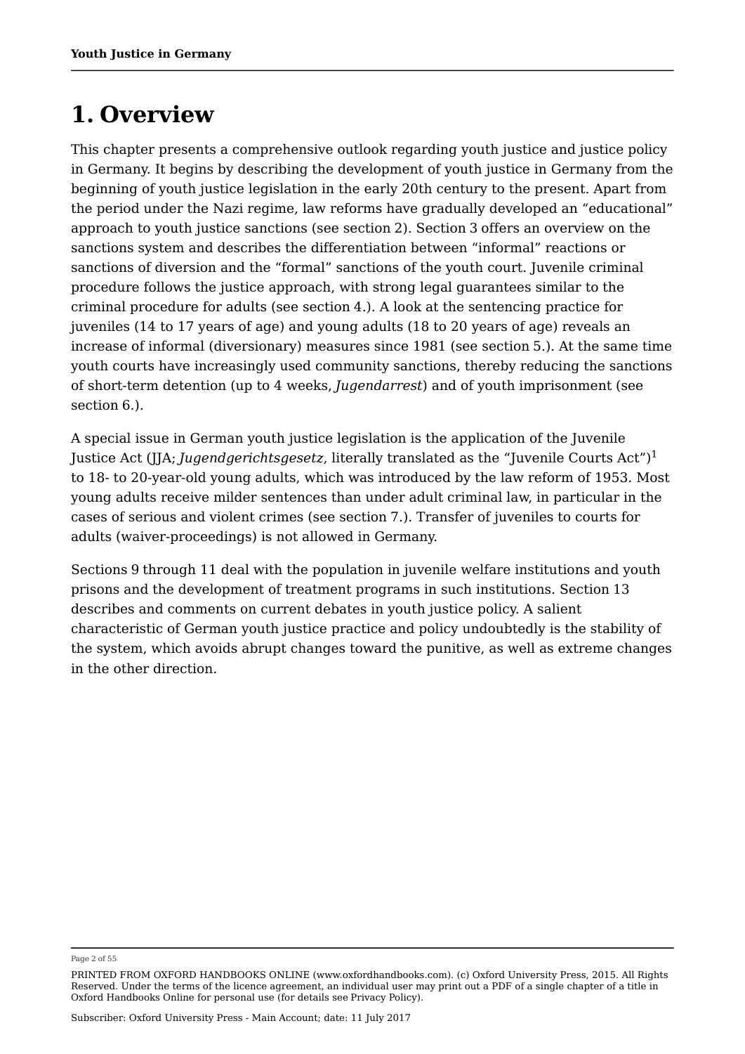# 1. Overview

This chapter presents a comprehensive outlook regarding youth justice and justice policy in Germany. It begins by describing the development of youth justice in Germany from the beginning of youth justice legislation in the early 20th century to the present. Apart from the period under the Nazi regime, law reforms have gradually developed an "educational" approach to youth justice sanctions (see section 2). Section 3 offers an overview on the sanctions system and describes the differentiation between "informal" reactions or sanctions of diversion and the "formal" sanctions of the youth court. Juvenile criminal procedure follows the justice approach, with strong legal guarantees similar to the criminal procedure for adults (see section 4.). A look at the sentencing practice for juveniles (14 to 17 years of age) and young adults (18 to 20 years of age) reveals an increase of informal (diversionary) measures since 1981 (see section 5.). At the same time youth courts have increasingly used community sanctions, thereby reducing the sanctions of short-term detention (up to 4 weeks, *Jugendarrest*) and of youth imprisonment (see section 6.).

A special issue in German youth justice legislation is the application of the Juvenile Justice Act (JJA; *Jugendgerichtsgesetz*, literally translated as the "Juvenile Courts Act")[1] to 18- to 20-year-old young adults, which was introduced by the law reform of 1953. Most young adults receive milder sentences than under adult criminal law, in particular in the cases of serious and violent crimes (see section 7.). Transfer of juveniles to courts for adults (waiver-proceedings) is not allowed in Germany.

Sections 9 through 11 deal with the population in juvenile welfare institutions and youth prisons and the development of treatment programs in such institutions. Section 13 describes and comments on current debates in youth justice policy. A salient characteristic of German youth justice practice and policy undoubtedly is the stability of the system, which avoids abrupt changes toward the punitive, as well as extreme changes in the other direction.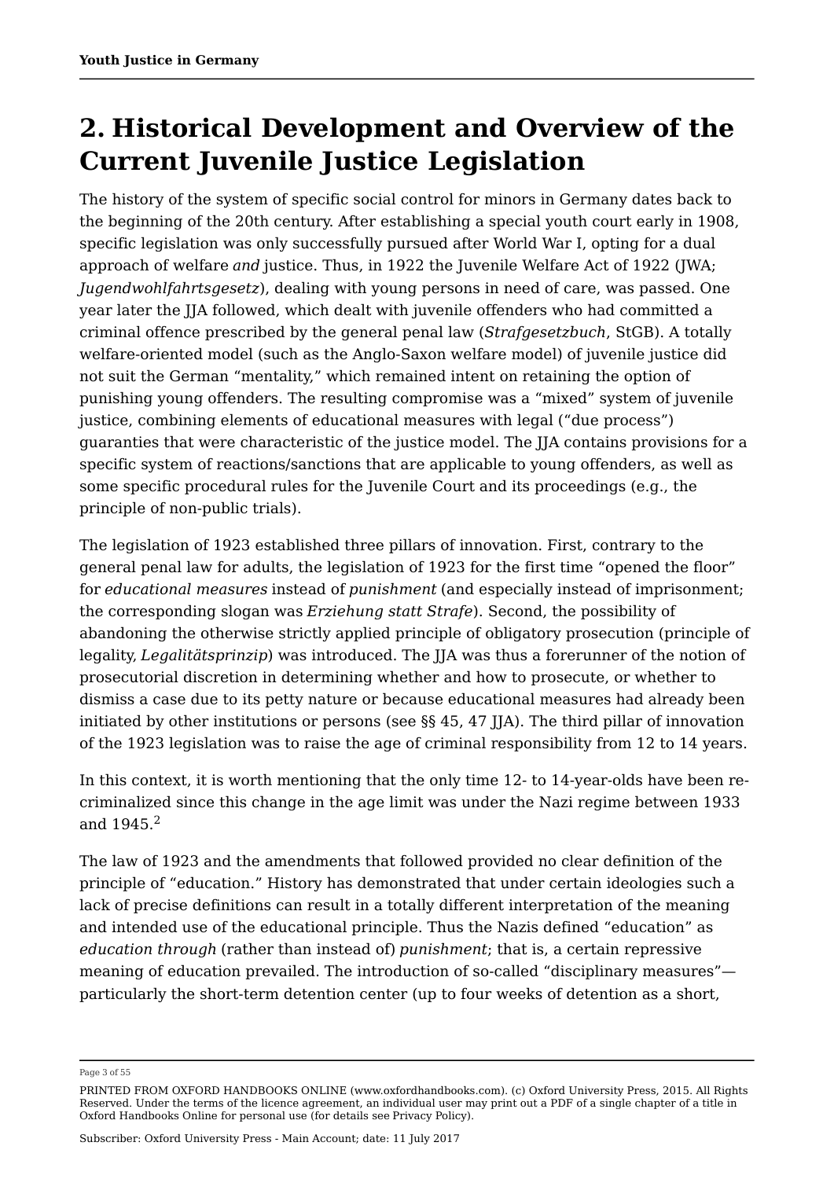## 2. Historical Development and Overview of the Current Juvenile Justice Legislation

The history of the system of specific social control for minors in Germany dates back to the beginning of the 20th century. After establishing a special youth court early in 1908, specific legislation was only successfully pursued after World War I, opting for a dual approach of welfare *and* justice. Thus, in 1922 the Juvenile Welfare Act of 1922 (JWA; *Jugendwohlfahrtsgesetz*), dealing with young persons in need of care, was passed. One year later the JJA followed, which dealt with juvenile offenders who had committed a criminal offence prescribed by the general penal law (*Strafgesetzbuch*, StGB). A totally welfare-oriented model (such as the Anglo-Saxon welfare model) of juvenile justice did not suit the German "mentality," which remained intent on retaining the option of punishing young offenders. The resulting compromise was a "mixed" system of juvenile justice, combining elements of educational measures with legal ("due process") guaranties that were characteristic of the justice model. The JJA contains provisions for a specific system of reactions/sanctions that are applicable to young offenders, as well as some specific procedural rules for the Juvenile Court and its proceedings (e.g., the principle of non-public trials).

The legislation of 1923 established three pillars of innovation. First, contrary to the general penal law for adults, the legislation of 1923 for the first time "opened the floor" for *educational measures* instead of *punishment* (and especially instead of imprisonment; the corresponding slogan was *Erziehung statt Strafe*). Second, the possibility of abandoning the otherwise strictly applied principle of obligatory prosecution (principle of legality, *Legalitätsprinzip*) was introduced. The JJA was thus a forerunner of the notion of prosecutorial discretion in determining whether and how to prosecute, or whether to dismiss a case due to its petty nature or because educational measures had already been initiated by other institutions or persons (see §§ 45, 47 JJA). The third pillar of innovation of the 1923 legislation was to raise the age of criminal responsibility from 12 to 14 years.

In this context, it is worth mentioning that the only time 12- to 14-year-olds have been re-criminalized since this change in the age limit was under the Nazi regime between 1933 and 1945.[2]

The law of 1923 and the amendments that followed provided no clear definition of the principle of "education." History has demonstrated that under certain ideologies such a lack of precise definitions can result in a totally different interpretation of the meaning and intended use of the educational principle. Thus the Nazis defined "education" as *education through* (rather than instead of) *punishment*; that is, a certain repressive meaning of education prevailed. The introduction of so-called "disciplinary measures"—particularly the short-term detention center (up to four weeks of detention as a short,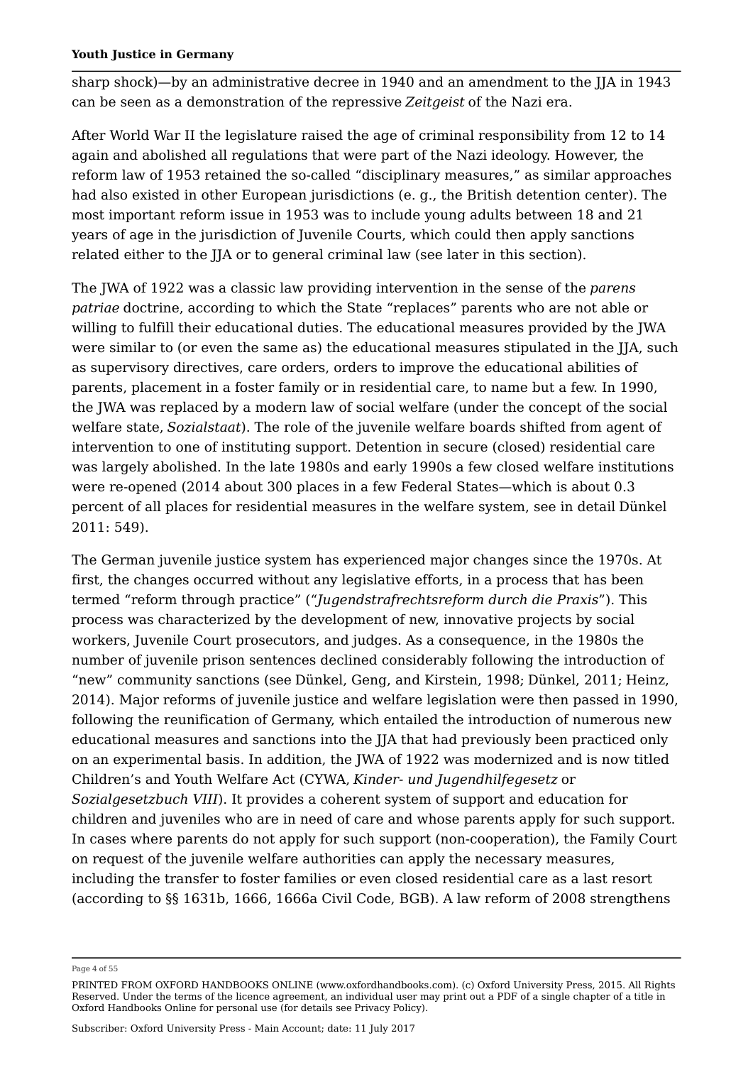sharp shock)—by an administrative decree in 1940 and an amendment to the JJA in 1943 can be seen as a demonstration of the repressive *Zeitgeist* of the Nazi era.

After World War II the legislature raised the age of criminal responsibility from 12 to 14 again and abolished all regulations that were part of the Nazi ideology. However, the reform law of 1953 retained the so-called “disciplinary measures,” as similar approaches had also existed in other European jurisdictions (e. g., the British detention center). The most important reform issue in 1953 was to include young adults between 18 and 21 years of age in the jurisdiction of Juvenile Courts, which could then apply sanctions related either to the JJA or to general criminal law (see later in this section).

The JWA of 1922 was a classic law providing intervention in the sense of the *parens patriae* doctrine, according to which the State “replaces” parents who are not able or willing to fulfill their educational duties. The educational measures provided by the JWA were similar to (or even the same as) the educational measures stipulated in the JJA, such as supervisory directives, care orders, orders to improve the educational abilities of parents, placement in a foster family or in residential care, to name but a few. In 1990, the JWA was replaced by a modern law of social welfare (under the concept of the social welfare state, *Sozialstaat*). The role of the juvenile welfare boards shifted from agent of intervention to one of instituting support. Detention in secure (closed) residential care was largely abolished. In the late 1980s and early 1990s a few closed welfare institutions were re-opened (2014 about 300 places in a few Federal States—which is about 0.3 percent of all places for residential measures in the welfare system, see in detail Dünkel 2011: 549).

The German juvenile justice system has experienced major changes since the 1970s. At first, the changes occurred without any legislative efforts, in a process that has been termed “reform through practice” (“*Jugendstrafrechtsreform durch die Praxis*”). This process was characterized by the development of new, innovative projects by social workers, Juvenile Court prosecutors, and judges. As a consequence, in the 1980s the number of juvenile prison sentences declined considerably following the introduction of “new” community sanctions (see Dünkel, Geng, and Kirstein, 1998; Dünkel, 2011; Heinz, 2014). Major reforms of juvenile justice and welfare legislation were then passed in 1990, following the reunification of Germany, which entailed the introduction of numerous new educational measures and sanctions into the JJA that had previously been practiced only on an experimental basis. In addition, the JWA of 1922 was modernized and is now titled Children’s and Youth Welfare Act (CYWA, *Kinder- und Jugendhilfegesetz* or *Sozialgesetzbuch VIII*). It provides a coherent system of support and education for children and juveniles who are in need of care and whose parents apply for such support. In cases where parents do not apply for such support (non-cooperation), the Family Court on request of the juvenile welfare authorities can apply the necessary measures, including the transfer to foster families or even closed residential care as a last resort (according to §§ 1631b, 1666, 1666a Civil Code, BGB). A law reform of 2008 strengthens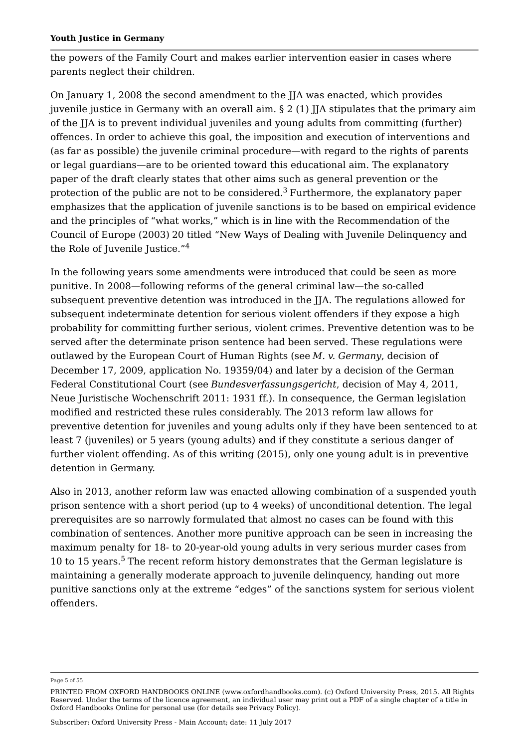the powers of the Family Court and makes earlier intervention easier in cases where parents neglect their children.

On January 1, 2008 the second amendment to the JJA was enacted, which provides juvenile justice in Germany with an overall aim. § 2 (1) JJA stipulates that the primary aim of the JJA is to prevent individual juveniles and young adults from committing (further) offences. In order to achieve this goal, the imposition and execution of interventions and (as far as possible) the juvenile criminal procedure—with regard to the rights of parents or legal guardians—are to be oriented toward this educational aim. The explanatory paper of the draft clearly states that other aims such as general prevention or the protection of the public are not to be considered.[3] Furthermore, the explanatory paper emphasizes that the application of juvenile sanctions is to be based on empirical evidence and the principles of "what works," which is in line with the Recommendation of the Council of Europe (2003) 20 titled "New Ways of Dealing with Juvenile Delinquency and the Role of Juvenile Justice."[4]

In the following years some amendments were introduced that could be seen as more punitive. In 2008—following reforms of the general criminal law—the so-called subsequent preventive detention was introduced in the JJA. The regulations allowed for subsequent indeterminate detention for serious violent offenders if they expose a high probability for committing further serious, violent crimes. Preventive detention was to be served after the determinate prison sentence had been served. These regulations were outlawed by the European Court of Human Rights (see *M. v. Germany*, decision of December 17, 2009, application No. 19359/04) and later by a decision of the German Federal Constitutional Court (see *Bundesverfassungsgericht*, decision of May 4, 2011, Neue Juristische Wochenschrift 2011: 1931 ff.). In consequence, the German legislation modified and restricted these rules considerably. The 2013 reform law allows for preventive detention for juveniles and young adults only if they have been sentenced to at least 7 (juveniles) or 5 years (young adults) and if they constitute a serious danger of further violent offending. As of this writing (2015), only one young adult is in preventive detention in Germany.

Also in 2013, another reform law was enacted allowing combination of a suspended youth prison sentence with a short period (up to 4 weeks) of unconditional detention. The legal prerequisites are so narrowly formulated that almost no cases can be found with this combination of sentences. Another more punitive approach can be seen in increasing the maximum penalty for 18- to 20-year-old young adults in very serious murder cases from 10 to 15 years.[5] The recent reform history demonstrates that the German legislature is maintaining a generally moderate approach to juvenile delinquency, handing out more punitive sanctions only at the extreme "edges" of the sanctions system for serious violent offenders.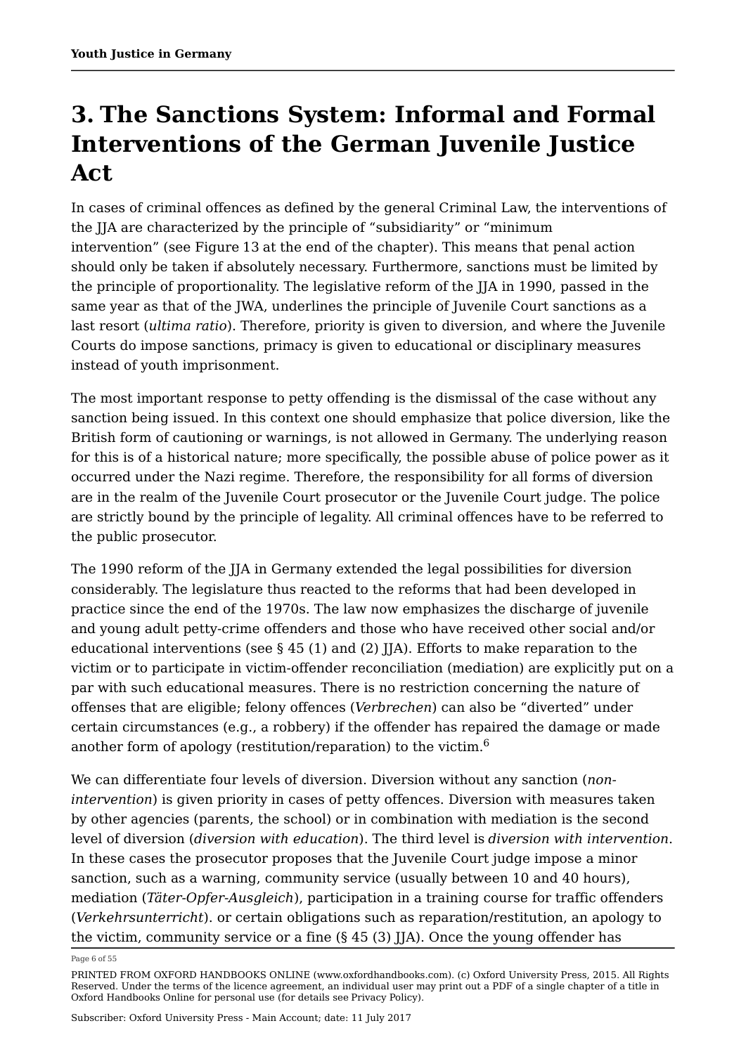# 3. The Sanctions System: Informal and Formal Interventions of the German Juvenile Justice Act

In cases of criminal offences as defined by the general Criminal Law, the interventions of the JJA are characterized by the principle of "subsidiarity" or "minimum intervention" (see Figure 13 at the end of the chapter). This means that penal action should only be taken if absolutely necessary. Furthermore, sanctions must be limited by the principle of proportionality. The legislative reform of the JJA in 1990, passed in the same year as that of the JWA, underlines the principle of Juvenile Court sanctions as a last resort (*ultima ratio*). Therefore, priority is given to diversion, and where the Juvenile Courts do impose sanctions, primacy is given to educational or disciplinary measures instead of youth imprisonment.

The most important response to petty offending is the dismissal of the case without any sanction being issued. In this context one should emphasize that police diversion, like the British form of cautioning or warnings, is not allowed in Germany. The underlying reason for this is of a historical nature; more specifically, the possible abuse of police power as it occurred under the Nazi regime. Therefore, the responsibility for all forms of diversion are in the realm of the Juvenile Court prosecutor or the Juvenile Court judge. The police are strictly bound by the principle of legality. All criminal offences have to be referred to the public prosecutor.

The 1990 reform of the JJA in Germany extended the legal possibilities for diversion considerably. The legislature thus reacted to the reforms that had been developed in practice since the end of the 1970s. The law now emphasizes the discharge of juvenile and young adult petty-crime offenders and those who have received other social and/or educational interventions (see § 45 (1) and (2) JJA). Efforts to make reparation to the victim or to participate in victim-offender reconciliation (mediation) are explicitly put on a par with such educational measures. There is no restriction concerning the nature of offenses that are eligible; felony offences (*Verbrechen*) can also be "diverted" under certain circumstances (e.g., a robbery) if the offender has repaired the damage or made another form of apology (restitution/reparation) to the victim.[6]

We can differentiate four levels of diversion. Diversion without any sanction (*non-intervention*) is given priority in cases of petty offences. Diversion with measures taken by other agencies (parents, the school) or in combination with mediation is the second level of diversion (*diversion with education*). The third level is *diversion with intervention*. In these cases the prosecutor proposes that the Juvenile Court judge impose a minor sanction, such as a warning, community service (usually between 10 and 40 hours), mediation (*Täter-Opfer-Ausgleich*), participation in a training course for traffic offenders (*Verkehrsunterricht*). or certain obligations such as reparation/restitution, an apology to the victim, community service or a fine (§ 45 (3) JJA). Once the young offender has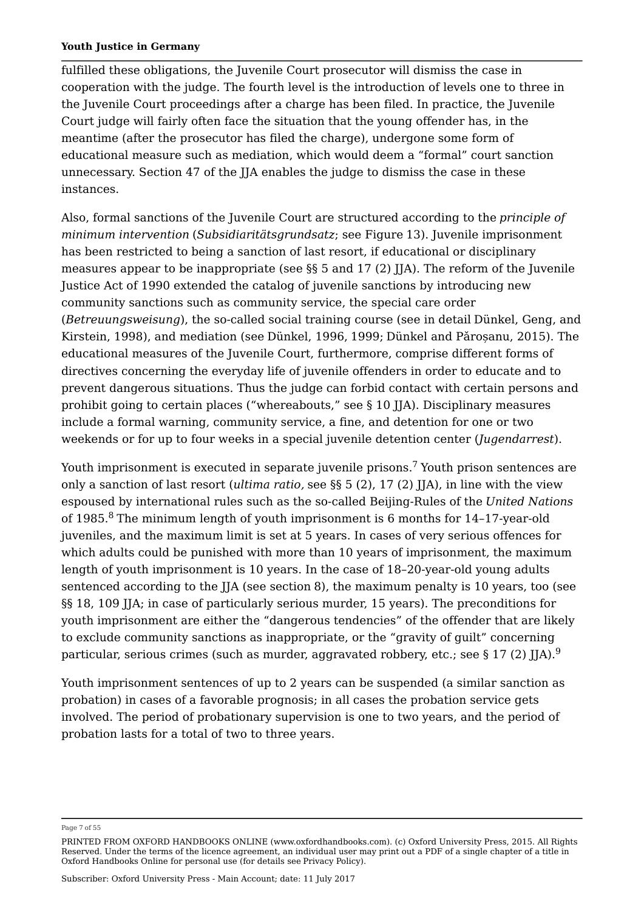fulfilled these obligations, the Juvenile Court prosecutor will dismiss the case in cooperation with the judge. The fourth level is the introduction of levels one to three in the Juvenile Court proceedings after a charge has been filed. In practice, the Juvenile Court judge will fairly often face the situation that the young offender has, in the meantime (after the prosecutor has filed the charge), undergone some form of educational measure such as mediation, which would deem a "formal" court sanction unnecessary. Section 47 of the JJA enables the judge to dismiss the case in these instances.

Also, formal sanctions of the Juvenile Court are structured according to the *principle of minimum intervention* (*Subsidiaritätsgrundsatz*; see Figure 13). Juvenile imprisonment has been restricted to being a sanction of last resort, if educational or disciplinary measures appear to be inappropriate (see §§ 5 and 17 (2) JJA). The reform of the Juvenile Justice Act of 1990 extended the catalog of juvenile sanctions by introducing new community sanctions such as community service, the special care order (*Betreuungsweisung*), the so-called social training course (see in detail Dünkel, Geng, and Kirstein, 1998), and mediation (see Dünkel, 1996, 1999; Dünkel and Păroșanu, 2015). The educational measures of the Juvenile Court, furthermore, comprise different forms of directives concerning the everyday life of juvenile offenders in order to educate and to prevent dangerous situations. Thus the judge can forbid contact with certain persons and prohibit going to certain places ("whereabouts," see § 10 JJA). Disciplinary measures include a formal warning, community service, a fine, and detention for one or two weekends or for up to four weeks in a special juvenile detention center (*Jugendarrest*).

Youth imprisonment is executed in separate juvenile prisons.[7] Youth prison sentences are only a sanction of last resort (*ultima ratio,* see §§ 5 (2), 17 (2) JJA), in line with the view espoused by international rules such as the so-called Beijing-Rules of the *United Nations* of 1985.[8] The minimum length of youth imprisonment is 6 months for 14–17-year-old juveniles, and the maximum limit is set at 5 years. In cases of very serious offences for which adults could be punished with more than 10 years of imprisonment, the maximum length of youth imprisonment is 10 years. In the case of 18–20-year-old young adults sentenced according to the JJA (see section 8), the maximum penalty is 10 years, too (see §§ 18, 109 JJA; in case of particularly serious murder, 15 years). The preconditions for youth imprisonment are either the "dangerous tendencies" of the offender that are likely to exclude community sanctions as inappropriate, or the "gravity of guilt" concerning particular, serious crimes (such as murder, aggravated robbery, etc.; see § 17 (2) JJA).[9]

Youth imprisonment sentences of up to 2 years can be suspended (a similar sanction as probation) in cases of a favorable prognosis; in all cases the probation service gets involved. The period of probationary supervision is one to two years, and the period of probation lasts for a total of two to three years.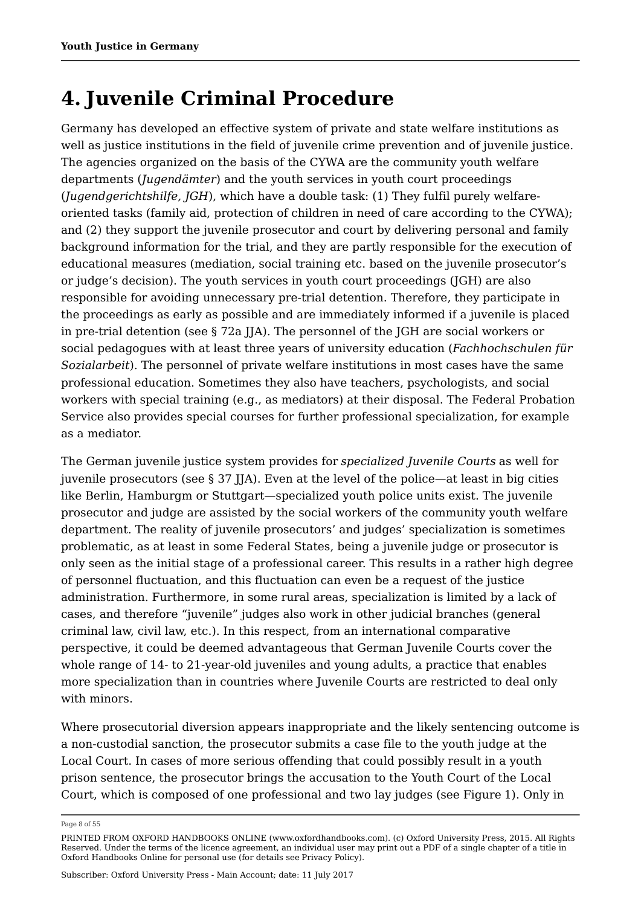# 4. Juvenile Criminal Procedure

Germany has developed an effective system of private and state welfare institutions as well as justice institutions in the field of juvenile crime prevention and of juvenile justice. The agencies organized on the basis of the CYWA are the community youth welfare departments (*Jugendämter*) and the youth services in youth court proceedings (*Jugendgerichtshilfe, JGH*), which have a double task: (1) They fulfil purely welfare-oriented tasks (family aid, protection of children in need of care according to the CYWA); and (2) they support the juvenile prosecutor and court by delivering personal and family background information for the trial, and they are partly responsible for the execution of educational measures (mediation, social training etc. based on the juvenile prosecutor's or judge's decision). The youth services in youth court proceedings (JGH) are also responsible for avoiding unnecessary pre-trial detention. Therefore, they participate in the proceedings as early as possible and are immediately informed if a juvenile is placed in pre-trial detention (see § 72a JJA). The personnel of the JGH are social workers or social pedagogues with at least three years of university education (*Fachhochschulen für Sozialarbeit*). The personnel of private welfare institutions in most cases have the same professional education. Sometimes they also have teachers, psychologists, and social workers with special training (e.g., as mediators) at their disposal. The Federal Probation Service also provides special courses for further professional specialization, for example as a mediator.

The German juvenile justice system provides for *specialized Juvenile Courts* as well for juvenile prosecutors (see § 37 JJA). Even at the level of the police—at least in big cities like Berlin, Hamburgm or Stuttgart—specialized youth police units exist. The juvenile prosecutor and judge are assisted by the social workers of the community youth welfare department. The reality of juvenile prosecutors' and judges' specialization is sometimes problematic, as at least in some Federal States, being a juvenile judge or prosecutor is only seen as the initial stage of a professional career. This results in a rather high degree of personnel fluctuation, and this fluctuation can even be a request of the justice administration. Furthermore, in some rural areas, specialization is limited by a lack of cases, and therefore "juvenile" judges also work in other judicial branches (general criminal law, civil law, etc.). In this respect, from an international comparative perspective, it could be deemed advantageous that German Juvenile Courts cover the whole range of 14- to 21-year-old juveniles and young adults, a practice that enables more specialization than in countries where Juvenile Courts are restricted to deal only with minors.

Where prosecutorial diversion appears inappropriate and the likely sentencing outcome is a non-custodial sanction, the prosecutor submits a case file to the youth judge at the Local Court. In cases of more serious offending that could possibly result in a youth prison sentence, the prosecutor brings the accusation to the Youth Court of the Local Court, which is composed of one professional and two lay judges (see Figure 1). Only in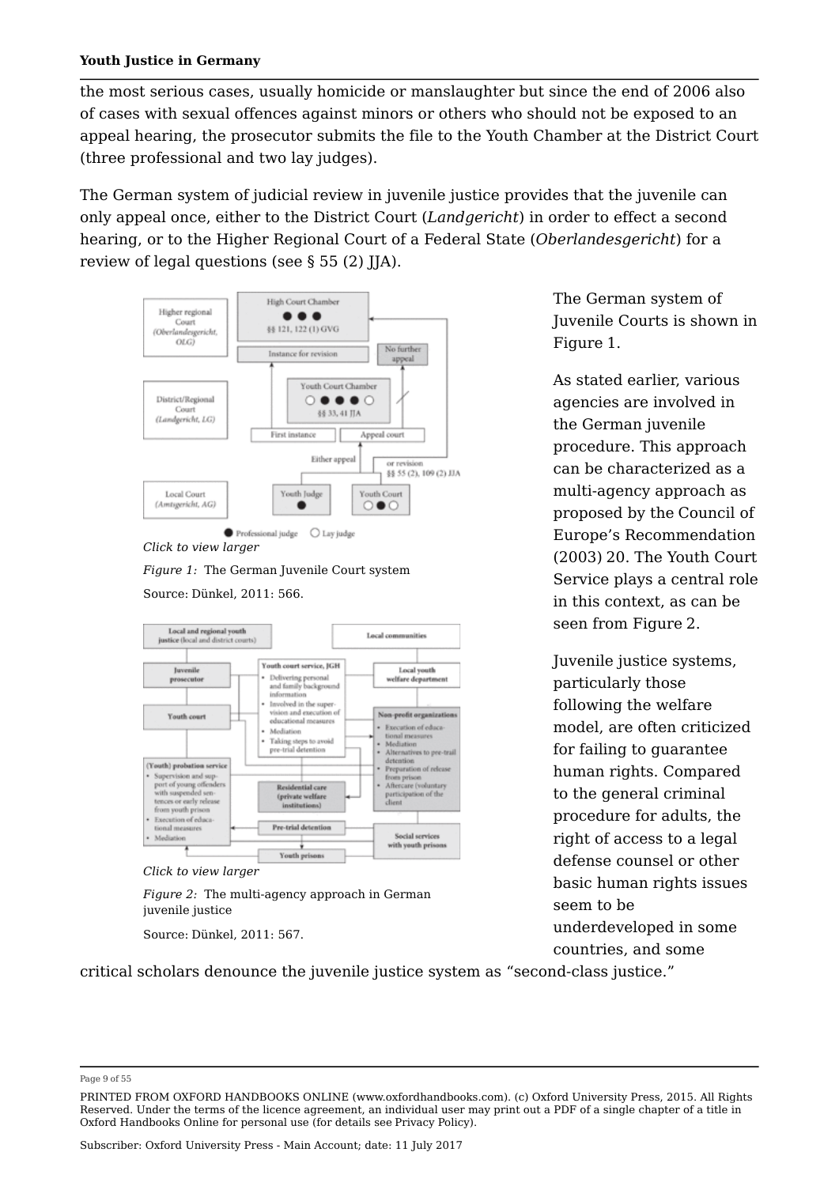the most serious cases, usually homicide or manslaughter but since the end of 2006 also of cases with sexual offences against minors or others who should not be exposed to an appeal hearing, the prosecutor submits the file to the Youth Chamber at the District Court (three professional and two lay judges).

The German system of judicial review in juvenile justice provides that the juvenile can only appeal once, either to the District Court (*Landgericht*) in order to effect a second hearing, or to the Higher Regional Court of a Federal State (*Oberlandesgericht*) for a review of legal questions (see § 55 (2) JJA).

The German system of Juvenile Courts is shown in Figure 1.

Click to view larger

*Figure 1:* The German Juvenile Court system

Source: Dünkel, 2011: 566.

As stated earlier, various agencies are involved in the German juvenile procedure. This approach can be characterized as a multi-agency approach as proposed by the Council of Europe's Recommendation (2003) 20. The Youth Court Service plays a central role in this context, as can be seen from Figure 2.

Click to view larger

*Figure 2:* The multi-agency approach in German juvenile justice

Source: Dünkel, 2011: 567.

Juvenile justice systems, particularly those following the welfare model, are often criticized for failing to guarantee human rights. Compared to the general criminal procedure for adults, the right of access to a legal defense counsel or other basic human rights issues seem to be underdeveloped in some countries, and some critical scholars denounce the juvenile justice system as "second-class justice."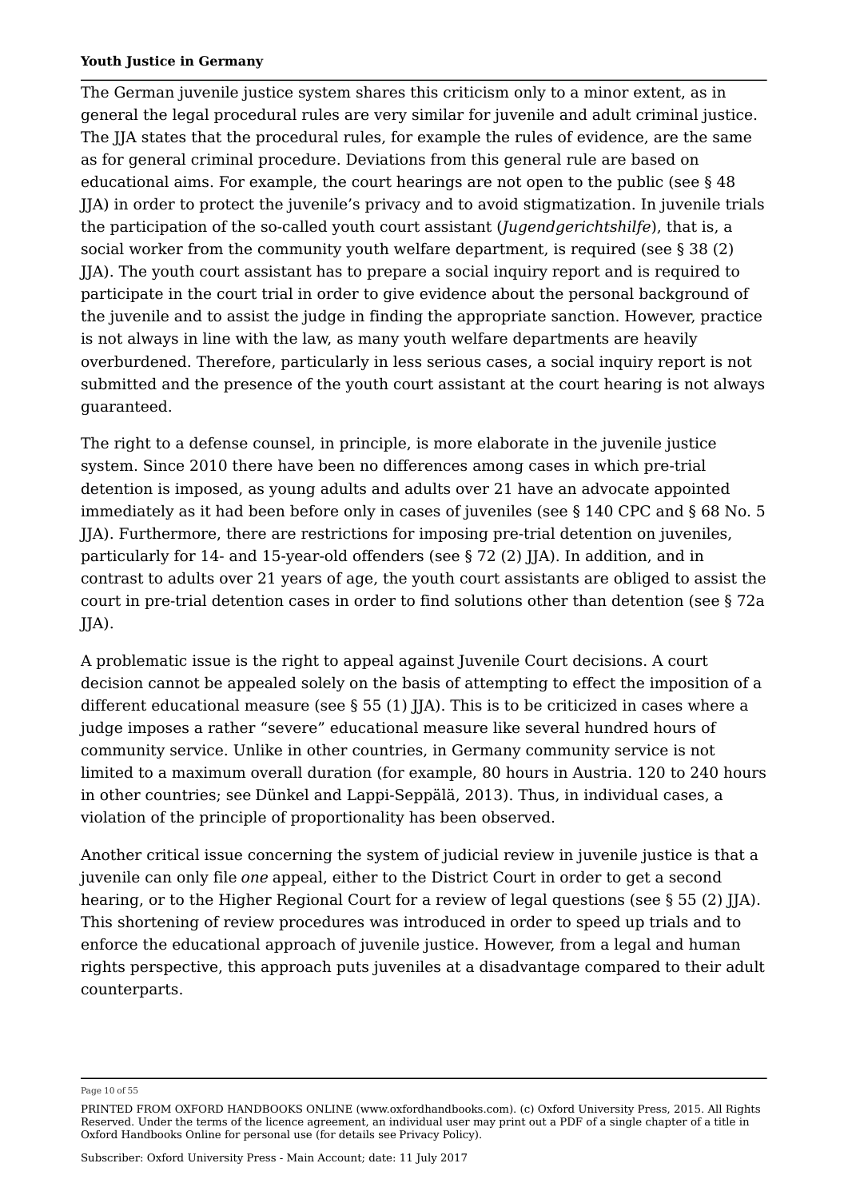The German juvenile justice system shares this criticism only to a minor extent, as in general the legal procedural rules are very similar for juvenile and adult criminal justice. The JJA states that the procedural rules, for example the rules of evidence, are the same as for general criminal procedure. Deviations from this general rule are based on educational aims. For example, the court hearings are not open to the public (see § 48 JJA) in order to protect the juvenile's privacy and to avoid stigmatization. In juvenile trials the participation of the so-called youth court assistant (*Jugendgerichtshilfe*), that is, a social worker from the community youth welfare department, is required (see § 38 (2) JJA). The youth court assistant has to prepare a social inquiry report and is required to participate in the court trial in order to give evidence about the personal background of the juvenile and to assist the judge in finding the appropriate sanction. However, practice is not always in line with the law, as many youth welfare departments are heavily overburdened. Therefore, particularly in less serious cases, a social inquiry report is not submitted and the presence of the youth court assistant at the court hearing is not always guaranteed.

The right to a defense counsel, in principle, is more elaborate in the juvenile justice system. Since 2010 there have been no differences among cases in which pre-trial detention is imposed, as young adults and adults over 21 have an advocate appointed immediately as it had been before only in cases of juveniles (see § 140 CPC and § 68 No. 5 JJA). Furthermore, there are restrictions for imposing pre-trial detention on juveniles, particularly for 14- and 15-year-old offenders (see § 72 (2) JJA). In addition, and in contrast to adults over 21 years of age, the youth court assistants are obliged to assist the court in pre-trial detention cases in order to find solutions other than detention (see § 72a JJA).

A problematic issue is the right to appeal against Juvenile Court decisions. A court decision cannot be appealed solely on the basis of attempting to effect the imposition of a different educational measure (see § 55 (1) JJA). This is to be criticized in cases where a judge imposes a rather "severe" educational measure like several hundred hours of community service. Unlike in other countries, in Germany community service is not limited to a maximum overall duration (for example, 80 hours in Austria. 120 to 240 hours in other countries; see Dünkel and Lappi-Seppälä, 2013). Thus, in individual cases, a violation of the principle of proportionality has been observed.

Another critical issue concerning the system of judicial review in juvenile justice is that a juvenile can only file *one* appeal, either to the District Court in order to get a second hearing, or to the Higher Regional Court for a review of legal questions (see § 55 (2) JJA). This shortening of review procedures was introduced in order to speed up trials and to enforce the educational approach of juvenile justice. However, from a legal and human rights perspective, this approach puts juveniles at a disadvantage compared to their adult counterparts.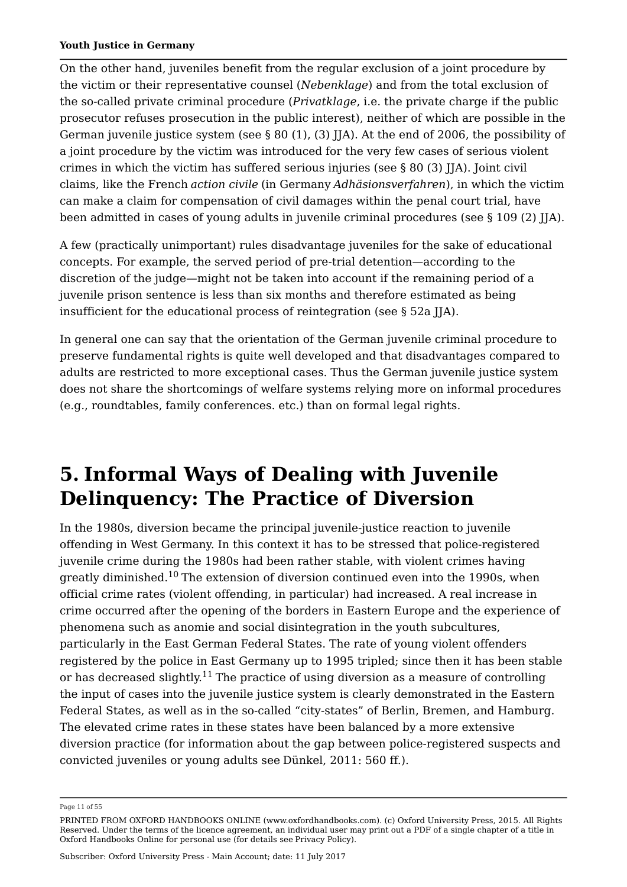On the other hand, juveniles benefit from the regular exclusion of a joint procedure by the victim or their representative counsel (*Nebenklage*) and from the total exclusion of the so-called private criminal procedure (*Privatklage*, i.e. the private charge if the public prosecutor refuses prosecution in the public interest), neither of which are possible in the German juvenile justice system (see § 80 (1), (3) JJA). At the end of 2006, the possibility of a joint procedure by the victim was introduced for the very few cases of serious violent crimes in which the victim has suffered serious injuries (see § 80 (3) JJA). Joint civil claims, like the French *action civile* (in Germany *Adhäsionsverfahren*), in which the victim can make a claim for compensation of civil damages within the penal court trial, have been admitted in cases of young adults in juvenile criminal procedures (see § 109 (2) JJA).

A few (practically unimportant) rules disadvantage juveniles for the sake of educational concepts. For example, the served period of pre-trial detention—according to the discretion of the judge—might not be taken into account if the remaining period of a juvenile prison sentence is less than six months and therefore estimated as being insufficient for the educational process of reintegration (see § 52a JJA).

In general one can say that the orientation of the German juvenile criminal procedure to preserve fundamental rights is quite well developed and that disadvantages compared to adults are restricted to more exceptional cases. Thus the German juvenile justice system does not share the shortcomings of welfare systems relying more on informal procedures (e.g., roundtables, family conferences. etc.) than on formal legal rights.

# 5. Informal Ways of Dealing with Juvenile Delinquency: The Practice of Diversion

In the 1980s, diversion became the principal juvenile-justice reaction to juvenile offending in West Germany. In this context it has to be stressed that police-registered juvenile crime during the 1980s had been rather stable, with violent crimes having greatly diminished.[10] The extension of diversion continued even into the 1990s, when official crime rates (violent offending, in particular) had increased. A real increase in crime occurred after the opening of the borders in Eastern Europe and the experience of phenomena such as anomie and social disintegration in the youth subcultures, particularly in the East German Federal States. The rate of young violent offenders registered by the police in East Germany up to 1995 tripled; since then it has been stable or has decreased slightly.[11] The practice of using diversion as a measure of controlling the input of cases into the juvenile justice system is clearly demonstrated in the Eastern Federal States, as well as in the so-called "city-states" of Berlin, Bremen, and Hamburg. The elevated crime rates in these states have been balanced by a more extensive diversion practice (for information about the gap between police-registered suspects and convicted juveniles or young adults see Dünkel, 2011: 560 ff.).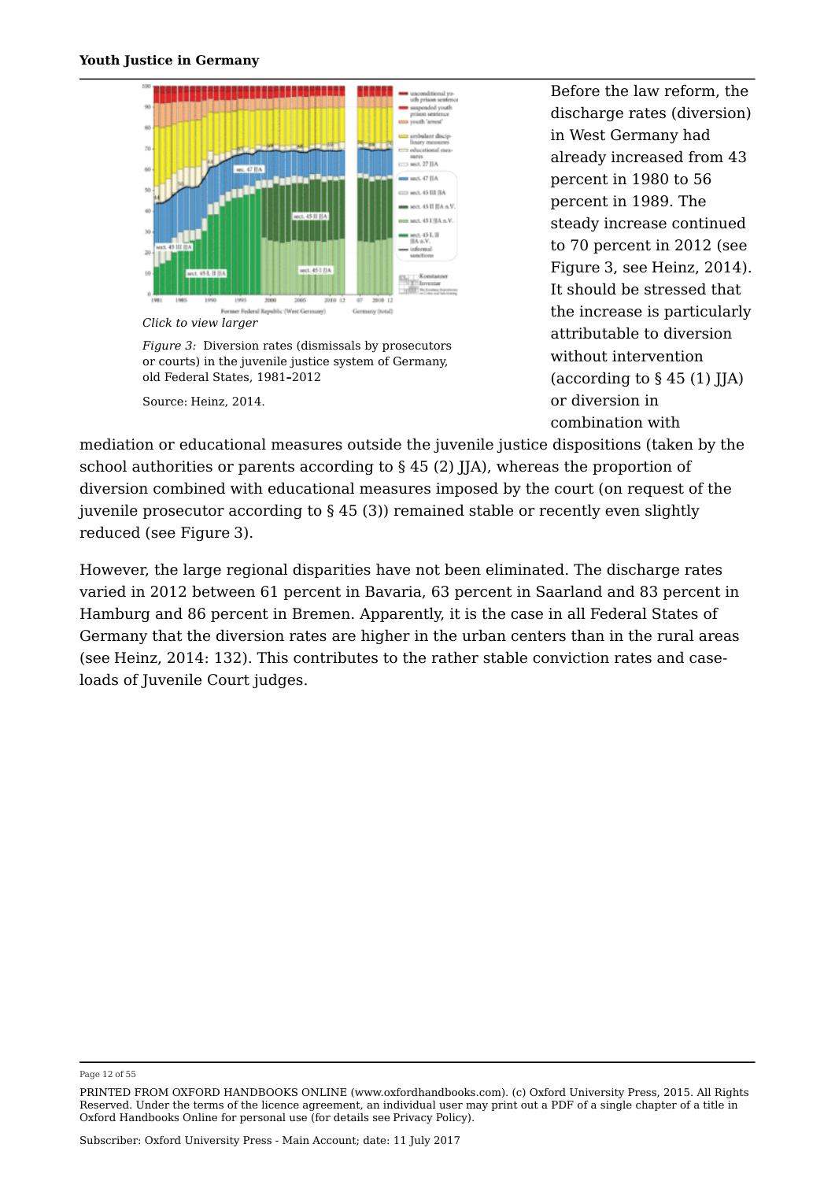Click to view larger

*Figure 3:* Diversion rates (dismissals by prosecutors or courts) in the juvenile justice system of Germany, old Federal States, 1981–2012

Source: Heinz, 2014.

Before the law reform, the discharge rates (diversion) in West Germany had already increased from 43 percent in 1980 to 56 percent in 1989. The steady increase continued to 70 percent in 2012 (see Figure 3, see Heinz, 2014). It should be stressed that the increase is particularly attributable to diversion without intervention (according to § 45 (1) JJA) or diversion in combination with mediation or educational measures outside the juvenile justice dispositions (taken by the school authorities or parents according to § 45 (2) JJA), whereas the proportion of diversion combined with educational measures imposed by the court (on request of the juvenile prosecutor according to § 45 (3)) remained stable or recently even slightly reduced (see Figure 3).

However, the large regional disparities have not been eliminated. The discharge rates varied in 2012 between 61 percent in Bavaria, 63 percent in Saarland and 83 percent in Hamburg and 86 percent in Bremen. Apparently, it is the case in all Federal States of Germany that the diversion rates are higher in the urban centers than in the rural areas (see Heinz, 2014: 132). This contributes to the rather stable conviction rates and case-loads of Juvenile Court judges.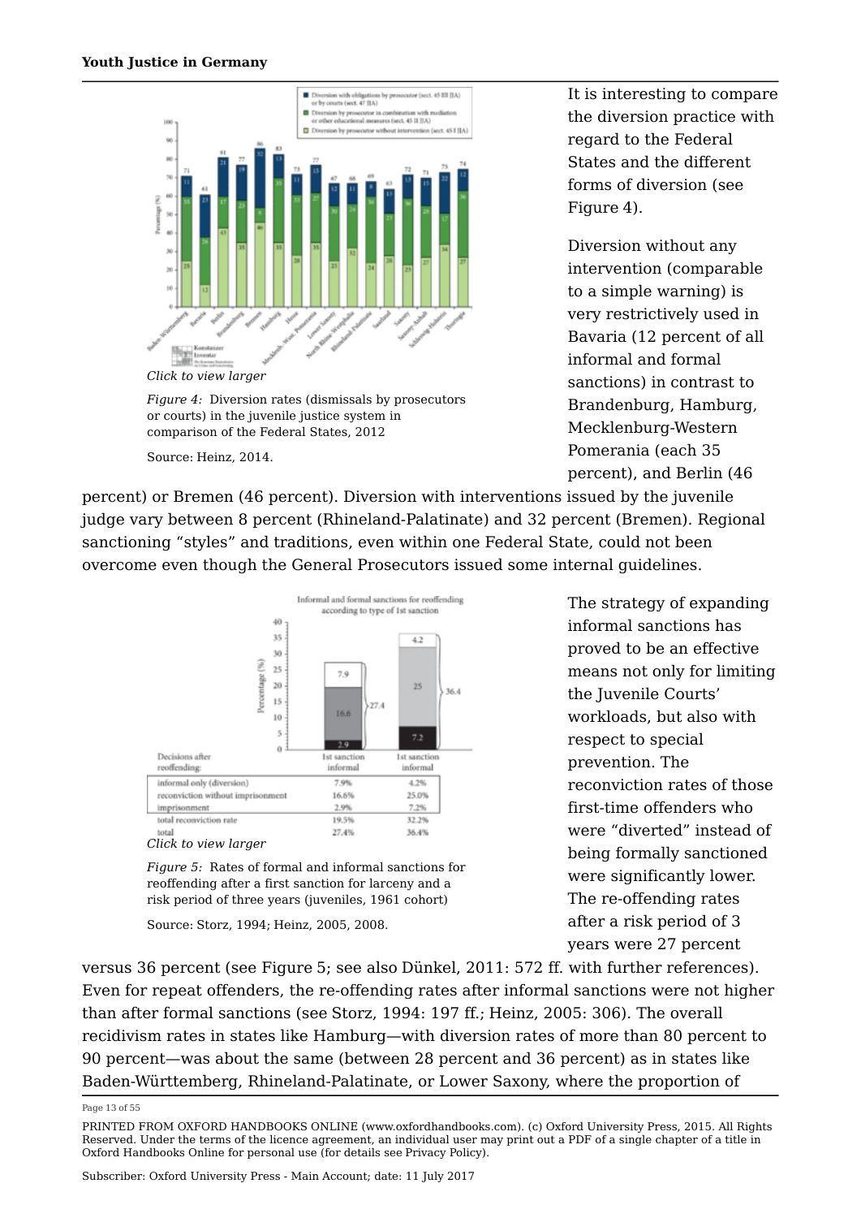It is interesting to compare the diversion practice with regard to the Federal States and the different forms of diversion (see Figure 4).

Click to view larger

*Figure 4:* Diversion rates (dismissals by prosecutors or courts) in the juvenile justice system in comparison of the Federal States, 2012

Source: Heinz, 2014.

Diversion without any intervention (comparable to a simple warning) is very restrictively used in Bavaria (12 percent of all informal and formal sanctions) in contrast to Brandenburg, Hamburg, Mecklenburg-Western Pomerania (each 35 percent), and Berlin (46 percent) or Bremen (46 percent). Diversion with interventions issued by the juvenile judge vary between 8 percent (Rhineland-Palatinate) and 32 percent (Bremen). Regional sanctioning "styles" and traditions, even within one Federal State, could not been overcome even though the General Prosecutors issued some internal guidelines.

Click to view larger

*Figure 5:* Rates of formal and informal sanctions for reoffending after a first sanction for larceny and a risk period of three years (juveniles, 1961 cohort)

Source: Storz, 1994; Heinz, 2005, 2008.

The strategy of expanding informal sanctions has proved to be an effective means not only for limiting the Juvenile Courts' workloads, but also with respect to special prevention. The reconviction rates of those first-time offenders who were "diverted" instead of being formally sanctioned were significantly lower. The re-offending rates after a risk period of 3 years were 27 percent versus 36 percent (see Figure 5; see also Dünkel, 2011: 572 ff. with further references). Even for repeat offenders, the re-offending rates after informal sanctions were not higher than after formal sanctions (see Storz, 1994: 197 ff.; Heinz, 2005: 306). The overall recidivism rates in states like Hamburg—with diversion rates of more than 80 percent to 90 percent—was about the same (between 28 percent and 36 percent) as in states like Baden-Württemberg, Rhineland-Palatinate, or Lower Saxony, where the proportion of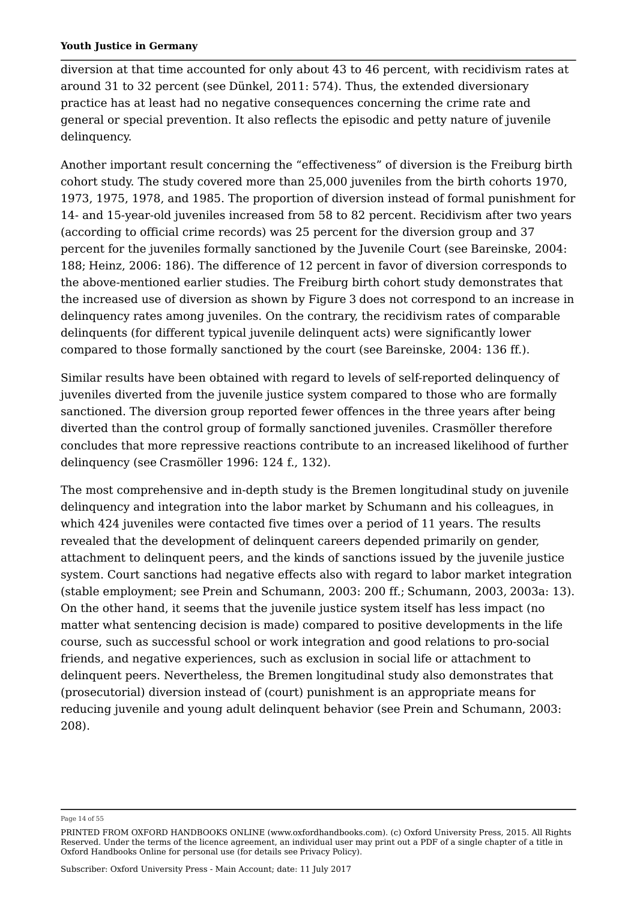diversion at that time accounted for only about 43 to 46 percent, with recidivism rates at around 31 to 32 percent (see Dünkel, 2011: 574). Thus, the extended diversionary practice has at least had no negative consequences concerning the crime rate and general or special prevention. It also reflects the episodic and petty nature of juvenile delinquency.

Another important result concerning the “effectiveness” of diversion is the Freiburg birth cohort study. The study covered more than 25,000 juveniles from the birth cohorts 1970, 1973, 1975, 1978, and 1985. The proportion of diversion instead of formal punishment for 14- and 15-year-old juveniles increased from 58 to 82 percent. Recidivism after two years (according to official crime records) was 25 percent for the diversion group and 37 percent for the juveniles formally sanctioned by the Juvenile Court (see Bareinske, 2004: 188; Heinz, 2006: 186). The difference of 12 percent in favor of diversion corresponds to the above-mentioned earlier studies. The Freiburg birth cohort study demonstrates that the increased use of diversion as shown by Figure 3 does not correspond to an increase in delinquency rates among juveniles. On the contrary, the recidivism rates of comparable delinquents (for different typical juvenile delinquent acts) were significantly lower compared to those formally sanctioned by the court (see Bareinske, 2004: 136 ff.).

Similar results have been obtained with regard to levels of self-reported delinquency of juveniles diverted from the juvenile justice system compared to those who are formally sanctioned. The diversion group reported fewer offences in the three years after being diverted than the control group of formally sanctioned juveniles. Crasmöller therefore concludes that more repressive reactions contribute to an increased likelihood of further delinquency (see Crasmöller 1996: 124 f., 132).

The most comprehensive and in-depth study is the Bremen longitudinal study on juvenile delinquency and integration into the labor market by Schumann and his colleagues, in which 424 juveniles were contacted five times over a period of 11 years. The results revealed that the development of delinquent careers depended primarily on gender, attachment to delinquent peers, and the kinds of sanctions issued by the juvenile justice system. Court sanctions had negative effects also with regard to labor market integration (stable employment; see Prein and Schumann, 2003: 200 ff.; Schumann, 2003, 2003a: 13). On the other hand, it seems that the juvenile justice system itself has less impact (no matter what sentencing decision is made) compared to positive developments in the life course, such as successful school or work integration and good relations to pro-social friends, and negative experiences, such as exclusion in social life or attachment to delinquent peers. Nevertheless, the Bremen longitudinal study also demonstrates that (prosecutorial) diversion instead of (court) punishment is an appropriate means for reducing juvenile and young adult delinquent behavior (see Prein and Schumann, 2003: 208).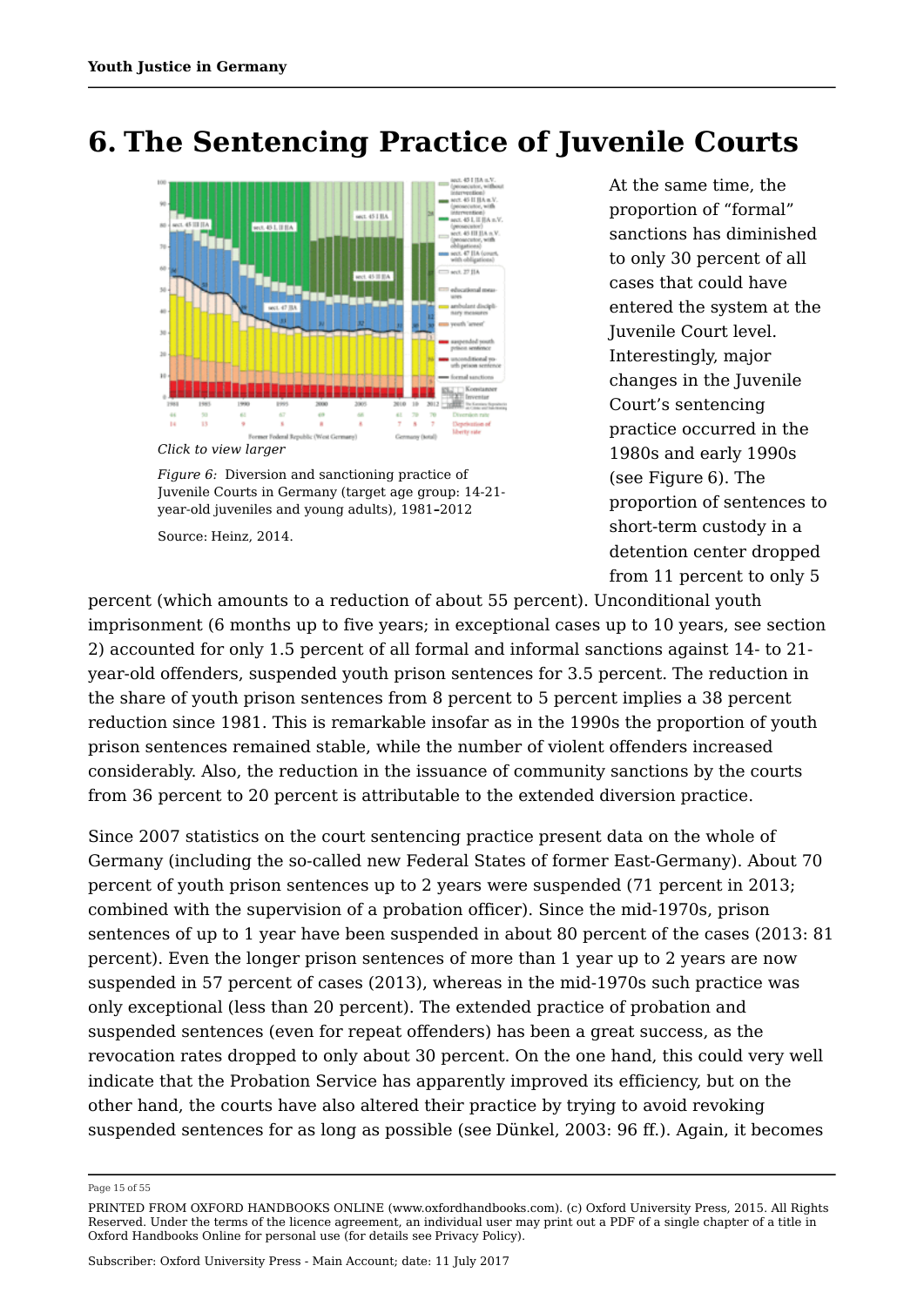# 6. The Sentencing Practice of Juvenile Courts

*Click to view larger*

*Figure 6:* Diversion and sanctioning practice of Juvenile Courts in Germany (target age group: 14-21-year-old juveniles and young adults), 1981–2012

Source: Heinz, 2014.

At the same time, the proportion of "formal" sanctions has diminished to only 30 percent of all cases that could have entered the system at the Juvenile Court level. Interestingly, major changes in the Juvenile Court's sentencing practice occurred in the 1980s and early 1990s (see Figure 6). The proportion of sentences to short-term custody in a detention center dropped from 11 percent to only 5 percent (which amounts to a reduction of about 55 percent). Unconditional youth imprisonment (6 months up to five years; in exceptional cases up to 10 years, see section 2) accounted for only 1.5 percent of all formal and informal sanctions against 14- to 21-year-old offenders, suspended youth prison sentences for 3.5 percent. The reduction in the share of youth prison sentences from 8 percent to 5 percent implies a 38 percent reduction since 1981. This is remarkable insofar as in the 1990s the proportion of youth prison sentences remained stable, while the number of violent offenders increased considerably. Also, the reduction in the issuance of community sanctions by the courts from 36 percent to 20 percent is attributable to the extended diversion practice.

Since 2007 statistics on the court sentencing practice present data on the whole of Germany (including the so-called new Federal States of former East-Germany). About 70 percent of youth prison sentences up to 2 years were suspended (71 percent in 2013; combined with the supervision of a probation officer). Since the mid-1970s, prison sentences of up to 1 year have been suspended in about 80 percent of the cases (2013: 81 percent). Even the longer prison sentences of more than 1 year up to 2 years are now suspended in 57 percent of cases (2013), whereas in the mid-1970s such practice was only exceptional (less than 20 percent). The extended practice of probation and suspended sentences (even for repeat offenders) has been a great success, as the revocation rates dropped to only about 30 percent. On the one hand, this could very well indicate that the Probation Service has apparently improved its efficiency, but on the other hand, the courts have also altered their practice by trying to avoid revoking suspended sentences for as long as possible (see Dünkel, 2003: 96 ff.). Again, it becomes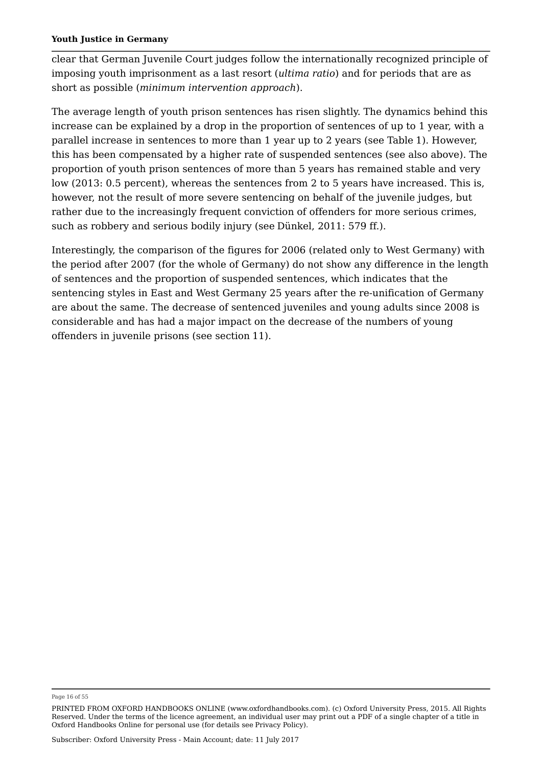clear that German Juvenile Court judges follow the internationally recognized principle of imposing youth imprisonment as a last resort (*ultima ratio*) and for periods that are as short as possible (*minimum intervention approach*).

The average length of youth prison sentences has risen slightly. The dynamics behind this increase can be explained by a drop in the proportion of sentences of up to 1 year, with a parallel increase in sentences to more than 1 year up to 2 years (see Table 1). However, this has been compensated by a higher rate of suspended sentences (see also above). The proportion of youth prison sentences of more than 5 years has remained stable and very low (2013: 0.5 percent), whereas the sentences from 2 to 5 years have increased. This is, however, not the result of more severe sentencing on behalf of the juvenile judges, but rather due to the increasingly frequent conviction of offenders for more serious crimes, such as robbery and serious bodily injury (see Dünkel, 2011: 579 ff.).

Interestingly, the comparison of the figures for 2006 (related only to West Germany) with the period after 2007 (for the whole of Germany) do not show any difference in the length of sentences and the proportion of suspended sentences, which indicates that the sentencing styles in East and West Germany 25 years after the re-unification of Germany are about the same. The decrease of sentenced juveniles and young adults since 2008 is considerable and has had a major impact on the decrease of the numbers of young offenders in juvenile prisons (see section 11).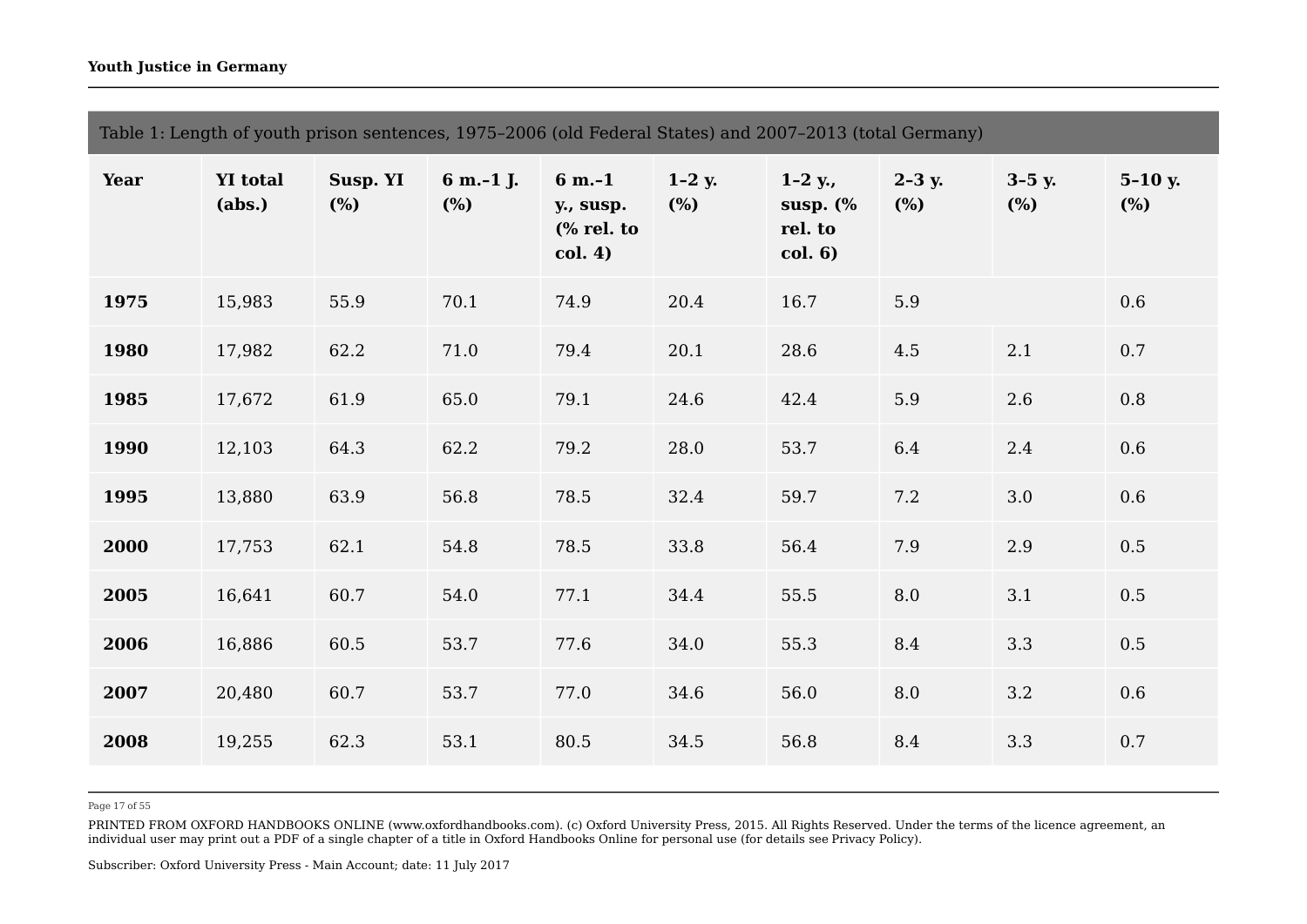| Table 1: Length of youth prison sentences, 1975–2006 (old Federal States) and 2007–2013 (total Germany) | | | | | | | | | |
|---|---|---|---|---|---|---|---|---|---|
| **Year** | **YI total (abs.)** | **Susp. YI (%)** | **6 m.–1 J. (%)** | **6 m.–1 y., susp. (% rel. to col. 4)** | **1–2 y. (%)** | **1–2 y., susp. (% rel. to col. 6)** | **2–3 y. (%)** | **3–5 y. (%)** | **5–10 y. (%)** |
| **1975** | 15,983 | 55.9 | 70.1 | 74.9 | 20.4 | 16.7 | 5.9 | | 0.6 |
| **1980** | 17,982 | 62.2 | 71.0 | 79.4 | 20.1 | 28.6 | 4.5 | 2.1 | 0.7 |
| **1985** | 17,672 | 61.9 | 65.0 | 79.1 | 24.6 | 42.4 | 5.9 | 2.6 | 0.8 |
| **1990** | 12,103 | 64.3 | 62.2 | 79.2 | 28.0 | 53.7 | 6.4 | 2.4 | 0.6 |
| **1995** | 13,880 | 63.9 | 56.8 | 78.5 | 32.4 | 59.7 | 7.2 | 3.0 | 0.6 |
| **2000** | 17,753 | 62.1 | 54.8 | 78.5 | 33.8 | 56.4 | 7.9 | 2.9 | 0.5 |
| **2005** | 16,641 | 60.7 | 54.0 | 77.1 | 34.4 | 55.5 | 8.0 | 3.1 | 0.5 |
| **2006** | 16,886 | 60.5 | 53.7 | 77.6 | 34.0 | 55.3 | 8.4 | 3.3 | 0.5 |
| **2007** | 20,480 | 60.7 | 53.7 | 77.0 | 34.6 | 56.0 | 8.0 | 3.2 | 0.6 |
| **2008** | 19,255 | 62.3 | 53.1 | 80.5 | 34.5 | 56.8 | 8.4 | 3.3 | 0.7 |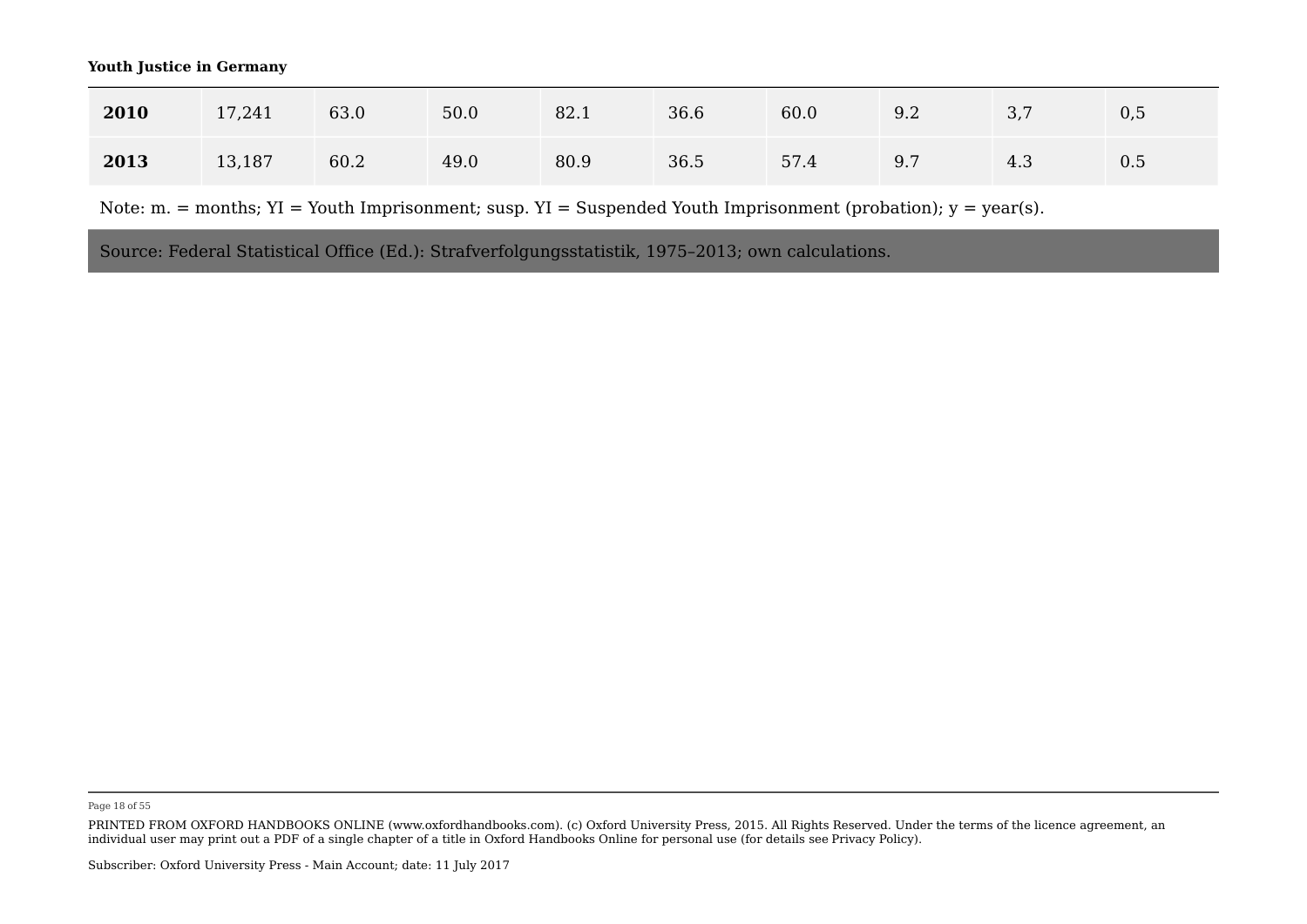| | | | | | | | | | |
|---|---|---|---|---|---|---|---|---|---|
| **2010** | 17,241 | 63.0 | 50.0 | 82.1 | 36.6 | 60.0 | 9.2 | 3,7 | 0,5 |
| **2013** | 13,187 | 60.2 | 49.0 | 80.9 | 36.5 | 57.4 | 9.7 | 4.3 | 0.5 |

Note: m. = months; YI = Youth Imprisonment; susp. YI = Suspended Youth Imprisonment (probation); y = year(s).

Source: Federal Statistical Office (Ed.): Strafverfolgungsstatistik, 1975–2013; own calculations.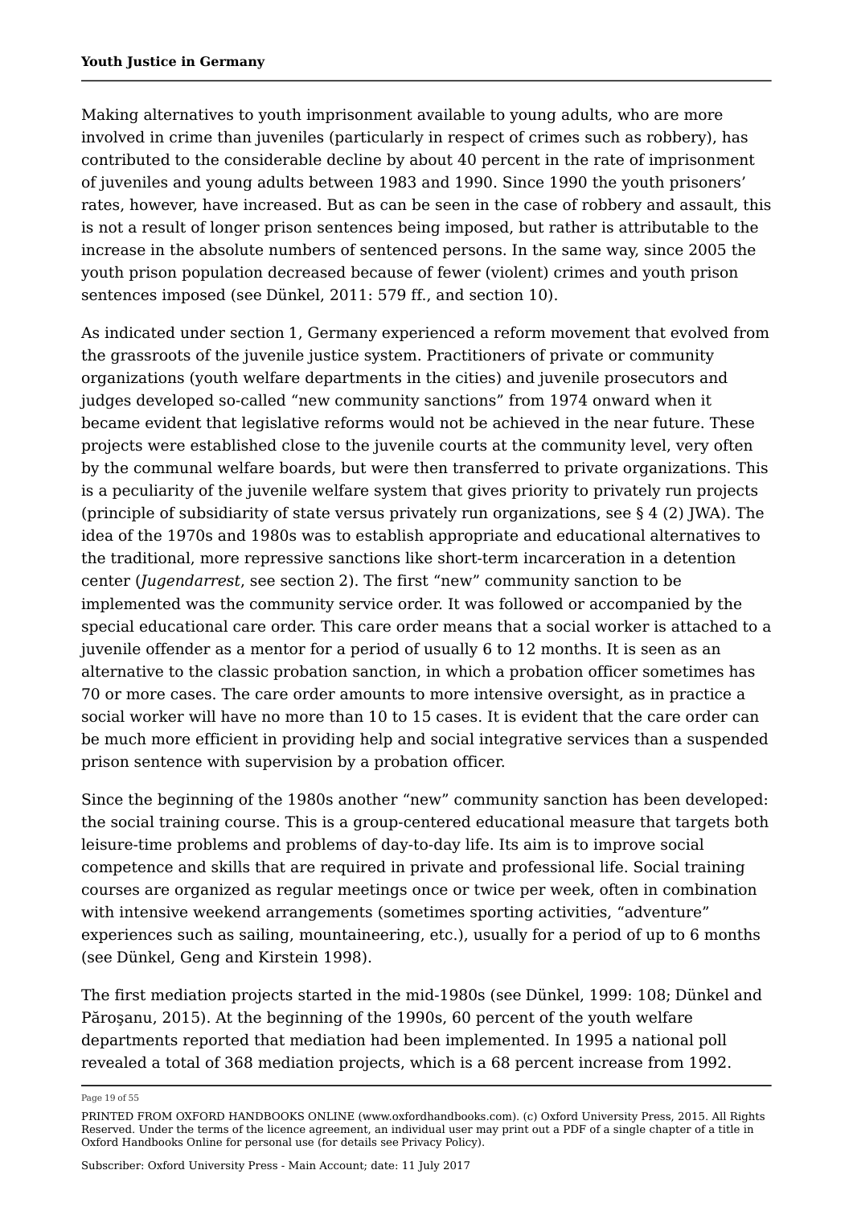Making alternatives to youth imprisonment available to young adults, who are more involved in crime than juveniles (particularly in respect of crimes such as robbery), has contributed to the considerable decline by about 40 percent in the rate of imprisonment of juveniles and young adults between 1983 and 1990. Since 1990 the youth prisoners' rates, however, have increased. But as can be seen in the case of robbery and assault, this is not a result of longer prison sentences being imposed, but rather is attributable to the increase in the absolute numbers of sentenced persons. In the same way, since 2005 the youth prison population decreased because of fewer (violent) crimes and youth prison sentences imposed (see Dünkel, 2011: 579 ff., and section 10).

As indicated under section 1, Germany experienced a reform movement that evolved from the grassroots of the juvenile justice system. Practitioners of private or community organizations (youth welfare departments in the cities) and juvenile prosecutors and judges developed so-called "new community sanctions" from 1974 onward when it became evident that legislative reforms would not be achieved in the near future. These projects were established close to the juvenile courts at the community level, very often by the communal welfare boards, but were then transferred to private organizations. This is a peculiarity of the juvenile welfare system that gives priority to privately run projects (principle of subsidiarity of state versus privately run organizations, see § 4 (2) JWA). The idea of the 1970s and 1980s was to establish appropriate and educational alternatives to the traditional, more repressive sanctions like short-term incarceration in a detention center (*Jugendarrest*, see section 2). The first "new" community sanction to be implemented was the community service order. It was followed or accompanied by the special educational care order. This care order means that a social worker is attached to a juvenile offender as a mentor for a period of usually 6 to 12 months. It is seen as an alternative to the classic probation sanction, in which a probation officer sometimes has 70 or more cases. The care order amounts to more intensive oversight, as in practice a social worker will have no more than 10 to 15 cases. It is evident that the care order can be much more efficient in providing help and social integrative services than a suspended prison sentence with supervision by a probation officer.

Since the beginning of the 1980s another "new" community sanction has been developed: the social training course. This is a group-centered educational measure that targets both leisure-time problems and problems of day-to-day life. Its aim is to improve social competence and skills that are required in private and professional life. Social training courses are organized as regular meetings once or twice per week, often in combination with intensive weekend arrangements (sometimes sporting activities, "adventure" experiences such as sailing, mountaineering, etc.), usually for a period of up to 6 months (see Dünkel, Geng and Kirstein 1998).

The first mediation projects started in the mid-1980s (see Dünkel, 1999: 108; Dünkel and Păroşanu, 2015). At the beginning of the 1990s, 60 percent of the youth welfare departments reported that mediation had been implemented. In 1995 a national poll revealed a total of 368 mediation projects, which is a 68 percent increase from 1992.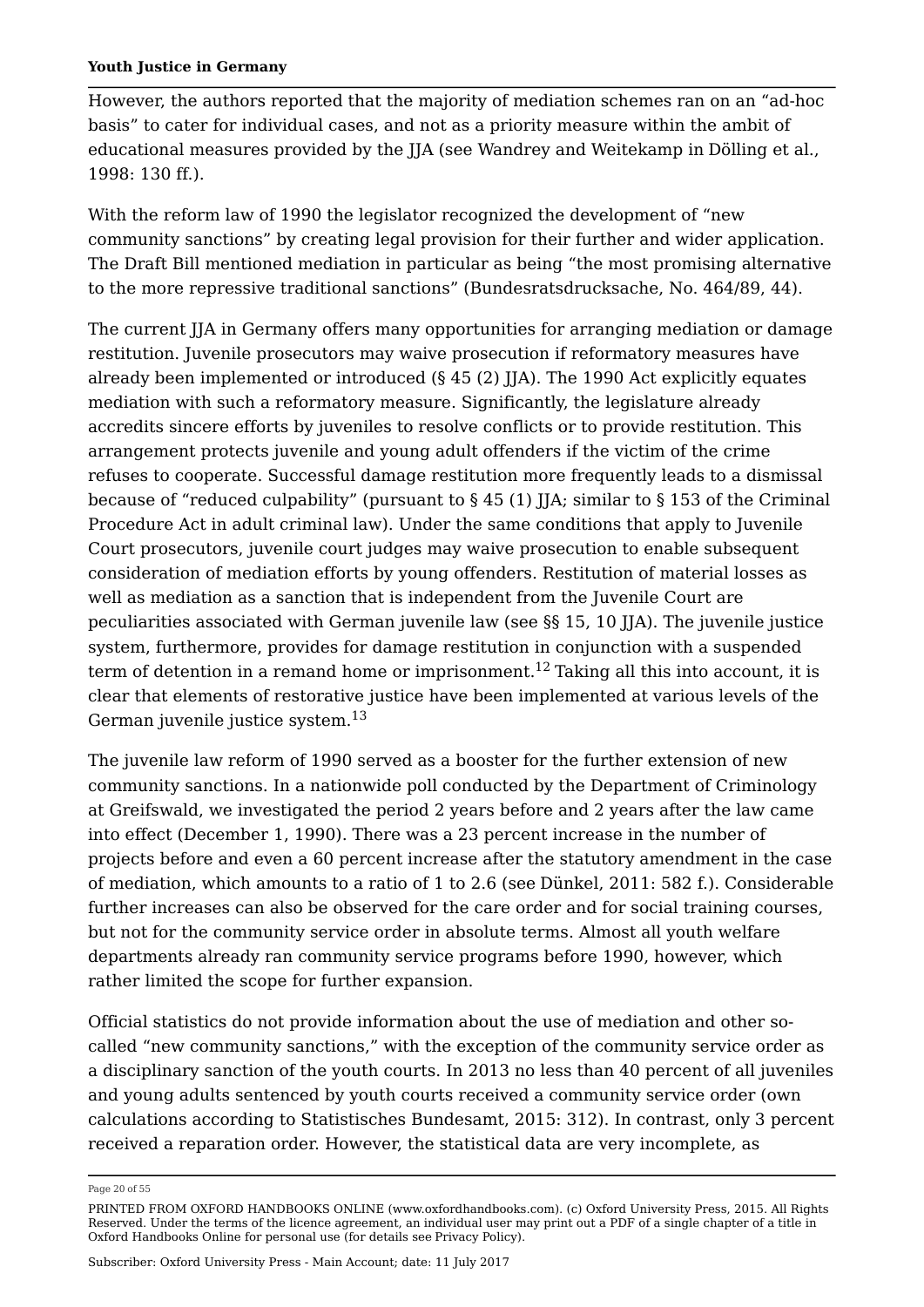However, the authors reported that the majority of mediation schemes ran on an "ad-hoc basis" to cater for individual cases, and not as a priority measure within the ambit of educational measures provided by the JJA (see Wandrey and Weitekamp in Dölling et al., 1998: 130 ff.).

With the reform law of 1990 the legislator recognized the development of "new community sanctions" by creating legal provision for their further and wider application. The Draft Bill mentioned mediation in particular as being "the most promising alternative to the more repressive traditional sanctions" (Bundesratsdrucksache, No. 464/89, 44).

The current JJA in Germany offers many opportunities for arranging mediation or damage restitution. Juvenile prosecutors may waive prosecution if reformatory measures have already been implemented or introduced (§ 45 (2) JJA). The 1990 Act explicitly equates mediation with such a reformatory measure. Significantly, the legislature already accredits sincere efforts by juveniles to resolve conflicts or to provide restitution. This arrangement protects juvenile and young adult offenders if the victim of the crime refuses to cooperate. Successful damage restitution more frequently leads to a dismissal because of "reduced culpability" (pursuant to § 45 (1) JJA; similar to § 153 of the Criminal Procedure Act in adult criminal law). Under the same conditions that apply to Juvenile Court prosecutors, juvenile court judges may waive prosecution to enable subsequent consideration of mediation efforts by young offenders. Restitution of material losses as well as mediation as a sanction that is independent from the Juvenile Court are peculiarities associated with German juvenile law (see §§ 15, 10 JJA). The juvenile justice system, furthermore, provides for damage restitution in conjunction with a suspended term of detention in a remand home or imprisonment.[12] Taking all this into account, it is clear that elements of restorative justice have been implemented at various levels of the German juvenile justice system.[13]

The juvenile law reform of 1990 served as a booster for the further extension of new community sanctions. In a nationwide poll conducted by the Department of Criminology at Greifswald, we investigated the period 2 years before and 2 years after the law came into effect (December 1, 1990). There was a 23 percent increase in the number of projects before and even a 60 percent increase after the statutory amendment in the case of mediation, which amounts to a ratio of 1 to 2.6 (see Dünkel, 2011: 582 f.). Considerable further increases can also be observed for the care order and for social training courses, but not for the community service order in absolute terms. Almost all youth welfare departments already ran community service programs before 1990, however, which rather limited the scope for further expansion.

Official statistics do not provide information about the use of mediation and other so-called "new community sanctions," with the exception of the community service order as a disciplinary sanction of the youth courts. In 2013 no less than 40 percent of all juveniles and young adults sentenced by youth courts received a community service order (own calculations according to Statistisches Bundesamt, 2015: 312). In contrast, only 3 percent received a reparation order. However, the statistical data are very incomplete, as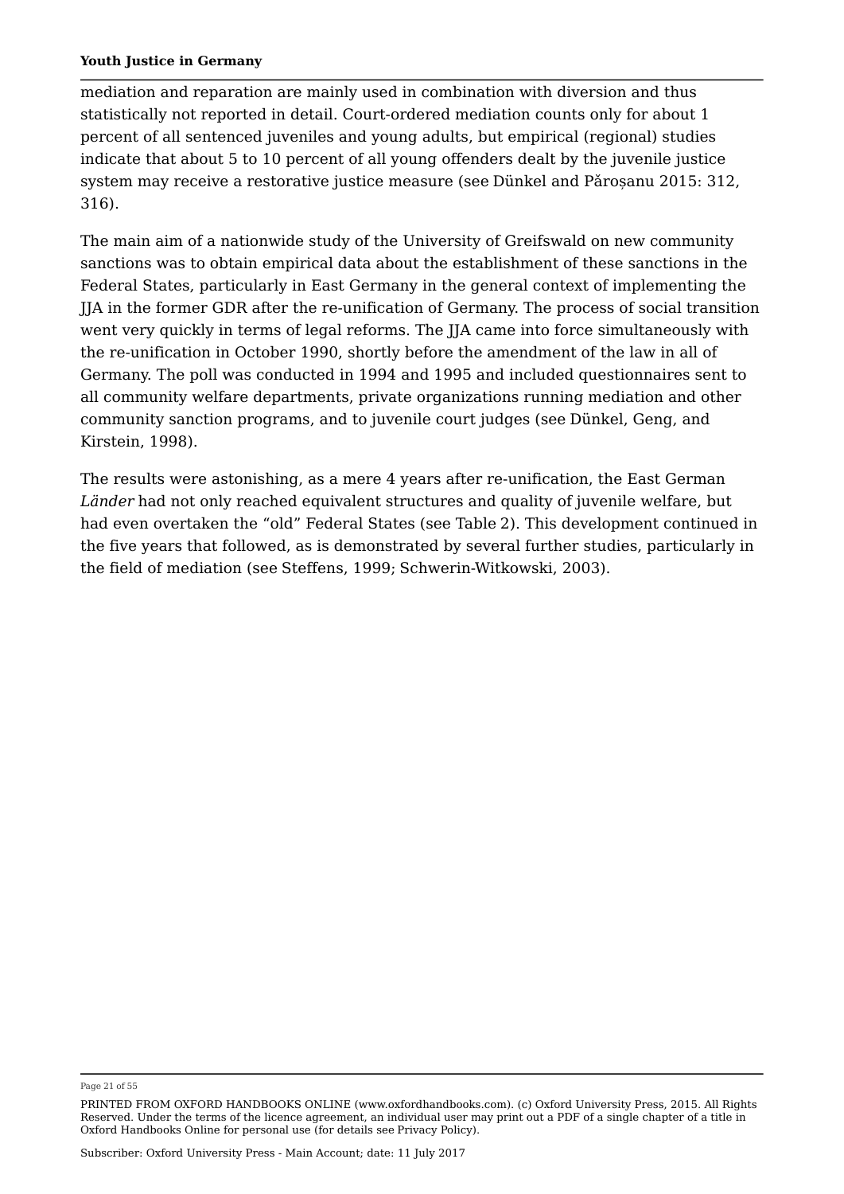mediation and reparation are mainly used in combination with diversion and thus statistically not reported in detail. Court-ordered mediation counts only for about 1 percent of all sentenced juveniles and young adults, but empirical (regional) studies indicate that about 5 to 10 percent of all young offenders dealt by the juvenile justice system may receive a restorative justice measure (see Dünkel and Păroşanu 2015: 312, 316).

The main aim of a nationwide study of the University of Greifswald on new community sanctions was to obtain empirical data about the establishment of these sanctions in the Federal States, particularly in East Germany in the general context of implementing the JJA in the former GDR after the re-unification of Germany. The process of social transition went very quickly in terms of legal reforms. The JJA came into force simultaneously with the re-unification in October 1990, shortly before the amendment of the law in all of Germany. The poll was conducted in 1994 and 1995 and included questionnaires sent to all community welfare departments, private organizations running mediation and other community sanction programs, and to juvenile court judges (see Dünkel, Geng, and Kirstein, 1998).

The results were astonishing, as a mere 4 years after re-unification, the East German *Länder* had not only reached equivalent structures and quality of juvenile welfare, but had even overtaken the “old” Federal States (see Table 2). This development continued in the five years that followed, as is demonstrated by several further studies, particularly in the field of mediation (see Steffens, 1999; Schwerin-Witkowski, 2003).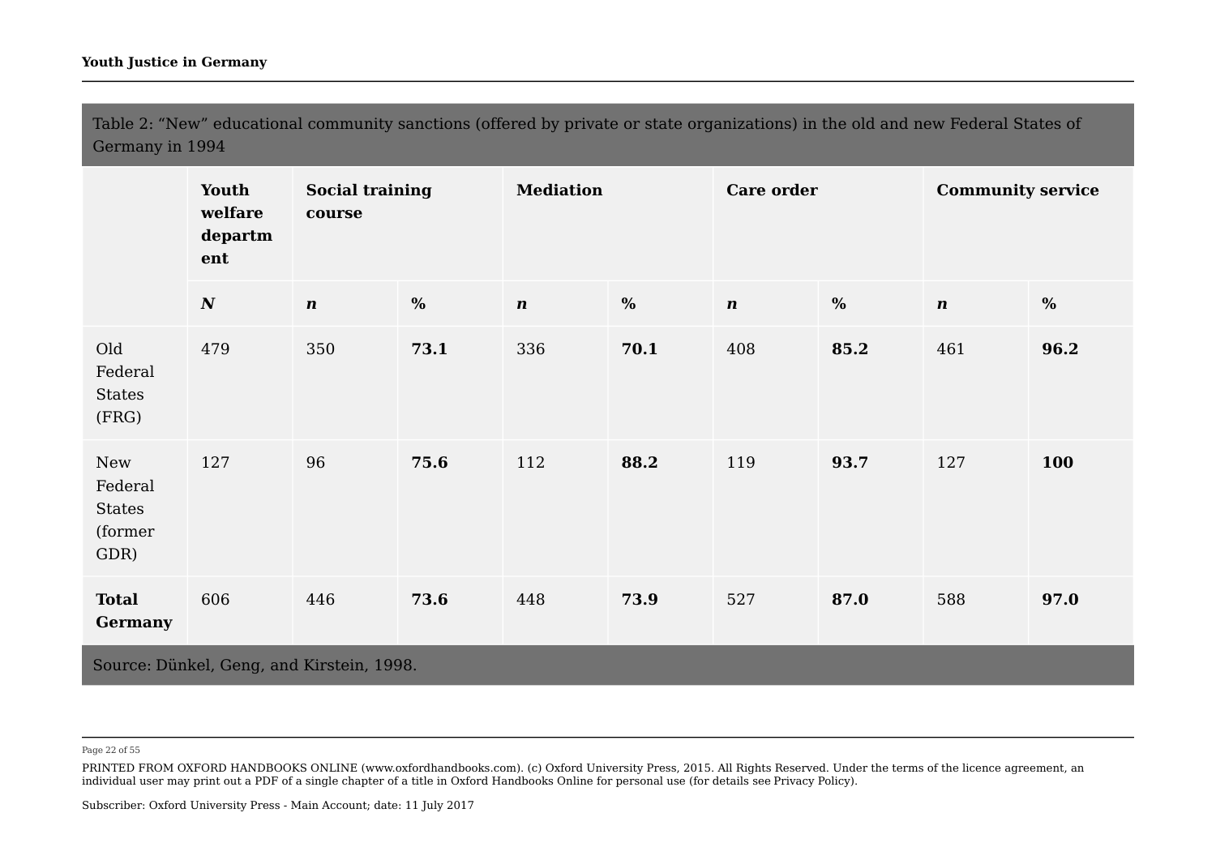Table 2: “New” educational community sanctions (offered by private or state organizations) in the old and new Federal States of Germany in 1994

| | Youth welfare department | Social training course | | Mediation | | Care order | | Community service | |
|---|---|---|---|---|---|---|---|---|---|
| | ***N*** | ***n*** | **%** | ***n*** | **%** | ***n*** | **%** | ***n*** | **%** |
| Old Federal States (FRG) | 479 | 350 | **73.1** | 336 | **70.1** | 408 | **85.2** | 461 | **96.2** |
| New Federal States (former GDR) | 127 | 96 | **75.6** | 112 | **88.2** | 119 | **93.7** | 127 | **100** |
| **Total Germany** | 606 | 446 | **73.6** | 448 | **73.9** | 527 | **87.0** | 588 | **97.0** |

Source: Dünkel, Geng, and Kirstein, 1998.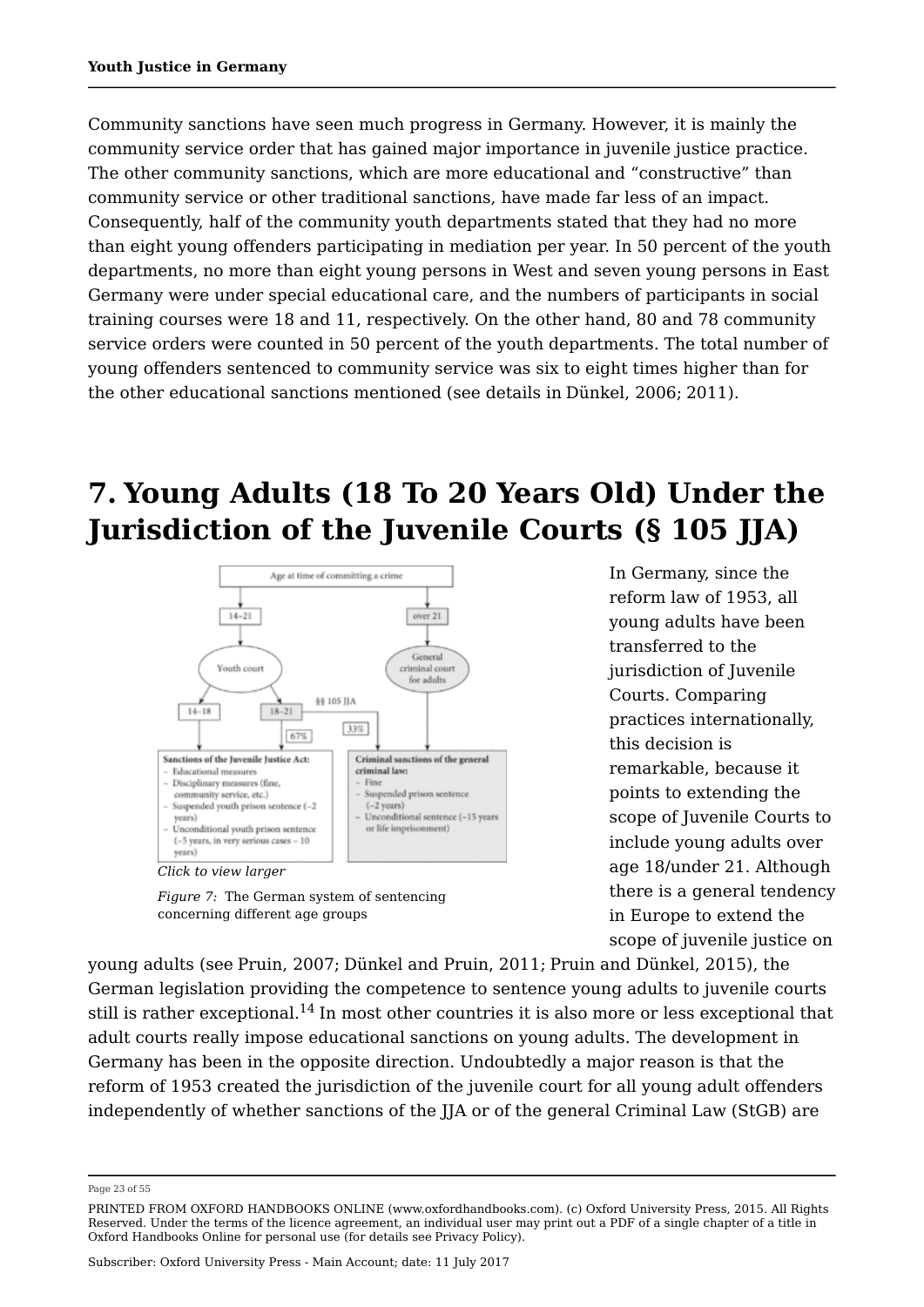Community sanctions have seen much progress in Germany. However, it is mainly the community service order that has gained major importance in juvenile justice practice. The other community sanctions, which are more educational and "constructive" than community service or other traditional sanctions, have made far less of an impact. Consequently, half of the community youth departments stated that they had no more than eight young offenders participating in mediation per year. In 50 percent of the youth departments, no more than eight young persons in West and seven young persons in East Germany were under special educational care, and the numbers of participants in social training courses were 18 and 11, respectively. On the other hand, 80 and 78 community service orders were counted in 50 percent of the youth departments. The total number of young offenders sentenced to community service was six to eight times higher than for the other educational sanctions mentioned (see details in Dünkel, 2006; 2011).

# 7. Young Adults (18 To 20 Years Old) Under the Jurisdiction of the Juvenile Courts (§ 105 JJA)

*Click to view larger*

*Figure 7:* The German system of sentencing concerning different age groups

In Germany, since the reform law of 1953, all young adults have been transferred to the jurisdiction of Juvenile Courts. Comparing practices internationally, this decision is remarkable, because it points to extending the scope of Juvenile Courts to include young adults over age 18/under 21. Although there is a general tendency in Europe to extend the scope of juvenile justice on young adults (see Pruin, 2007; Dünkel and Pruin, 2011; Pruin and Dünkel, 2015), the German legislation providing the competence to sentence young adults to juvenile courts still is rather exceptional.[14] In most other countries it is also more or less exceptional that adult courts really impose educational sanctions on young adults. The development in Germany has been in the opposite direction. Undoubtedly a major reason is that the reform of 1953 created the jurisdiction of the juvenile court for all young adult offenders independently of whether sanctions of the JJA or of the general Criminal Law (StGB) are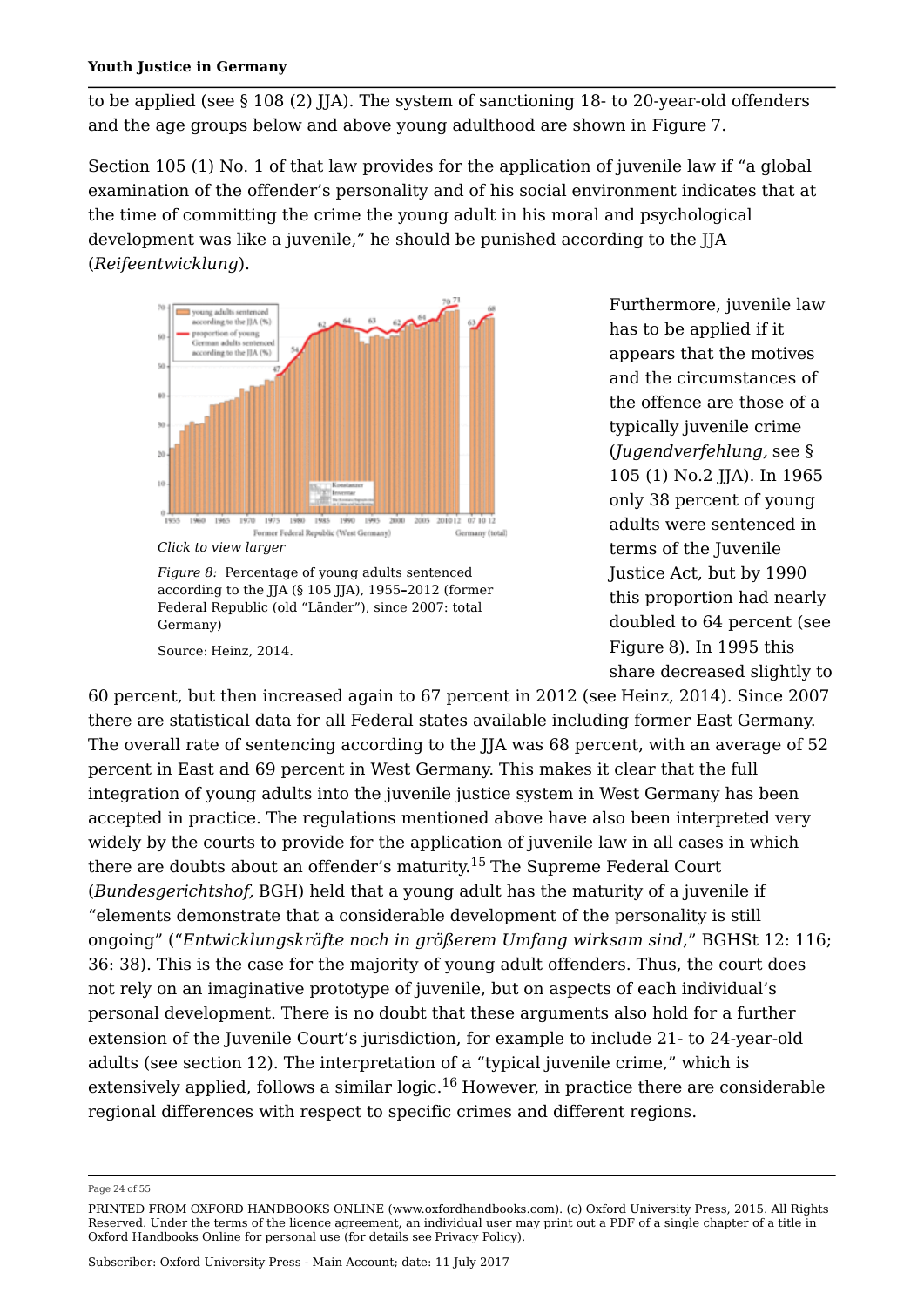to be applied (see § 108 (2) JJA). The system of sanctioning 18- to 20-year-old offenders and the age groups below and above young adulthood are shown in Figure 7.

Section 105 (1) No. 1 of that law provides for the application of juvenile law if "a global examination of the offender's personality and of his social environment indicates that at the time of committing the crime the young adult in his moral and psychological development was like a juvenile," he should be punished according to the JJA (*Reifeentwicklung*).

Click to view larger

*Figure 8:* Percentage of young adults sentenced according to the JJA (§ 105 JJA), 1955–2012 (former Federal Republic (old "Länder"), since 2007: total Germany)

Source: Heinz, 2014.

Furthermore, juvenile law has to be applied if it appears that the motives and the circumstances of the offence are those of a typically juvenile crime (*Jugendverfehlung,* see § 105 (1) No.2 JJA). In 1965 only 38 percent of young adults were sentenced in terms of the Juvenile Justice Act, but by 1990 this proportion had nearly doubled to 64 percent (see Figure 8). In 1995 this share decreased slightly to 60 percent, but then increased again to 67 percent in 2012 (see Heinz, 2014). Since 2007 there are statistical data for all Federal states available including former East Germany. The overall rate of sentencing according to the JJA was 68 percent, with an average of 52 percent in East and 69 percent in West Germany. This makes it clear that the full integration of young adults into the juvenile justice system in West Germany has been accepted in practice. The regulations mentioned above have also been interpreted very widely by the courts to provide for the application of juvenile law in all cases in which there are doubts about an offender's maturity.[15] The Supreme Federal Court (*Bundesgerichtshof,* BGH) held that a young adult has the maturity of a juvenile if "elements demonstrate that a considerable development of the personality is still ongoing" ("*Entwicklungskräfte noch in größerem Umfang wirksam sind*," BGHSt 12: 116; 36: 38). This is the case for the majority of young adult offenders. Thus, the court does not rely on an imaginative prototype of juvenile, but on aspects of each individual's personal development. There is no doubt that these arguments also hold for a further extension of the Juvenile Court's jurisdiction, for example to include 21- to 24-year-old adults (see section 12). The interpretation of a "typical juvenile crime," which is extensively applied, follows a similar logic.[16] However, in practice there are considerable regional differences with respect to specific crimes and different regions.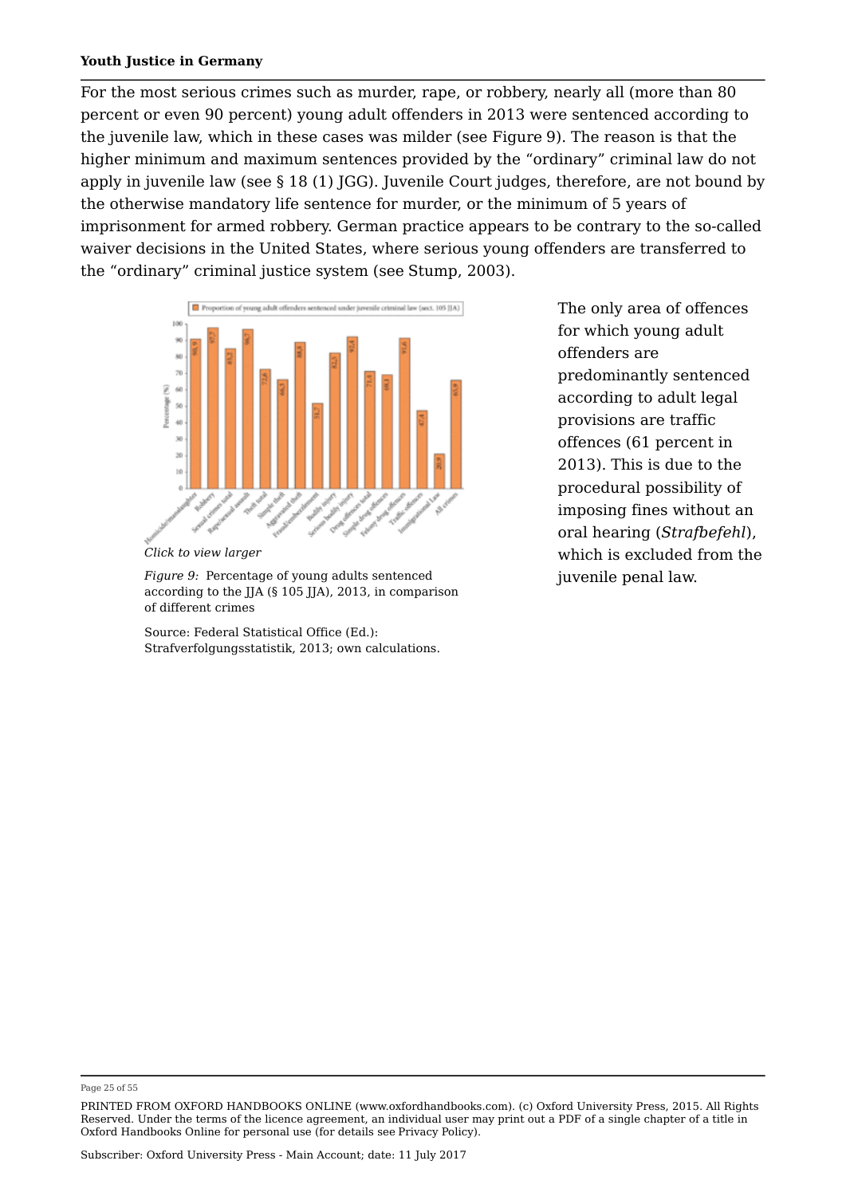For the most serious crimes such as murder, rape, or robbery, nearly all (more than 80 percent or even 90 percent) young adult offenders in 2013 were sentenced according to the juvenile law, which in these cases was milder (see Figure 9). The reason is that the higher minimum and maximum sentences provided by the "ordinary" criminal law do not apply in juvenile law (see § 18 (1) JGG). Juvenile Court judges, therefore, are not bound by the otherwise mandatory life sentence for murder, or the minimum of 5 years of imprisonment for armed robbery. German practice appears to be contrary to the so-called waiver decisions in the United States, where serious young offenders are transferred to the "ordinary" criminal justice system (see Stump, 2003).

*Click to view larger*

*Figure 9:* Percentage of young adults sentenced according to the JJA (§ 105 JJA), 2013, in comparison of different crimes

Source: Federal Statistical Office (Ed.): Strafverfolgungsstatistik, 2013; own calculations.

The only area of offences for which young adult offenders are predominantly sentenced according to adult legal provisions are traffic offences (61 percent in 2013). This is due to the procedural possibility of imposing fines without an oral hearing (*Strafbefehl*), which is excluded from the juvenile penal law.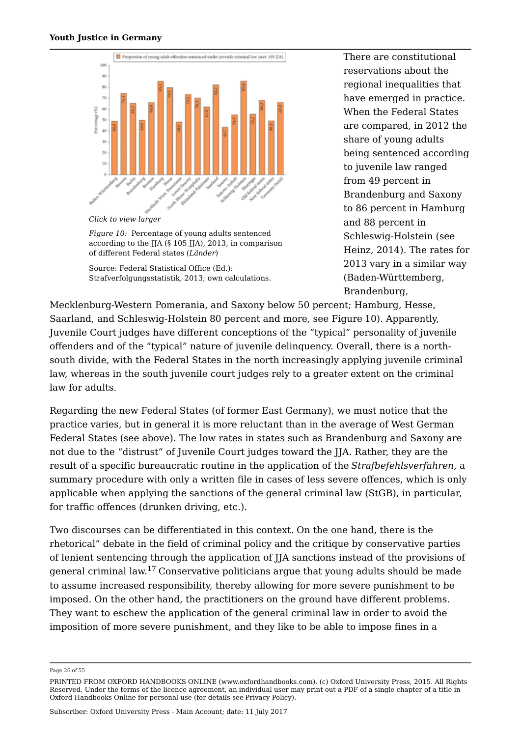Click to view larger

*Figure 10:* Percentage of young adults sentenced according to the JJA (§ 105 JJA), 2013, in comparison of different Federal states (*Länder*)

Source: Federal Statistical Office (Ed.): Strafverfolgungsstatistik, 2013; own calculations.

There are constitutional reservations about the regional inequalities that have emerged in practice. When the Federal States are compared, in 2012 the share of young adults being sentenced according to juvenile law ranged from 49 percent in Brandenburg and Saxony to 86 percent in Hamburg and 88 percent in Schleswig-Holstein (see Heinz, 2014). The rates for 2013 vary in a similar way (Baden-Württemberg, Brandenburg, Mecklenburg-Western Pomerania, and Saxony below 50 percent; Hamburg, Hesse, Saarland, and Schleswig-Holstein 80 percent and more, see Figure 10). Apparently, Juvenile Court judges have different conceptions of the "typical" personality of juvenile offenders and of the "typical" nature of juvenile delinquency. Overall, there is a north-south divide, with the Federal States in the north increasingly applying juvenile criminal law, whereas in the south juvenile court judges rely to a greater extent on the criminal law for adults.

Regarding the new Federal States (of former East Germany), we must notice that the practice varies, but in general it is more reluctant than in the average of West German Federal States (see above). The low rates in states such as Brandenburg and Saxony are not due to the "distrust" of Juvenile Court judges toward the JJA. Rather, they are the result of a specific bureaucratic routine in the application of the *Strafbefehlsverfahren*, a summary procedure with only a written file in cases of less severe offences, which is only applicable when applying the sanctions of the general criminal law (StGB), in particular, for traffic offences (drunken driving, etc.).

Two discourses can be differentiated in this context. On the one hand, there is the rhetorical" debate in the field of criminal policy and the critique by conservative parties of lenient sentencing through the application of JJA sanctions instead of the provisions of general criminal law.[17] Conservative politicians argue that young adults should be made to assume increased responsibility, thereby allowing for more severe punishment to be imposed. On the other hand, the practitioners on the ground have different problems. They want to eschew the application of the general criminal law in order to avoid the imposition of more severe punishment, and they like to be able to impose fines in a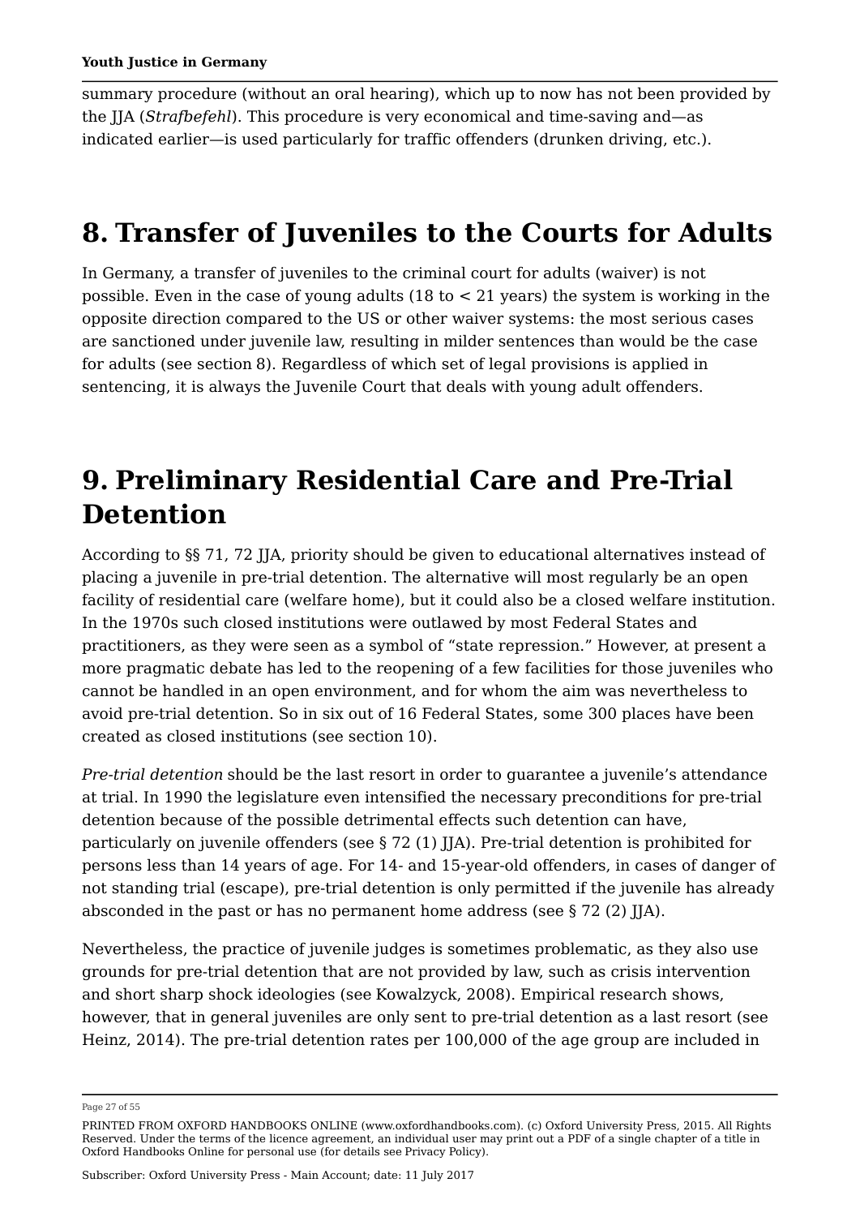summary procedure (without an oral hearing), which up to now has not been provided by the JJA (*Strafbefehl*). This procedure is very economical and time-saving and—as indicated earlier—is used particularly for traffic offenders (drunken driving, etc.).

## 8. Transfer of Juveniles to the Courts for Adults

In Germany, a transfer of juveniles to the criminal court for adults (waiver) is not possible. Even in the case of young adults (18 to < 21 years) the system is working in the opposite direction compared to the US or other waiver systems: the most serious cases are sanctioned under juvenile law, resulting in milder sentences than would be the case for adults (see section 8). Regardless of which set of legal provisions is applied in sentencing, it is always the Juvenile Court that deals with young adult offenders.

## 9. Preliminary Residential Care and Pre-Trial Detention

According to §§ 71, 72 JJA, priority should be given to educational alternatives instead of placing a juvenile in pre-trial detention. The alternative will most regularly be an open facility of residential care (welfare home), but it could also be a closed welfare institution. In the 1970s such closed institutions were outlawed by most Federal States and practitioners, as they were seen as a symbol of "state repression." However, at present a more pragmatic debate has led to the reopening of a few facilities for those juveniles who cannot be handled in an open environment, and for whom the aim was nevertheless to avoid pre-trial detention. So in six out of 16 Federal States, some 300 places have been created as closed institutions (see section 10).

*Pre-trial detention* should be the last resort in order to guarantee a juvenile's attendance at trial. In 1990 the legislature even intensified the necessary preconditions for pre-trial detention because of the possible detrimental effects such detention can have, particularly on juvenile offenders (see § 72 (1) JJA). Pre-trial detention is prohibited for persons less than 14 years of age. For 14- and 15-year-old offenders, in cases of danger of not standing trial (escape), pre-trial detention is only permitted if the juvenile has already absconded in the past or has no permanent home address (see § 72 (2) JJA).

Nevertheless, the practice of juvenile judges is sometimes problematic, as they also use grounds for pre-trial detention that are not provided by law, such as crisis intervention and short sharp shock ideologies (see Kowalzyck, 2008). Empirical research shows, however, that in general juveniles are only sent to pre-trial detention as a last resort (see Heinz, 2014). The pre-trial detention rates per 100,000 of the age group are included in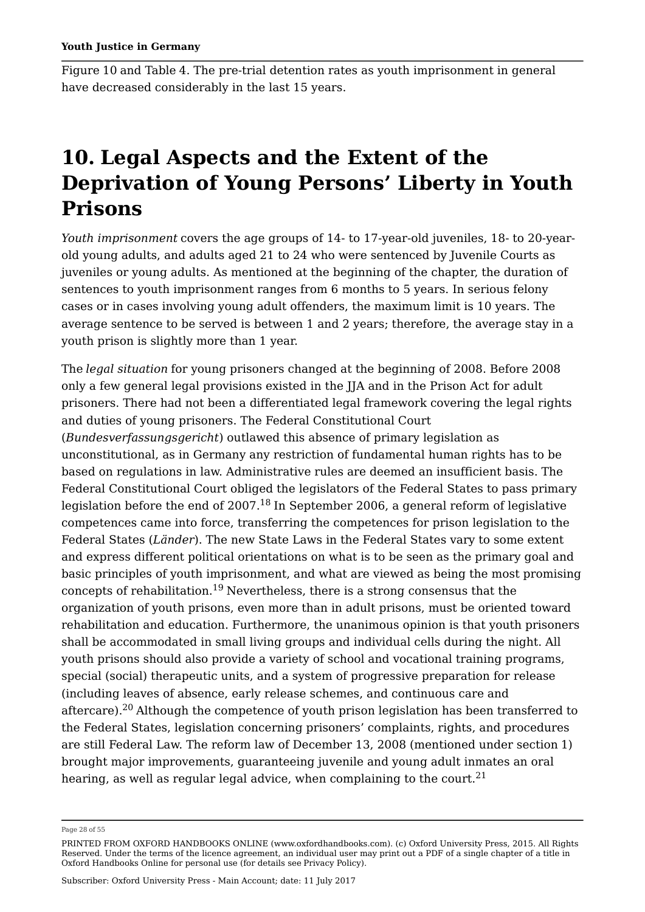Figure 10 and Table 4. The pre-trial detention rates as youth imprisonment in general have decreased considerably in the last 15 years.

# 10. Legal Aspects and the Extent of the Deprivation of Young Persons' Liberty in Youth Prisons

*Youth imprisonment* covers the age groups of 14- to 17-year-old juveniles, 18- to 20-year-old young adults, and adults aged 21 to 24 who were sentenced by Juvenile Courts as juveniles or young adults. As mentioned at the beginning of the chapter, the duration of sentences to youth imprisonment ranges from 6 months to 5 years. In serious felony cases or in cases involving young adult offenders, the maximum limit is 10 years. The average sentence to be served is between 1 and 2 years; therefore, the average stay in a youth prison is slightly more than 1 year.

The *legal situation* for young prisoners changed at the beginning of 2008. Before 2008 only a few general legal provisions existed in the JJA and in the Prison Act for adult prisoners. There had not been a differentiated legal framework covering the legal rights and duties of young prisoners. The Federal Constitutional Court (*Bundesverfassungsgericht*) outlawed this absence of primary legislation as unconstitutional, as in Germany any restriction of fundamental human rights has to be based on regulations in law. Administrative rules are deemed an insufficient basis. The Federal Constitutional Court obliged the legislators of the Federal States to pass primary legislation before the end of 2007.[18] In September 2006, a general reform of legislative competences came into force, transferring the competences for prison legislation to the Federal States (*Länder*). The new State Laws in the Federal States vary to some extent and express different political orientations on what is to be seen as the primary goal and basic principles of youth imprisonment, and what are viewed as being the most promising concepts of rehabilitation.[19] Nevertheless, there is a strong consensus that the organization of youth prisons, even more than in adult prisons, must be oriented toward rehabilitation and education. Furthermore, the unanimous opinion is that youth prisoners shall be accommodated in small living groups and individual cells during the night. All youth prisons should also provide a variety of school and vocational training programs, special (social) therapeutic units, and a system of progressive preparation for release (including leaves of absence, early release schemes, and continuous care and aftercare).[20] Although the competence of youth prison legislation has been transferred to the Federal States, legislation concerning prisoners' complaints, rights, and procedures are still Federal Law. The reform law of December 13, 2008 (mentioned under section 1) brought major improvements, guaranteeing juvenile and young adult inmates an oral hearing, as well as regular legal advice, when complaining to the court.[21]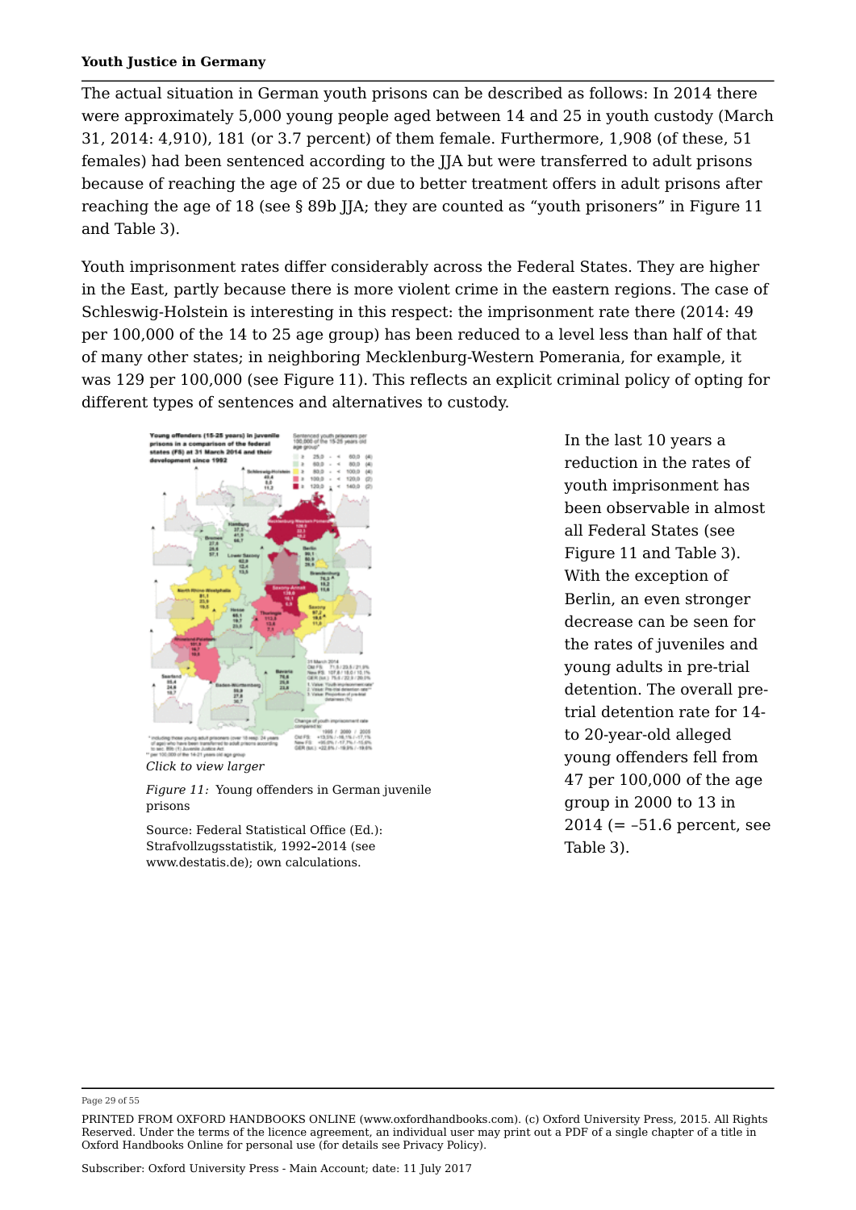The actual situation in German youth prisons can be described as follows: In 2014 there were approximately 5,000 young people aged between 14 and 25 in youth custody (March 31, 2014: 4,910), 181 (or 3.7 percent) of them female. Furthermore, 1,908 (of these, 51 females) had been sentenced according to the JJA but were transferred to adult prisons because of reaching the age of 25 or due to better treatment offers in adult prisons after reaching the age of 18 (see § 89b JJA; they are counted as "youth prisoners" in Figure 11 and Table 3).

Youth imprisonment rates differ considerably across the Federal States. They are higher in the East, partly because there is more violent crime in the eastern regions. The case of Schleswig-Holstein is interesting in this respect: the imprisonment rate there (2014: 49 per 100,000 of the 14 to 25 age group) has been reduced to a level less than half of that of many other states; in neighboring Mecklenburg-Western Pomerania, for example, it was 129 per 100,000 (see Figure 11). This reflects an explicit criminal policy of opting for different types of sentences and alternatives to custody.

*Click to view larger*

*Figure 11:* Young offenders in German juvenile prisons

Source: Federal Statistical Office (Ed.): Strafvollzugsstatistik, 1992–2014 (see www.destatis.de); own calculations.

In the last 10 years a reduction in the rates of youth imprisonment has been observable in almost all Federal States (see Figure 11 and Table 3). With the exception of Berlin, an even stronger decrease can be seen for the rates of juveniles and young adults in pre-trial detention. The overall pre-trial detention rate for 14- to 20-year-old alleged young offenders fell from 47 per 100,000 of the age group in 2000 to 13 in 2014 (= –51.6 percent, see Table 3).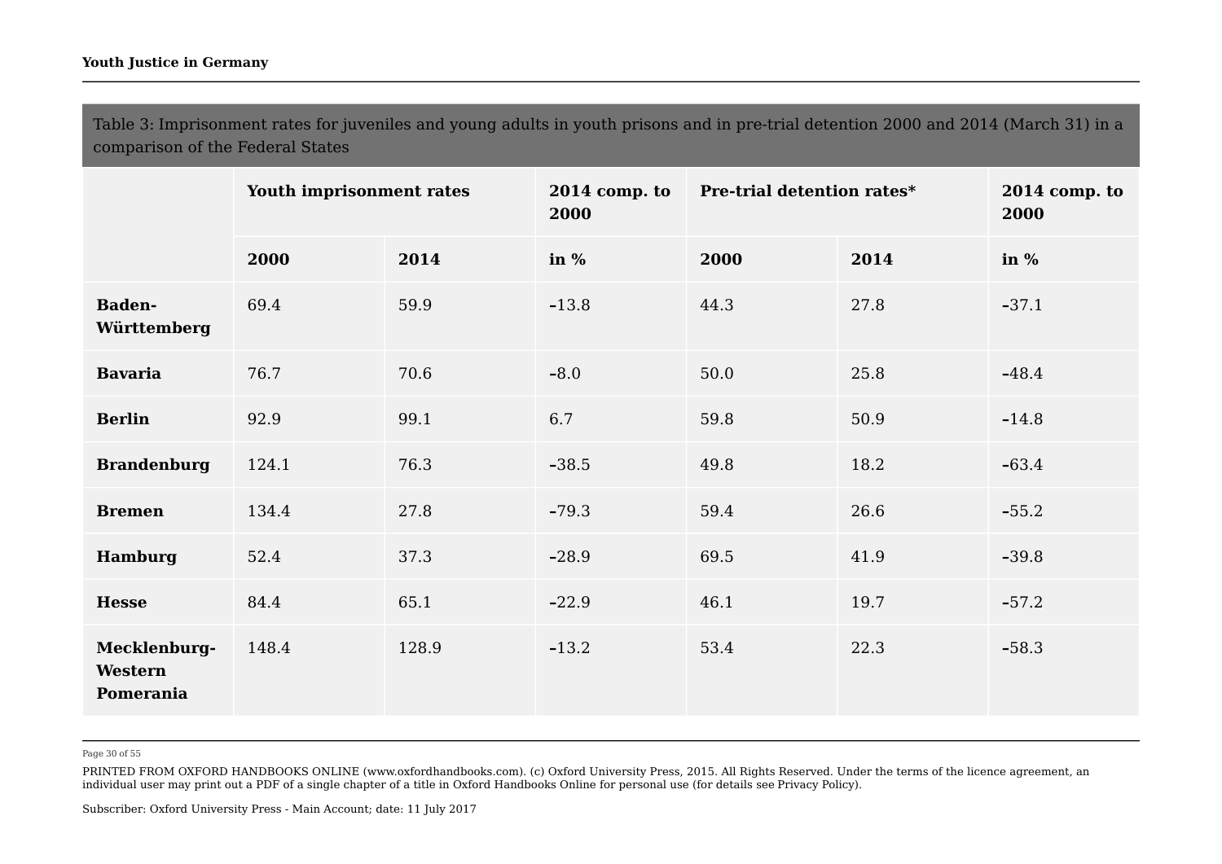Table 3: Imprisonment rates for juveniles and young adults in youth prisons and in pre-trial detention 2000 and 2014 (March 31) in a comparison of the Federal States

| | Youth imprisonment rates | | 2014 comp. to 2000 | Pre-trial detention rates* | | 2014 comp. to 2000 |
|---|---|---|---|---|---|---|
| | 2000 | 2014 | in % | 2000 | 2014 | in % |
| **Baden-Württemberg** | 69.4 | 59.9 | –13.8 | 44.3 | 27.8 | –37.1 |
| **Bavaria** | 76.7 | 70.6 | –8.0 | 50.0 | 25.8 | –48.4 |
| **Berlin** | 92.9 | 99.1 | 6.7 | 59.8 | 50.9 | –14.8 |
| **Brandenburg** | 124.1 | 76.3 | –38.5 | 49.8 | 18.2 | –63.4 |
| **Bremen** | 134.4 | 27.8 | –79.3 | 59.4 | 26.6 | –55.2 |
| **Hamburg** | 52.4 | 37.3 | –28.9 | 69.5 | 41.9 | –39.8 |
| **Hesse** | 84.4 | 65.1 | –22.9 | 46.1 | 19.7 | –57.2 |
| **Mecklenburg-Western Pomerania** | 148.4 | 128.9 | –13.2 | 53.4 | 22.3 | –58.3 |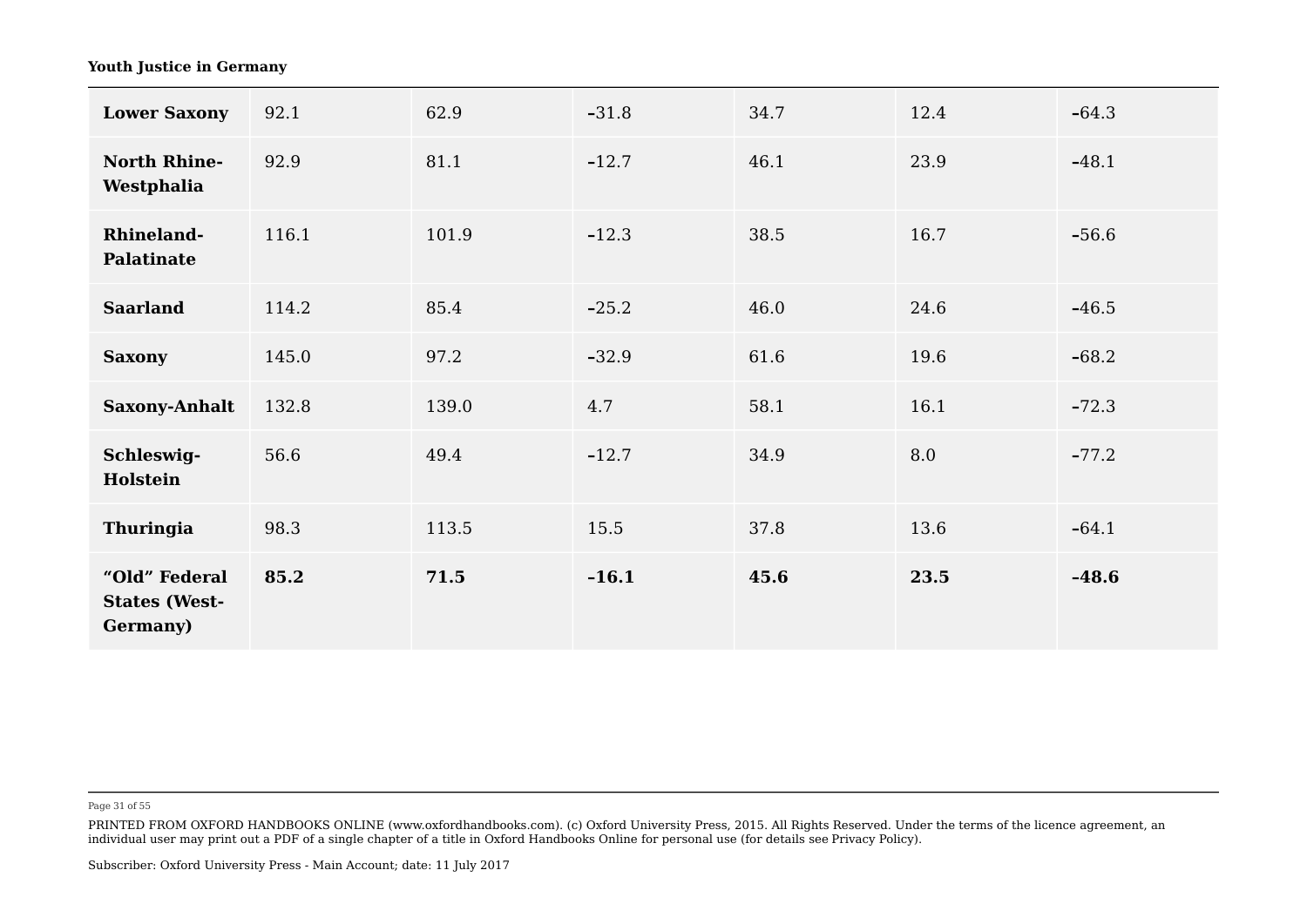| | | | | | | |
|---|---|---|---|---|---|---|
| **Lower Saxony** | 92.1 | 62.9 | –31.8 | 34.7 | 12.4 | –64.3 |
| **North Rhine-Westphalia** | 92.9 | 81.1 | –12.7 | 46.1 | 23.9 | –48.1 |
| **Rhineland-Palatinate** | 116.1 | 101.9 | –12.3 | 38.5 | 16.7 | –56.6 |
| **Saarland** | 114.2 | 85.4 | –25.2 | 46.0 | 24.6 | –46.5 |
| **Saxony** | 145.0 | 97.2 | –32.9 | 61.6 | 19.6 | –68.2 |
| **Saxony-Anhalt** | 132.8 | 139.0 | 4.7 | 58.1 | 16.1 | –72.3 |
| **Schleswig-Holstein** | 56.6 | 49.4 | –12.7 | 34.9 | 8.0 | –77.2 |
| **Thuringia** | 98.3 | 113.5 | 15.5 | 37.8 | 13.6 | –64.1 |
| **“Old” Federal States (West-Germany)** | **85.2** | **71.5** | **–16.1** | **45.6** | **23.5** | **–48.6** |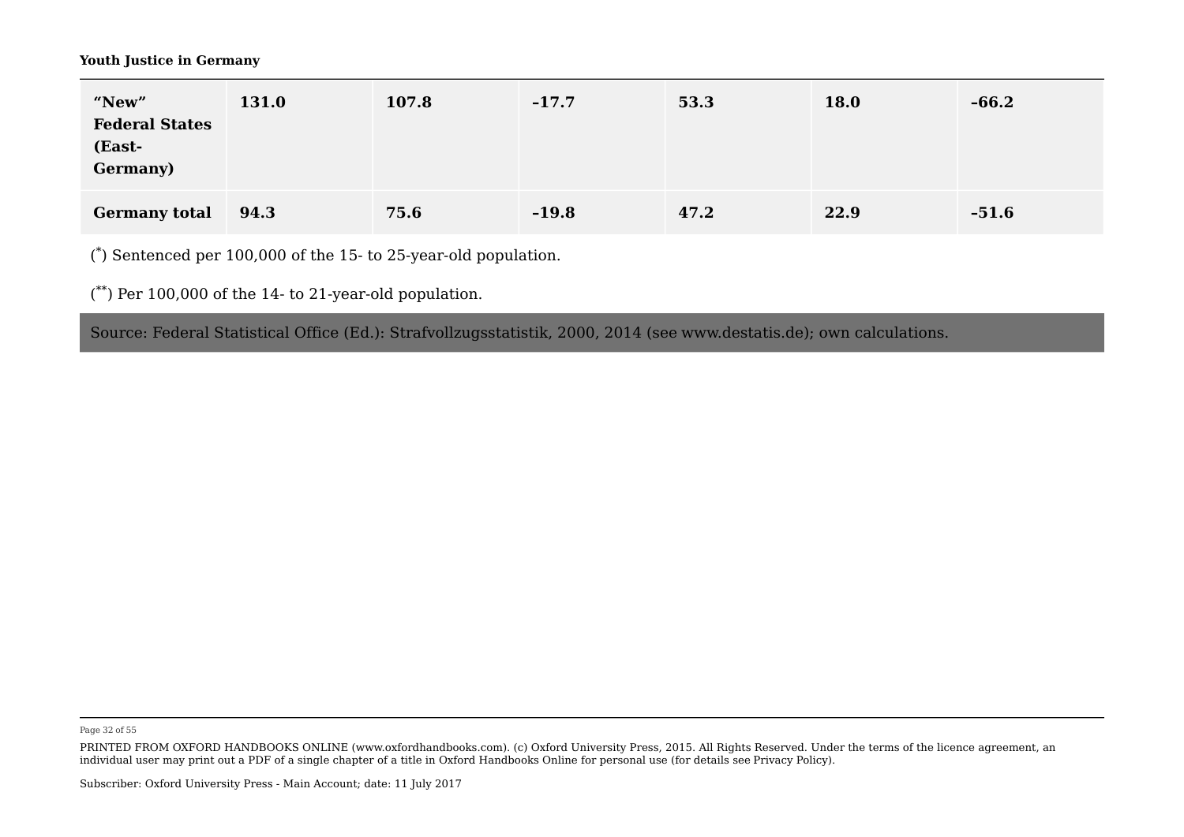| | | | | | | |
|---|---|---|---|---|---|---|
| **"New" Federal States (East-Germany)** | **131.0** | **107.8** | **–17.7** | **53.3** | **18.0** | **–66.2** |
| **Germany total** | **94.3** | **75.6** | **–19.8** | **47.2** | **22.9** | **–51.6** |

(*) Sentenced per 100,000 of the 15- to 25-year-old population.

(**) Per 100,000 of the 14- to 21-year-old population.

Source: Federal Statistical Office (Ed.): Strafvollzugsstatistik, 2000, 2014 (see www.destatis.de); own calculations.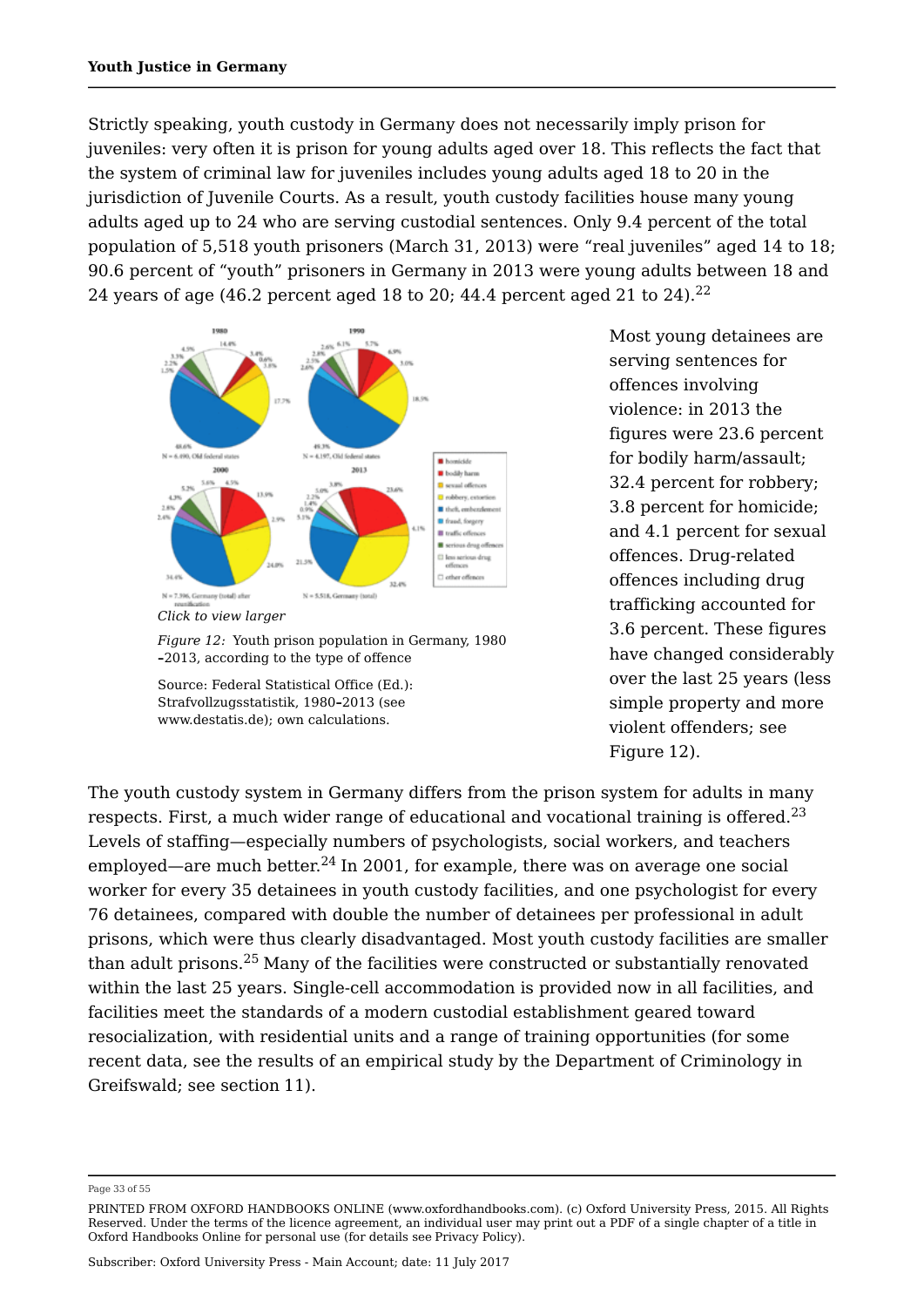Strictly speaking, youth custody in Germany does not necessarily imply prison for juveniles: very often it is prison for young adults aged over 18. This reflects the fact that the system of criminal law for juveniles includes young adults aged 18 to 20 in the jurisdiction of Juvenile Courts. As a result, youth custody facilities house many young adults aged up to 24 who are serving custodial sentences. Only 9.4 percent of the total population of 5,518 youth prisoners (March 31, 2013) were "real juveniles" aged 14 to 18; 90.6 percent of "youth" prisoners in Germany in 2013 were young adults between 18 and 24 years of age (46.2 percent aged 18 to 20; 44.4 percent aged 21 to 24).[22]

Click to view larger

*Figure 12:* Youth prison population in Germany, 1980–2013, according to the type of offence

Source: Federal Statistical Office (Ed.): Strafvollzugsstatistik, 1980–2013 (see www.destatis.de); own calculations.

Most young detainees are serving sentences for offences involving violence: in 2013 the figures were 23.6 percent for bodily harm/assault; 32.4 percent for robbery; 3.8 percent for homicide; and 4.1 percent for sexual offences. Drug-related offences including drug trafficking accounted for 3.6 percent. These figures have changed considerably over the last 25 years (less simple property and more violent offenders; see Figure 12).

The youth custody system in Germany differs from the prison system for adults in many respects. First, a much wider range of educational and vocational training is offered.[23] Levels of staffing—especially numbers of psychologists, social workers, and teachers employed—are much better.[24] In 2001, for example, there was on average one social worker for every 35 detainees in youth custody facilities, and one psychologist for every 76 detainees, compared with double the number of detainees per professional in adult prisons, which were thus clearly disadvantaged. Most youth custody facilities are smaller than adult prisons.[25] Many of the facilities were constructed or substantially renovated within the last 25 years. Single-cell accommodation is provided now in all facilities, and facilities meet the standards of a modern custodial establishment geared toward resocialization, with residential units and a range of training opportunities (for some recent data, see the results of an empirical study by the Department of Criminology in Greifswald; see section 11).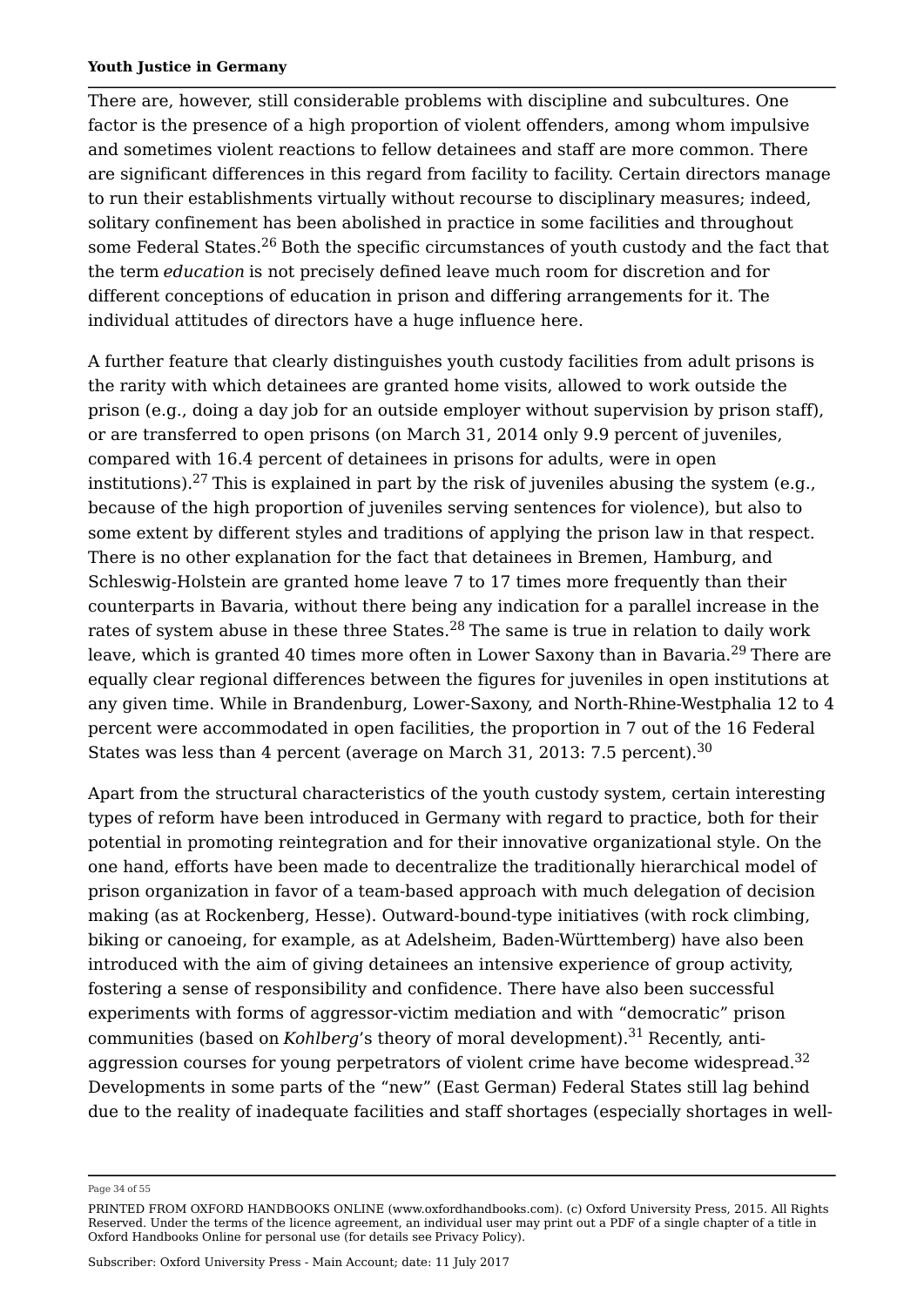There are, however, still considerable problems with discipline and subcultures. One factor is the presence of a high proportion of violent offenders, among whom impulsive and sometimes violent reactions to fellow detainees and staff are more common. There are significant differences in this regard from facility to facility. Certain directors manage to run their establishments virtually without recourse to disciplinary measures; indeed, solitary confinement has been abolished in practice in some facilities and throughout some Federal States.[26] Both the specific circumstances of youth custody and the fact that the term *education* is not precisely defined leave much room for discretion and for different conceptions of education in prison and differing arrangements for it. The individual attitudes of directors have a huge influence here.

A further feature that clearly distinguishes youth custody facilities from adult prisons is the rarity with which detainees are granted home visits, allowed to work outside the prison (e.g., doing a day job for an outside employer without supervision by prison staff), or are transferred to open prisons (on March 31, 2014 only 9.9 percent of juveniles, compared with 16.4 percent of detainees in prisons for adults, were in open institutions).[27] This is explained in part by the risk of juveniles abusing the system (e.g., because of the high proportion of juveniles serving sentences for violence), but also to some extent by different styles and traditions of applying the prison law in that respect. There is no other explanation for the fact that detainees in Bremen, Hamburg, and Schleswig-Holstein are granted home leave 7 to 17 times more frequently than their counterparts in Bavaria, without there being any indication for a parallel increase in the rates of system abuse in these three States.[28] The same is true in relation to daily work leave, which is granted 40 times more often in Lower Saxony than in Bavaria.[29] There are equally clear regional differences between the figures for juveniles in open institutions at any given time. While in Brandenburg, Lower-Saxony, and North-Rhine-Westphalia 12 to 4 percent were accommodated in open facilities, the proportion in 7 out of the 16 Federal States was less than 4 percent (average on March 31, 2013: 7.5 percent).[30]

Apart from the structural characteristics of the youth custody system, certain interesting types of reform have been introduced in Germany with regard to practice, both for their potential in promoting reintegration and for their innovative organizational style. On the one hand, efforts have been made to decentralize the traditionally hierarchical model of prison organization in favor of a team-based approach with much delegation of decision making (as at Rockenberg, Hesse). Outward-bound-type initiatives (with rock climbing, biking or canoeing, for example, as at Adelsheim, Baden-Württemberg) have also been introduced with the aim of giving detainees an intensive experience of group activity, fostering a sense of responsibility and confidence. There have also been successful experiments with forms of aggressor-victim mediation and with "democratic" prison communities (based on *Kohlberg*'s theory of moral development).[31] Recently, anti-aggression courses for young perpetrators of violent crime have become widespread.[32] Developments in some parts of the "new" (East German) Federal States still lag behind due to the reality of inadequate facilities and staff shortages (especially shortages in well-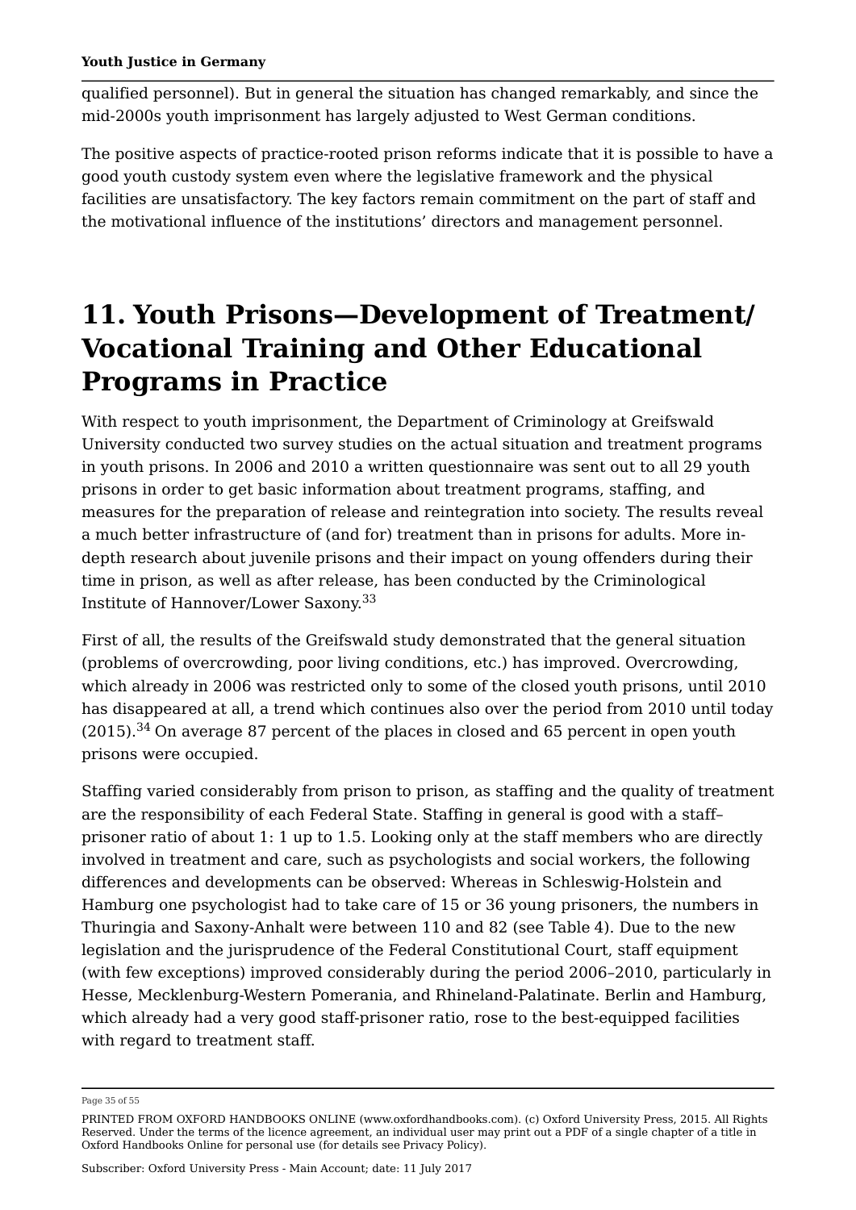qualified personnel). But in general the situation has changed remarkably, and since the mid-2000s youth imprisonment has largely adjusted to West German conditions.

The positive aspects of practice-rooted prison reforms indicate that it is possible to have a good youth custody system even where the legislative framework and the physical facilities are unsatisfactory. The key factors remain commitment on the part of staff and the motivational influence of the institutions' directors and management personnel.

# 11. Youth Prisons—Development of Treatment/ Vocational Training and Other Educational Programs in Practice

With respect to youth imprisonment, the Department of Criminology at Greifswald University conducted two survey studies on the actual situation and treatment programs in youth prisons. In 2006 and 2010 a written questionnaire was sent out to all 29 youth prisons in order to get basic information about treatment programs, staffing, and measures for the preparation of release and reintegration into society. The results reveal a much better infrastructure of (and for) treatment than in prisons for adults. More in-depth research about juvenile prisons and their impact on young offenders during their time in prison, as well as after release, has been conducted by the Criminological Institute of Hannover/Lower Saxony.[33]

First of all, the results of the Greifswald study demonstrated that the general situation (problems of overcrowding, poor living conditions, etc.) has improved. Overcrowding, which already in 2006 was restricted only to some of the closed youth prisons, until 2010 has disappeared at all, a trend which continues also over the period from 2010 until today (2015).[34] On average 87 percent of the places in closed and 65 percent in open youth prisons were occupied.

Staffing varied considerably from prison to prison, as staffing and the quality of treatment are the responsibility of each Federal State. Staffing in general is good with a staff–prisoner ratio of about 1: 1 up to 1.5. Looking only at the staff members who are directly involved in treatment and care, such as psychologists and social workers, the following differences and developments can be observed: Whereas in Schleswig-Holstein and Hamburg one psychologist had to take care of 15 or 36 young prisoners, the numbers in Thuringia and Saxony-Anhalt were between 110 and 82 (see Table 4). Due to the new legislation and the jurisprudence of the Federal Constitutional Court, staff equipment (with few exceptions) improved considerably during the period 2006–2010, particularly in Hesse, Mecklenburg-Western Pomerania, and Rhineland-Palatinate. Berlin and Hamburg, which already had a very good staff-prisoner ratio, rose to the best-equipped facilities with regard to treatment staff.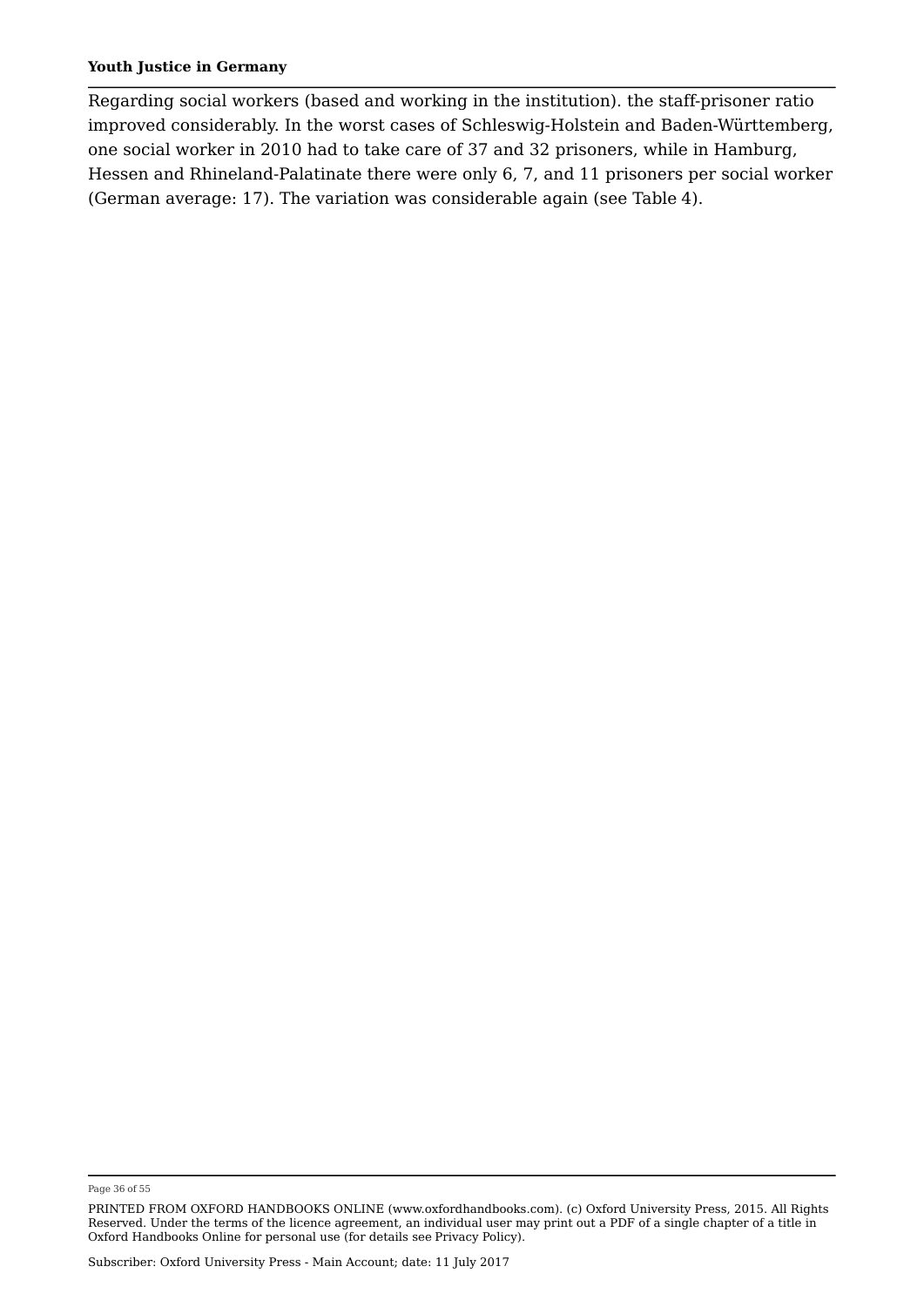Regarding social workers (based and working in the institution). the staff-prisoner ratio improved considerably. In the worst cases of Schleswig-Holstein and Baden-Württemberg, one social worker in 2010 had to take care of 37 and 32 prisoners, while in Hamburg, Hessen and Rhineland-Palatinate there were only 6, 7, and 11 prisoners per social worker (German average: 17). The variation was considerable again (see Table 4).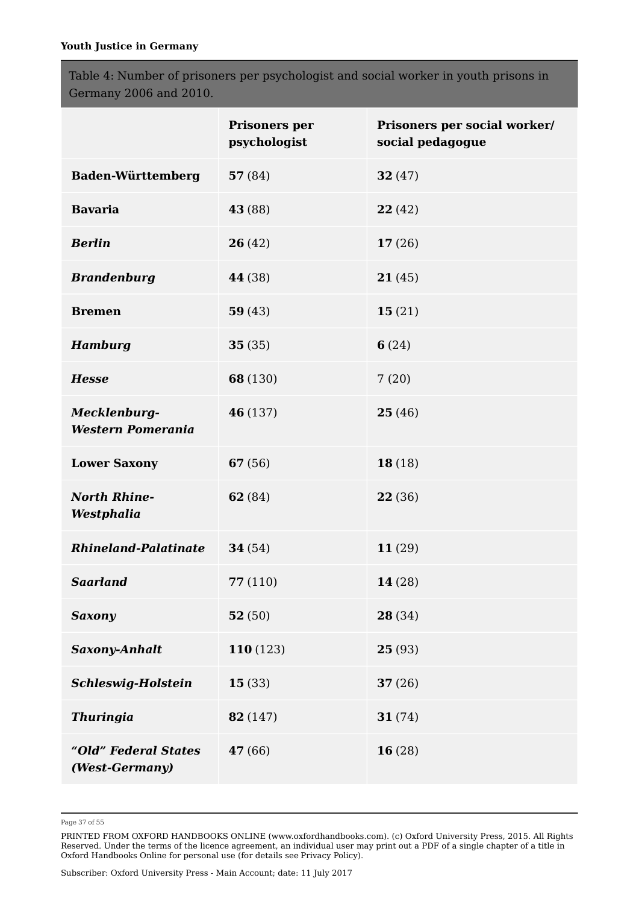Table 4: Number of prisoners per psychologist and social worker in youth prisons in Germany 2006 and 2010.

| | **Prisoners per psychologist** | **Prisoners per social worker/ social pedagogue** |
|---|---|---|
| **Baden-Württemberg** | **57** (84) | **32** (47) |
| **Bavaria** | **43** (88) | **22** (42) |
| ***Berlin*** | **26** (42) | **17** (26) |
| ***Brandenburg*** | **44** (38) | **21** (45) |
| **Bremen** | **59** (43) | **15** (21) |
| ***Hamburg*** | **35** (35) | **6** (24) |
| ***Hesse*** | **68** (130) | 7 (20) |
| ***Mecklenburg-Western Pomerania*** | **46** (137) | **25** (46) |
| **Lower Saxony** | **67** (56) | **18** (18) |
| ***North Rhine-Westphalia*** | **62** (84) | **22** (36) |
| ***Rhineland-Palatinate*** | **34** (54) | **11** (29) |
| ***Saarland*** | **77** (110) | **14** (28) |
| ***Saxony*** | **52** (50) | **28** (34) |
| ***Saxony-Anhalt*** | **110** (123) | **25** (93) |
| ***Schleswig-Holstein*** | **15** (33) | **37** (26) |
| ***Thuringia*** | **82** (147) | **31** (74) |
| ***"Old" Federal States (West-Germany)*** | **47** (66) | **16** (28) |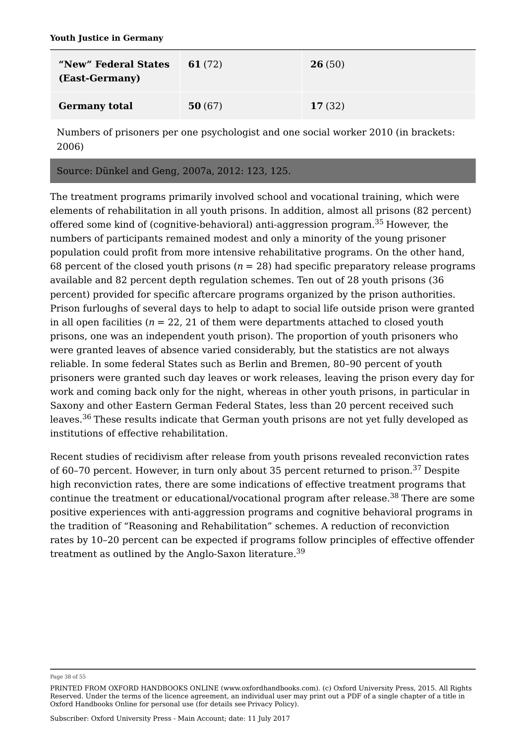| | | |
|---|---|---|
| **"New" Federal States (East-Germany)** | **61** (72) | **26** (50) |
| **Germany total** | **50** (67) | **17** (32) |

Numbers of prisoners per one psychologist and one social worker 2010 (in brackets: 2006)

Source: Dünkel and Geng, 2007a, 2012: 123, 125.

The treatment programs primarily involved school and vocational training, which were elements of rehabilitation in all youth prisons. In addition, almost all prisons (82 percent) offered some kind of (cognitive-behavioral) anti-aggression program.[35] However, the numbers of participants remained modest and only a minority of the young prisoner population could profit from more intensive rehabilitative programs. On the other hand, 68 percent of the closed youth prisons (*n* = 28) had specific preparatory release programs available and 82 percent depth regulation schemes. Ten out of 28 youth prisons (36 percent) provided for specific aftercare programs organized by the prison authorities. Prison furloughs of several days to help to adapt to social life outside prison were granted in all open facilities (*n* = 22, 21 of them were departments attached to closed youth prisons, one was an independent youth prison). The proportion of youth prisoners who were granted leaves of absence varied considerably, but the statistics are not always reliable. In some federal States such as Berlin and Bremen, 80–90 percent of youth prisoners were granted such day leaves or work releases, leaving the prison every day for work and coming back only for the night, whereas in other youth prisons, in particular in Saxony and other Eastern German Federal States, less than 20 percent received such leaves.[36] These results indicate that German youth prisons are not yet fully developed as institutions of effective rehabilitation.

Recent studies of recidivism after release from youth prisons revealed reconviction rates of 60–70 percent. However, in turn only about 35 percent returned to prison.[37] Despite high reconviction rates, there are some indications of effective treatment programs that continue the treatment or educational/vocational program after release.[38] There are some positive experiences with anti-aggression programs and cognitive behavioral programs in the tradition of "Reasoning and Rehabilitation" schemes. A reduction of reconviction rates by 10–20 percent can be expected if programs follow principles of effective offender treatment as outlined by the Anglo-Saxon literature.[39]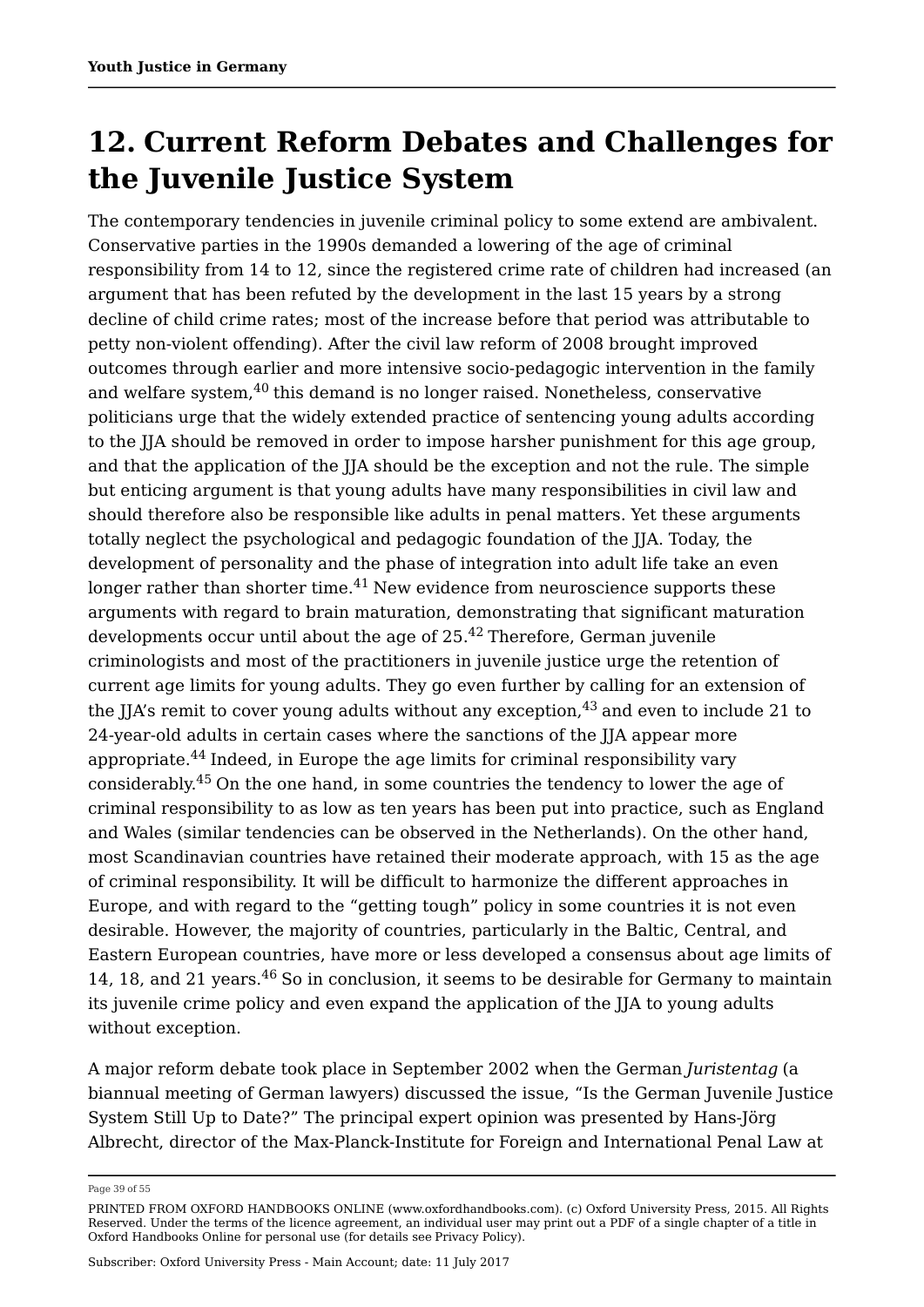# 12. Current Reform Debates and Challenges for the Juvenile Justice System

The contemporary tendencies in juvenile criminal policy to some extend are ambivalent. Conservative parties in the 1990s demanded a lowering of the age of criminal responsibility from 14 to 12, since the registered crime rate of children had increased (an argument that has been refuted by the development in the last 15 years by a strong decline of child crime rates; most of the increase before that period was attributable to petty non-violent offending). After the civil law reform of 2008 brought improved outcomes through earlier and more intensive socio-pedagogic intervention in the family and welfare system,[40] this demand is no longer raised. Nonetheless, conservative politicians urge that the widely extended practice of sentencing young adults according to the JJA should be removed in order to impose harsher punishment for this age group, and that the application of the JJA should be the exception and not the rule. The simple but enticing argument is that young adults have many responsibilities in civil law and should therefore also be responsible like adults in penal matters. Yet these arguments totally neglect the psychological and pedagogic foundation of the JJA. Today, the development of personality and the phase of integration into adult life take an even longer rather than shorter time.[41] New evidence from neuroscience supports these arguments with regard to brain maturation, demonstrating that significant maturation developments occur until about the age of 25.[42] Therefore, German juvenile criminologists and most of the practitioners in juvenile justice urge the retention of current age limits for young adults. They go even further by calling for an extension of the JJA's remit to cover young adults without any exception,[43] and even to include 21 to 24-year-old adults in certain cases where the sanctions of the JJA appear more appropriate.[44] Indeed, in Europe the age limits for criminal responsibility vary considerably.[45] On the one hand, in some countries the tendency to lower the age of criminal responsibility to as low as ten years has been put into practice, such as England and Wales (similar tendencies can be observed in the Netherlands). On the other hand, most Scandinavian countries have retained their moderate approach, with 15 as the age of criminal responsibility. It will be difficult to harmonize the different approaches in Europe, and with regard to the "getting tough" policy in some countries it is not even desirable. However, the majority of countries, particularly in the Baltic, Central, and Eastern European countries, have more or less developed a consensus about age limits of 14, 18, and 21 years.[46] So in conclusion, it seems to be desirable for Germany to maintain its juvenile crime policy and even expand the application of the JJA to young adults without exception.

A major reform debate took place in September 2002 when the German *Juristentag* (a biannual meeting of German lawyers) discussed the issue, "Is the German Juvenile Justice System Still Up to Date?" The principal expert opinion was presented by Hans-Jörg Albrecht, director of the Max-Planck-Institute for Foreign and International Penal Law at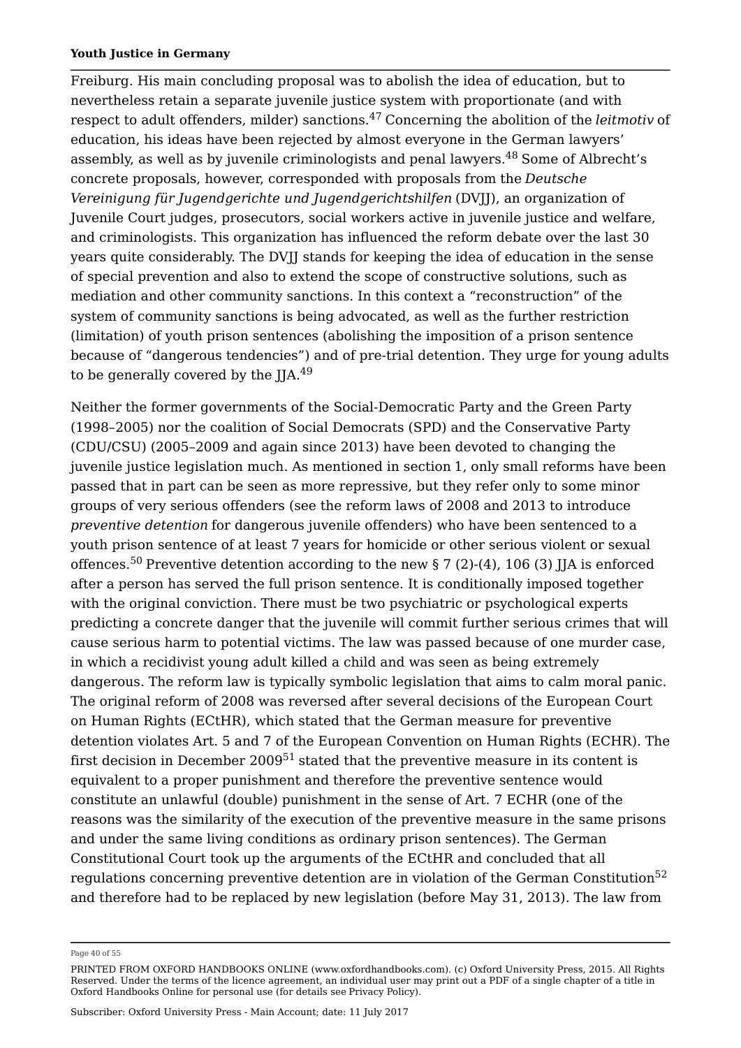Freiburg. His main concluding proposal was to abolish the idea of education, but to nevertheless retain a separate juvenile justice system with proportionate (and with respect to adult offenders, milder) sanctions.[47] Concerning the abolition of the *leitmotiv* of education, his ideas have been rejected by almost everyone in the German lawyers' assembly, as well as by juvenile criminologists and penal lawyers.[48] Some of Albrecht's concrete proposals, however, corresponded with proposals from the *Deutsche Vereinigung für Jugendgerichte und Jugendgerichtshilfen* (DVJJ), an organization of Juvenile Court judges, prosecutors, social workers active in juvenile justice and welfare, and criminologists. This organization has influenced the reform debate over the last 30 years quite considerably. The DVJJ stands for keeping the idea of education in the sense of special prevention and also to extend the scope of constructive solutions, such as mediation and other community sanctions. In this context a "reconstruction" of the system of community sanctions is being advocated, as well as the further restriction (limitation) of youth prison sentences (abolishing the imposition of a prison sentence because of "dangerous tendencies") and of pre-trial detention. They urge for young adults to be generally covered by the JJA.[49]

Neither the former governments of the Social-Democratic Party and the Green Party (1998–2005) nor the coalition of Social Democrats (SPD) and the Conservative Party (CDU/CSU) (2005–2009 and again since 2013) have been devoted to changing the juvenile justice legislation much. As mentioned in section 1, only small reforms have been passed that in part can be seen as more repressive, but they refer only to some minor groups of very serious offenders (see the reform laws of 2008 and 2013 to introduce *preventive detention* for dangerous juvenile offenders) who have been sentenced to a youth prison sentence of at least 7 years for homicide or other serious violent or sexual offences.[50] Preventive detention according to the new § 7 (2)-(4), 106 (3) JJA is enforced after a person has served the full prison sentence. It is conditionally imposed together with the original conviction. There must be two psychiatric or psychological experts predicting a concrete danger that the juvenile will commit further serious crimes that will cause serious harm to potential victims. The law was passed because of one murder case, in which a recidivist young adult killed a child and was seen as being extremely dangerous. The reform law is typically symbolic legislation that aims to calm moral panic. The original reform of 2008 was reversed after several decisions of the European Court on Human Rights (ECtHR), which stated that the German measure for preventive detention violates Art. 5 and 7 of the European Convention on Human Rights (ECHR). The first decision in December 2009[51] stated that the preventive measure in its content is equivalent to a proper punishment and therefore the preventive sentence would constitute an unlawful (double) punishment in the sense of Art. 7 ECHR (one of the reasons was the similarity of the execution of the preventive measure in the same prisons and under the same living conditions as ordinary prison sentences). The German Constitutional Court took up the arguments of the ECtHR and concluded that all regulations concerning preventive detention are in violation of the German Constitution[52] and therefore had to be replaced by new legislation (before May 31, 2013). The law from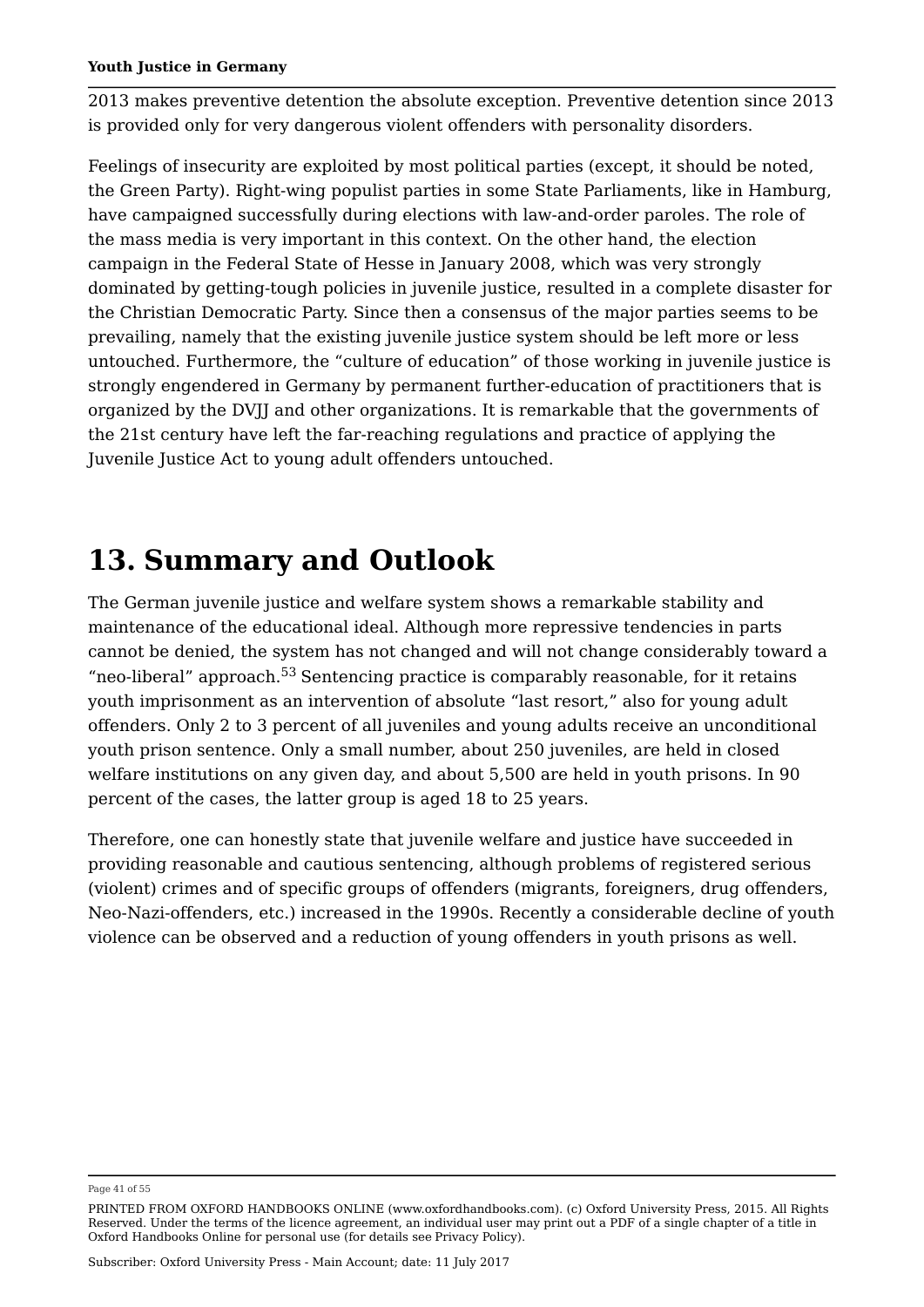2013 makes preventive detention the absolute exception. Preventive detention since 2013 is provided only for very dangerous violent offenders with personality disorders.

Feelings of insecurity are exploited by most political parties (except, it should be noted, the Green Party). Right-wing populist parties in some State Parliaments, like in Hamburg, have campaigned successfully during elections with law-and-order paroles. The role of the mass media is very important in this context. On the other hand, the election campaign in the Federal State of Hesse in January 2008, which was very strongly dominated by getting-tough policies in juvenile justice, resulted in a complete disaster for the Christian Democratic Party. Since then a consensus of the major parties seems to be prevailing, namely that the existing juvenile justice system should be left more or less untouched. Furthermore, the "culture of education" of those working in juvenile justice is strongly engendered in Germany by permanent further-education of practitioners that is organized by the DVJJ and other organizations. It is remarkable that the governments of the 21st century have left the far-reaching regulations and practice of applying the Juvenile Justice Act to young adult offenders untouched.

# 13. Summary and Outlook

The German juvenile justice and welfare system shows a remarkable stability and maintenance of the educational ideal. Although more repressive tendencies in parts cannot be denied, the system has not changed and will not change considerably toward a "neo-liberal" approach.[53] Sentencing practice is comparably reasonable, for it retains youth imprisonment as an intervention of absolute "last resort," also for young adult offenders. Only 2 to 3 percent of all juveniles and young adults receive an unconditional youth prison sentence. Only a small number, about 250 juveniles, are held in closed welfare institutions on any given day, and about 5,500 are held in youth prisons. In 90 percent of the cases, the latter group is aged 18 to 25 years.

Therefore, one can honestly state that juvenile welfare and justice have succeeded in providing reasonable and cautious sentencing, although problems of registered serious (violent) crimes and of specific groups of offenders (migrants, foreigners, drug offenders, Neo-Nazi-offenders, etc.) increased in the 1990s. Recently a considerable decline of youth violence can be observed and a reduction of young offenders in youth prisons as well.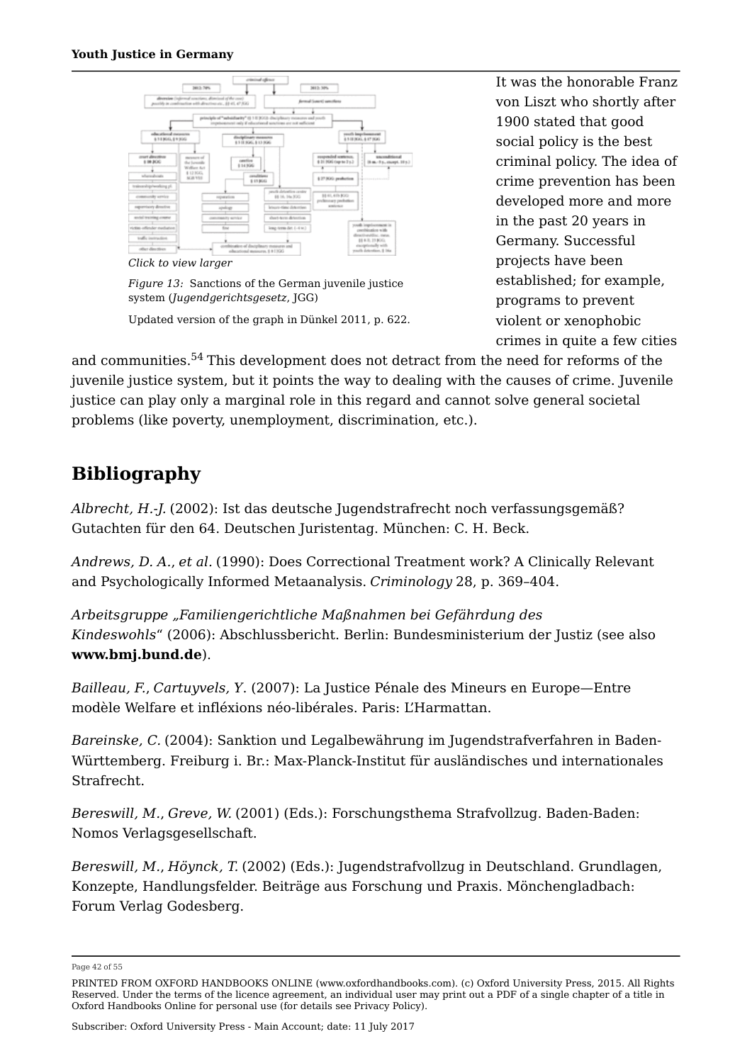Click to view larger

*Figure 13:* Sanctions of the German juvenile justice system (*Jugendgerichtsgesetz*, JGG)

Updated version of the graph in Dünkel 2011, p. 622.

It was the honorable Franz von Liszt who shortly after 1900 stated that good social policy is the best criminal policy. The idea of crime prevention has been developed more and more in the past 20 years in Germany. Successful projects have been established; for example, programs to prevent violent or xenophobic crimes in quite a few cities and communities.[54] This development does not detract from the need for reforms of the juvenile justice system, but it points the way to dealing with the causes of crime. Juvenile justice can play only a marginal role in this regard and cannot solve general societal problems (like poverty, unemployment, discrimination, etc.).

## Bibliography

*Albrecht, H.-J.* (2002): Ist das deutsche Jugendstrafrecht noch verfassungsgemäß? Gutachten für den 64. Deutschen Juristentag. München: C. H. Beck.

*Andrews, D. A., et al.* (1990): Does Correctional Treatment work? A Clinically Relevant and Psychologically Informed Metaanalysis. *Criminology* 28, p. 369–404.

*Arbeitsgruppe „Familiengerichtliche Maßnahmen bei Gefährdung des Kindeswohls“* (2006): Abschlussbericht. Berlin: Bundesministerium der Justiz (see also **www.bmj.bund.de**).

*Bailleau, F., Cartuyvels, Y.* (2007): La Justice Pénale des Mineurs en Europe—Entre modèle Welfare et infléxions néo-libérales. Paris: L'Harmattan.

*Bareinske, C.* (2004): Sanktion und Legalbewährung im Jugendstrafverfahren in Baden-Württemberg. Freiburg i. Br.: Max-Planck-Institut für ausländisches und internationales Strafrecht.

*Bereswill, M., Greve, W.* (2001) (Eds.): Forschungsthema Strafvollzug. Baden-Baden: Nomos Verlagsgesellschaft.

*Bereswill, M., Höynck, T.* (2002) (Eds.): Jugendstrafvollzug in Deutschland. Grundlagen, Konzepte, Handlungsfelder. Beiträge aus Forschung und Praxis. Mönchengladbach: Forum Verlag Godesberg.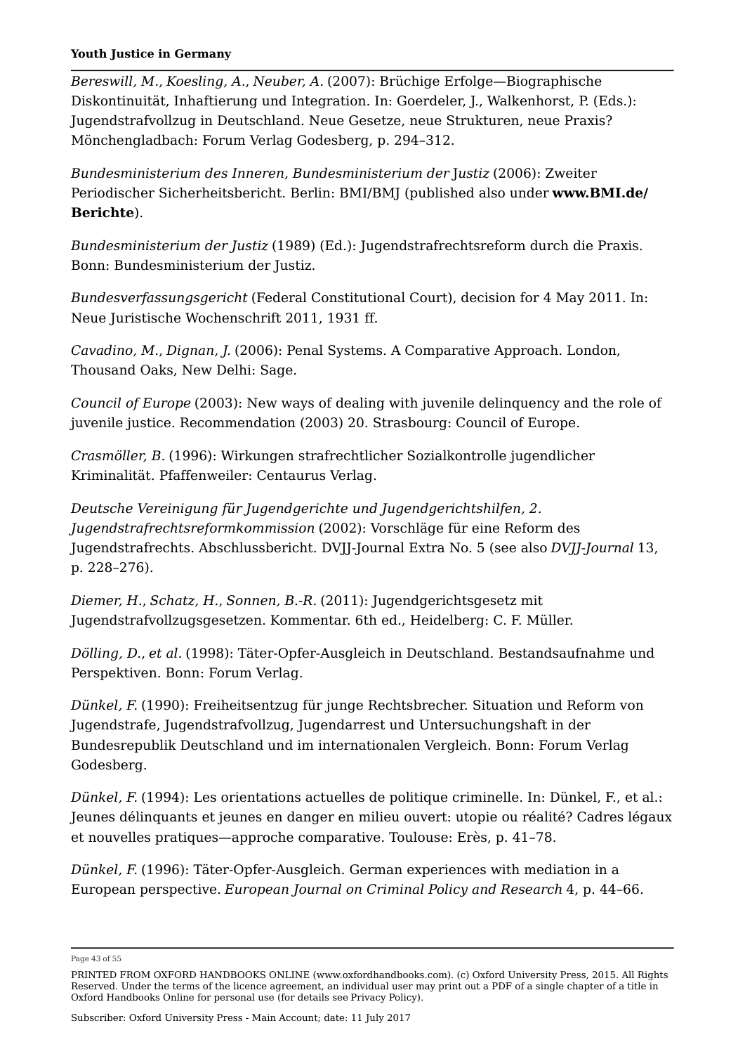*Bereswill, M., Koesling, A., Neuber, A.* (2007): Brüchige Erfolge—Biographische Diskontinuität, Inhaftierung und Integration. In: Goerdeler, J., Walkenhorst, P. (Eds.): Jugendstrafvollzug in Deutschland. Neue Gesetze, neue Strukturen, neue Praxis? Mönchengladbach: Forum Verlag Godesberg, p. 294–312.

*Bundesministerium des Inneren, Bundesministerium der Justiz* (2006): Zweiter Periodischer Sicherheitsbericht. Berlin: BMI/BMJ (published also under **www.BMI.de/Berichte**).

*Bundesministerium der Justiz* (1989) (Ed.): Jugendstrafrechtsreform durch die Praxis. Bonn: Bundesministerium der Justiz.

*Bundesverfassungsgericht* (Federal Constitutional Court), decision for 4 May 2011. In: Neue Juristische Wochenschrift 2011, 1931 ff.

*Cavadino, M., Dignan, J.* (2006): Penal Systems. A Comparative Approach. London, Thousand Oaks, New Delhi: Sage.

*Council of Europe* (2003): New ways of dealing with juvenile delinquency and the role of juvenile justice. Recommendation (2003) 20. Strasbourg: Council of Europe.

*Crasmöller, B.* (1996): Wirkungen strafrechtlicher Sozialkontrolle jugendlicher Kriminalität. Pfaffenweiler: Centaurus Verlag.

*Deutsche Vereinigung für Jugendgerichte und Jugendgerichtshilfen, 2. Jugendstrafrechtsreformkommission* (2002): Vorschläge für eine Reform des Jugendstrafrechts. Abschlussbericht. DVJJ-Journal Extra No. 5 (see also *DVJJ-Journal* 13, p. 228–276).

*Diemer, H., Schatz, H., Sonnen, B.-R.* (2011): Jugendgerichtsgesetz mit Jugendstrafvollzugsgesetzen. Kommentar. 6th ed., Heidelberg: C. F. Müller.

*Dölling, D., et al.* (1998): Täter-Opfer-Ausgleich in Deutschland. Bestandsaufnahme und Perspektiven. Bonn: Forum Verlag.

*Dünkel, F.* (1990): Freiheitsentzug für junge Rechtsbrecher. Situation und Reform von Jugendstrafe, Jugendstrafvollzug, Jugendarrest und Untersuchungshaft in der Bundesrepublik Deutschland und im internationalen Vergleich. Bonn: Forum Verlag Godesberg.

*Dünkel, F.* (1994): Les orientations actuelles de politique criminelle. In: Dünkel, F., et al.: Jeunes délinquants et jeunes en danger en milieu ouvert: utopie ou réalité? Cadres légaux et nouvelles pratiques—approche comparative. Toulouse: Erès, p. 41–78.

*Dünkel, F.* (1996): Täter-Opfer-Ausgleich. German experiences with mediation in a European perspective. *European Journal on Criminal Policy and Research* 4, p. 44–66.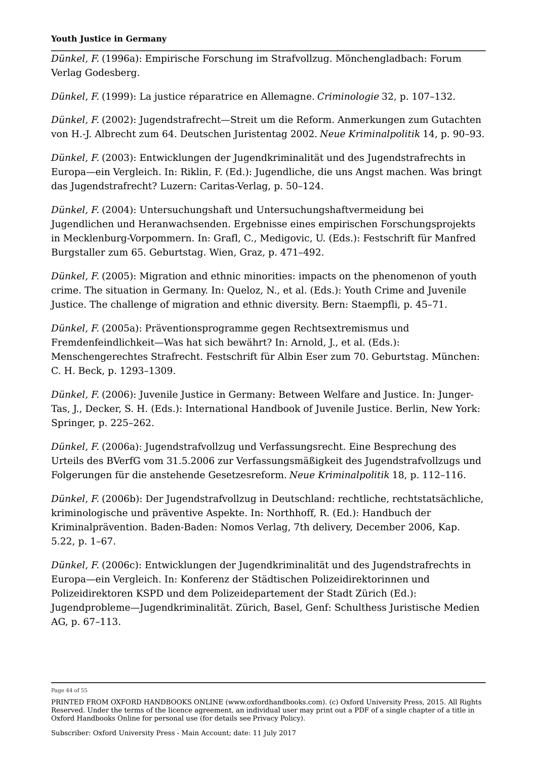*Dünkel, F.* (1996a): Empirische Forschung im Strafvollzug. Mönchengladbach: Forum Verlag Godesberg.

*Dünkel, F.* (1999): La justice réparatrice en Allemagne. *Criminologie* 32, p. 107–132.

*Dünkel, F.* (2002): Jugendstrafrecht—Streit um die Reform. Anmerkungen zum Gutachten von H.-J. Albrecht zum 64. Deutschen Juristentag 2002. *Neue Kriminalpolitik* 14, p. 90–93.

*Dünkel, F.* (2003): Entwicklungen der Jugendkriminalität und des Jugendstrafrechts in Europa—ein Vergleich. In: Riklin, F. (Ed.): Jugendliche, die uns Angst machen. Was bringt das Jugendstrafrecht? Luzern: Caritas-Verlag, p. 50–124.

*Dünkel, F.* (2004): Untersuchungshaft und Untersuchungshaftvermeidung bei Jugendlichen und Heranwachsenden. Ergebnisse eines empirischen Forschungsprojekts in Mecklenburg-Vorpommern. In: Grafl, C., Medigovic, U. (Eds.): Festschrift für Manfred Burgstaller zum 65. Geburtstag. Wien, Graz, p. 471–492.

*Dünkel, F.* (2005): Migration and ethnic minorities: impacts on the phenomenon of youth crime. The situation in Germany. In: Queloz, N., et al. (Eds.): Youth Crime and Juvenile Justice. The challenge of migration and ethnic diversity. Bern: Staempfli, p. 45–71.

*Dünkel, F.* (2005a): Präventionsprogramme gegen Rechtsextremismus und Fremdenfeindlichkeit—Was hat sich bewährt? In: Arnold, J., et al. (Eds.): Menschengerechtes Strafrecht. Festschrift für Albin Eser zum 70. Geburtstag. München: C. H. Beck, p. 1293–1309.

*Dünkel, F.* (2006): Juvenile Justice in Germany: Between Welfare and Justice. In: Junger-Tas, J., Decker, S. H. (Eds.): International Handbook of Juvenile Justice. Berlin, New York: Springer, p. 225–262.

*Dünkel, F.* (2006a): Jugendstrafvollzug und Verfassungsrecht. Eine Besprechung des Urteils des BVerfG vom 31.5.2006 zur Verfassungsmäßigkeit des Jugendstrafvollzugs und Folgerungen für die anstehende Gesetzesreform. *Neue Kriminalpolitik* 18, p. 112–116.

*Dünkel, F.* (2006b): Der Jugendstrafvollzug in Deutschland: rechtliche, rechtstatsächliche, kriminologische und präventive Aspekte. In: Northhoff, R. (Ed.): Handbuch der Kriminalprävention. Baden-Baden: Nomos Verlag, 7th delivery, December 2006, Kap. 5.22, p. 1–67.

*Dünkel, F.* (2006c): Entwicklungen der Jugendkriminalität und des Jugendstrafrechts in Europa—ein Vergleich. In: Konferenz der Städtischen Polizeidirektorinnen und Polizeidirektoren KSPD und dem Polizeidepartement der Stadt Zürich (Ed.): Jugendprobleme—Jugendkriminalität. Zürich, Basel, Genf: Schulthess Juristische Medien AG, p. 67–113.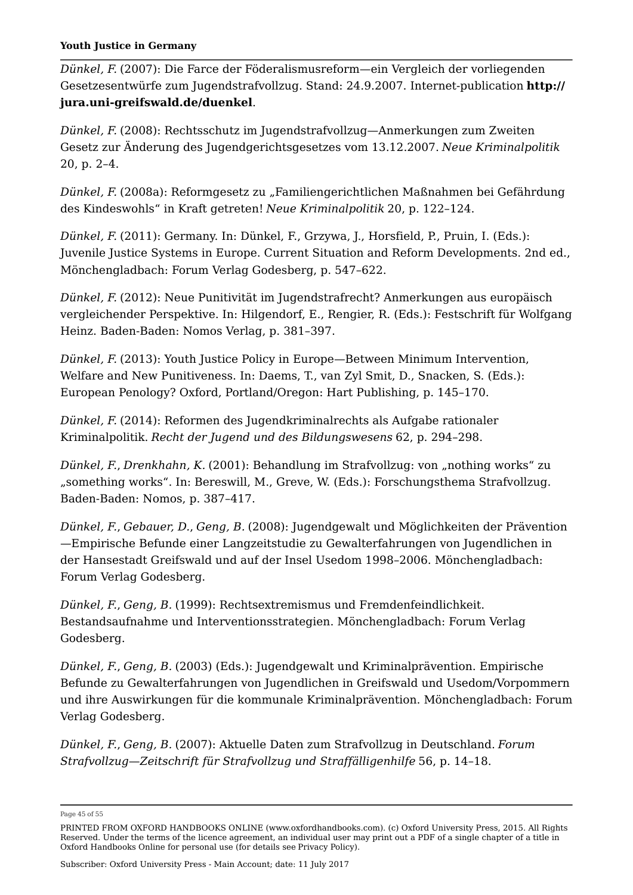*Dünkel, F.* (2007): Die Farce der Föderalismusreform—ein Vergleich der vorliegenden Gesetzesentwürfe zum Jugendstrafvollzug. Stand: 24.9.2007. Internet-publication **http://jura.uni-greifswald.de/duenkel**.

*Dünkel, F.* (2008): Rechtsschutz im Jugendstrafvollzug—Anmerkungen zum Zweiten Gesetz zur Änderung des Jugendgerichtsgesetzes vom 13.12.2007. *Neue Kriminalpolitik* 20, p. 2–4.

*Dünkel, F.* (2008a): Reformgesetz zu „Familiengerichtlichen Maßnahmen bei Gefährdung des Kindeswohls" in Kraft getreten! *Neue Kriminalpolitik* 20, p. 122–124.

*Dünkel, F.* (2011): Germany. In: Dünkel, F., Grzywa, J., Horsfield, P., Pruin, I. (Eds.): Juvenile Justice Systems in Europe. Current Situation and Reform Developments. 2nd ed., Mönchengladbach: Forum Verlag Godesberg, p. 547–622.

*Dünkel, F.* (2012): Neue Punitivität im Jugendstrafrecht? Anmerkungen aus europäisch vergleichender Perspektive. In: Hilgendorf, E., Rengier, R. (Eds.): Festschrift für Wolfgang Heinz. Baden-Baden: Nomos Verlag, p. 381–397.

*Dünkel, F.* (2013): Youth Justice Policy in Europe—Between Minimum Intervention, Welfare and New Punitiveness. In: Daems, T., van Zyl Smit, D., Snacken, S. (Eds.): European Penology? Oxford, Portland/Oregon: Hart Publishing, p. 145–170.

*Dünkel, F.* (2014): Reformen des Jugendkriminalrechts als Aufgabe rationaler Kriminalpolitik. *Recht der Jugend und des Bildungswesens* 62, p. 294–298.

*Dünkel, F.*, *Drenkhahn, K.* (2001): Behandlung im Strafvollzug: von „nothing works" zu „something works". In: Bereswill, M., Greve, W. (Eds.): Forschungsthema Strafvollzug. Baden-Baden: Nomos, p. 387–417.

*Dünkel, F.*, *Gebauer, D.*, *Geng, B.* (2008): Jugendgewalt und Möglichkeiten der Prävention—Empirische Befunde einer Langzeitstudie zu Gewalterfahrungen von Jugendlichen in der Hansestadt Greifswald und auf der Insel Usedom 1998–2006. Mönchengladbach: Forum Verlag Godesberg.

*Dünkel, F.*, *Geng, B.* (1999): Rechtsextremismus und Fremdenfeindlichkeit. Bestandsaufnahme und Interventionsstrategien. Mönchengladbach: Forum Verlag Godesberg.

*Dünkel, F.*, *Geng, B.* (2003) (Eds.): Jugendgewalt und Kriminalprävention. Empirische Befunde zu Gewalterfahrungen von Jugendlichen in Greifswald und Usedom/Vorpommern und ihre Auswirkungen für die kommunale Kriminalprävention. Mönchengladbach: Forum Verlag Godesberg.

*Dünkel, F.*, *Geng, B.* (2007): Aktuelle Daten zum Strafvollzug in Deutschland. *Forum Strafvollzug—Zeitschrift für Strafvollzug und Straffälligenhilfe* 56, p. 14–18.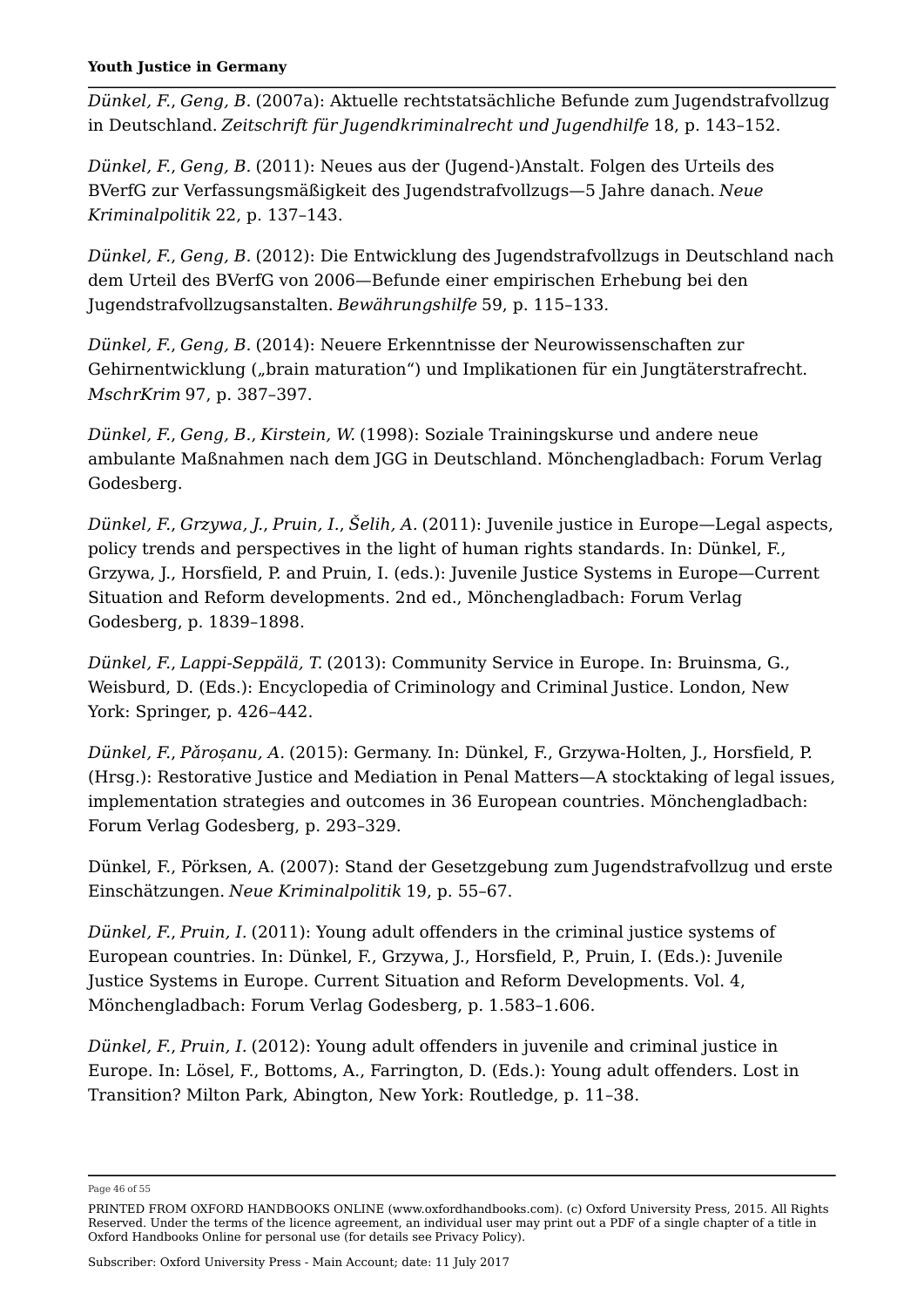*Dünkel, F.*, *Geng, B.* (2007a): Aktuelle rechtstatsächliche Befunde zum Jugendstrafvollzug in Deutschland. *Zeitschrift für Jugendkriminalrecht und Jugendhilfe* 18, p. 143–152.

*Dünkel, F.*, *Geng, B.* (2011): Neues aus der (Jugend-)Anstalt. Folgen des Urteils des BVerfG zur Verfassungsmäßigkeit des Jugendstrafvollzugs—5 Jahre danach. *Neue Kriminalpolitik* 22, p. 137–143.

*Dünkel, F.*, *Geng, B.* (2012): Die Entwicklung des Jugendstrafvollzugs in Deutschland nach dem Urteil des BVerfG von 2006—Befunde einer empirischen Erhebung bei den Jugendstrafvollzugsanstalten. *Bewährungshilfe* 59, p. 115–133.

*Dünkel, F.*, *Geng, B.* (2014): Neuere Erkenntnisse der Neurowissenschaften zur Gehirnentwicklung („brain maturation") und Implikationen für ein Jungtäterstrafrecht. *MschrKrim* 97, p. 387–397.

*Dünkel, F.*, *Geng, B.*, *Kirstein, W.* (1998): Soziale Trainingskurse und andere neue ambulante Maßnahmen nach dem JGG in Deutschland. Mönchengladbach: Forum Verlag Godesberg.

*Dünkel, F.*, *Grzywa, J.*, *Pruin, I.*, *Šelih, A.* (2011): Juvenile justice in Europe—Legal aspects, policy trends and perspectives in the light of human rights standards. In: Dünkel, F., Grzywa, J., Horsfield, P. and Pruin, I. (eds.): Juvenile Justice Systems in Europe—Current Situation and Reform developments. 2nd ed., Mönchengladbach: Forum Verlag Godesberg, p. 1839–1898.

*Dünkel, F.*, *Lappi-Seppälä, T.* (2013): Community Service in Europe. In: Bruinsma, G., Weisburd, D. (Eds.): Encyclopedia of Criminology and Criminal Justice. London, New York: Springer, p. 426–442.

*Dünkel, F.*, *Păroșanu, A.* (2015): Germany. In: Dünkel, F., Grzywa-Holten, J., Horsfield, P. (Hrsg.): Restorative Justice and Mediation in Penal Matters—A stocktaking of legal issues, implementation strategies and outcomes in 36 European countries. Mönchengladbach: Forum Verlag Godesberg, p. 293–329.

Dünkel, F., Pörksen, A. (2007): Stand der Gesetzgebung zum Jugendstrafvollzug und erste Einschätzungen. *Neue Kriminalpolitik* 19, p. 55–67.

*Dünkel, F.*, *Pruin, I.* (2011): Young adult offenders in the criminal justice systems of European countries. In: Dünkel, F., Grzywa, J., Horsfield, P., Pruin, I. (Eds.): Juvenile Justice Systems in Europe. Current Situation and Reform Developments. Vol. 4, Mönchengladbach: Forum Verlag Godesberg, p. 1.583–1.606.

*Dünkel, F.*, *Pruin, I.* (2012): Young adult offenders in juvenile and criminal justice in Europe. In: Lösel, F., Bottoms, A., Farrington, D. (Eds.): Young adult offenders. Lost in Transition? Milton Park, Abington, New York: Routledge, p. 11–38.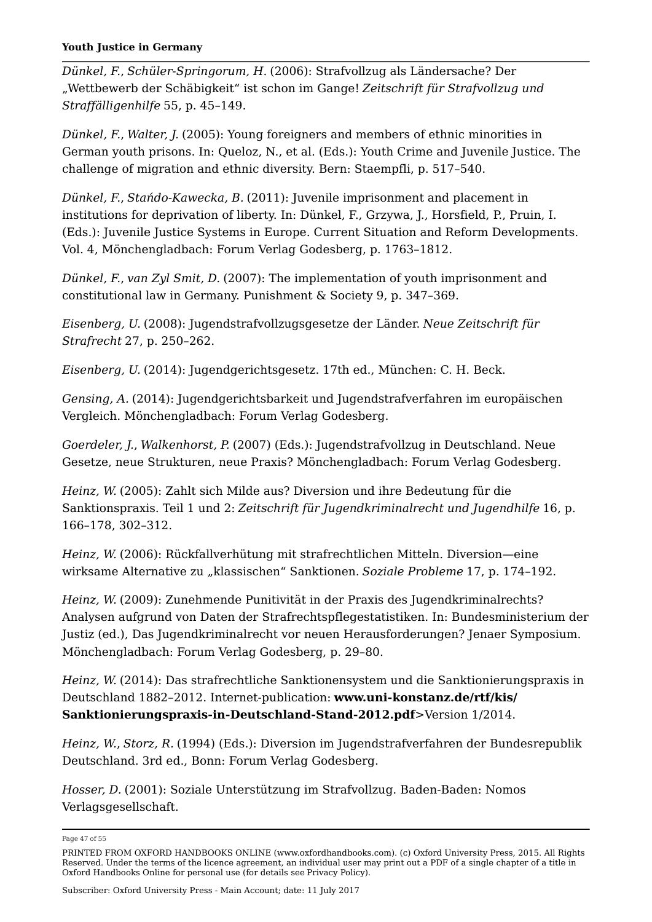*Dünkel, F.*, *Schüler-Springorum, H.* (2006): Strafvollzug als Ländersache? Der „Wettbewerb der Schäbigkeit" ist schon im Gange! *Zeitschrift für Strafvollzug und Straffälligenhilfe* 55, p. 45–149.

*Dünkel, F.*, *Walter, J.* (2005): Young foreigners and members of ethnic minorities in German youth prisons. In: Queloz, N., et al. (Eds.): Youth Crime and Juvenile Justice. The challenge of migration and ethnic diversity. Bern: Staempfli, p. 517–540.

*Dünkel, F.*, *Stańdo-Kawecka, B.* (2011): Juvenile imprisonment and placement in institutions for deprivation of liberty. In: Dünkel, F., Grzywa, J., Horsfield, P., Pruin, I. (Eds.): Juvenile Justice Systems in Europe. Current Situation and Reform Developments. Vol. 4, Mönchengladbach: Forum Verlag Godesberg, p. 1763–1812.

*Dünkel, F.*, *van Zyl Smit, D.* (2007): The implementation of youth imprisonment and constitutional law in Germany. Punishment & Society 9, p. 347–369.

*Eisenberg, U.* (2008): Jugendstrafvollzugsgesetze der Länder. *Neue Zeitschrift für Strafrecht* 27, p. 250–262.

*Eisenberg, U.* (2014): Jugendgerichtsgesetz. 17th ed., München: C. H. Beck.

*Gensing, A.* (2014): Jugendgerichtsbarkeit und Jugendstrafverfahren im europäischen Vergleich. Mönchengladbach: Forum Verlag Godesberg.

*Goerdeler, J.*, *Walkenhorst, P.* (2007) (Eds.): Jugendstrafvollzug in Deutschland. Neue Gesetze, neue Strukturen, neue Praxis? Mönchengladbach: Forum Verlag Godesberg.

*Heinz, W.* (2005): Zahlt sich Milde aus? Diversion und ihre Bedeutung für die Sanktionspraxis. Teil 1 und 2: *Zeitschrift für Jugendkriminalrecht und Jugendhilfe* 16, p. 166–178, 302–312.

*Heinz, W.* (2006): Rückfallverhütung mit strafrechtlichen Mitteln. Diversion—eine wirksame Alternative zu „klassischen" Sanktionen. *Soziale Probleme* 17, p. 174–192.

*Heinz, W.* (2009): Zunehmende Punitivität in der Praxis des Jugendkriminalrechts? Analysen aufgrund von Daten der Strafrechtspflegestatistiken. In: Bundesministerium der Justiz (ed.), Das Jugendkriminalrecht vor neuen Herausforderungen? Jenaer Symposium. Mönchengladbach: Forum Verlag Godesberg, p. 29–80.

*Heinz, W.* (2014): Das strafrechtliche Sanktionensystem und die Sanktionierungspraxis in Deutschland 1882–2012. Internet-publication: **www.uni-konstanz.de/rtf/kis/Sanktionierungspraxis-in-Deutschland-Stand-2012.pdf>**Version 1/2014.

*Heinz, W.*, *Storz, R.* (1994) (Eds.): Diversion im Jugendstrafverfahren der Bundesrepublik Deutschland. 3rd ed., Bonn: Forum Verlag Godesberg.

*Hosser, D.* (2001): Soziale Unterstützung im Strafvollzug. Baden-Baden: Nomos Verlagsgesellschaft.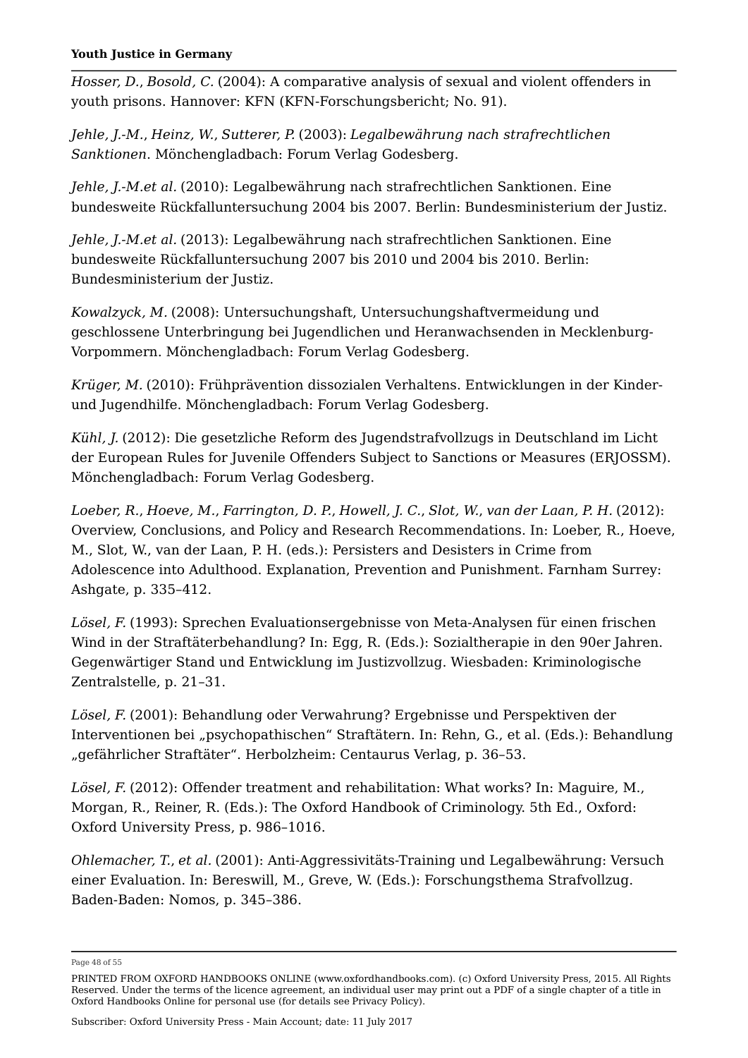*Hosser, D.*, *Bosold, C.* (2004): A comparative analysis of sexual and violent offenders in youth prisons. Hannover: KFN (KFN-Forschungsbericht; No. 91).

*Jehle, J.-M.*, *Heinz, W.*, *Sutterer, P.* (2003): *Legalbewährung nach strafrechtlichen Sanktionen.* Mönchengladbach: Forum Verlag Godesberg.

*Jehle, J.-M.et al.* (2010): Legalbewährung nach strafrechtlichen Sanktionen. Eine bundesweite Rückfalluntersuchung 2004 bis 2007. Berlin: Bundesministerium der Justiz.

*Jehle, J.-M.et al.* (2013): Legalbewährung nach strafrechtlichen Sanktionen. Eine bundesweite Rückfalluntersuchung 2007 bis 2010 und 2004 bis 2010. Berlin: Bundesministerium der Justiz.

*Kowalzyck, M.* (2008): Untersuchungshaft, Untersuchungshaftvermeidung und geschlossene Unterbringung bei Jugendlichen und Heranwachsenden in Mecklenburg-Vorpommern. Mönchengladbach: Forum Verlag Godesberg.

*Krüger, M.* (2010): Frühprävention dissozialen Verhaltens. Entwicklungen in der Kinder- und Jugendhilfe. Mönchengladbach: Forum Verlag Godesberg.

*Kühl, J.* (2012): Die gesetzliche Reform des Jugendstrafvollzugs in Deutschland im Licht der European Rules for Juvenile Offenders Subject to Sanctions or Measures (ERJOSSM). Mönchengladbach: Forum Verlag Godesberg.

*Loeber, R.*, *Hoeve, M.*, *Farrington, D. P.*, *Howell, J. C.*, *Slot, W.*, *van der Laan, P. H.* (2012): Overview, Conclusions, and Policy and Research Recommendations. In: Loeber, R., Hoeve, M., Slot, W., van der Laan, P. H. (eds.): Persisters and Desisters in Crime from Adolescence into Adulthood. Explanation, Prevention and Punishment. Farnham Surrey: Ashgate, p. 335–412.

*Lösel, F.* (1993): Sprechen Evaluationsergebnisse von Meta-Analysen für einen frischen Wind in der Straftäterbehandlung? In: Egg, R. (Eds.): Sozialtherapie in den 90er Jahren. Gegenwärtiger Stand und Entwicklung im Justizvollzug. Wiesbaden: Kriminologische Zentralstelle, p. 21–31.

*Lösel, F.* (2001): Behandlung oder Verwahrung? Ergebnisse und Perspektiven der Interventionen bei „psychopathischen" Straftätern. In: Rehn, G., et al. (Eds.): Behandlung „gefährlicher Straftäter". Herbolzheim: Centaurus Verlag, p. 36–53.

*Lösel, F.* (2012): Offender treatment and rehabilitation: What works? In: Maguire, M., Morgan, R., Reiner, R. (Eds.): The Oxford Handbook of Criminology. 5th Ed., Oxford: Oxford University Press, p. 986–1016.

*Ohlemacher, T.*, *et al.* (2001): Anti-Aggressivitäts-Training und Legalbewährung: Versuch einer Evaluation. In: Bereswill, M., Greve, W. (Eds.): Forschungsthema Strafvollzug. Baden-Baden: Nomos, p. 345–386.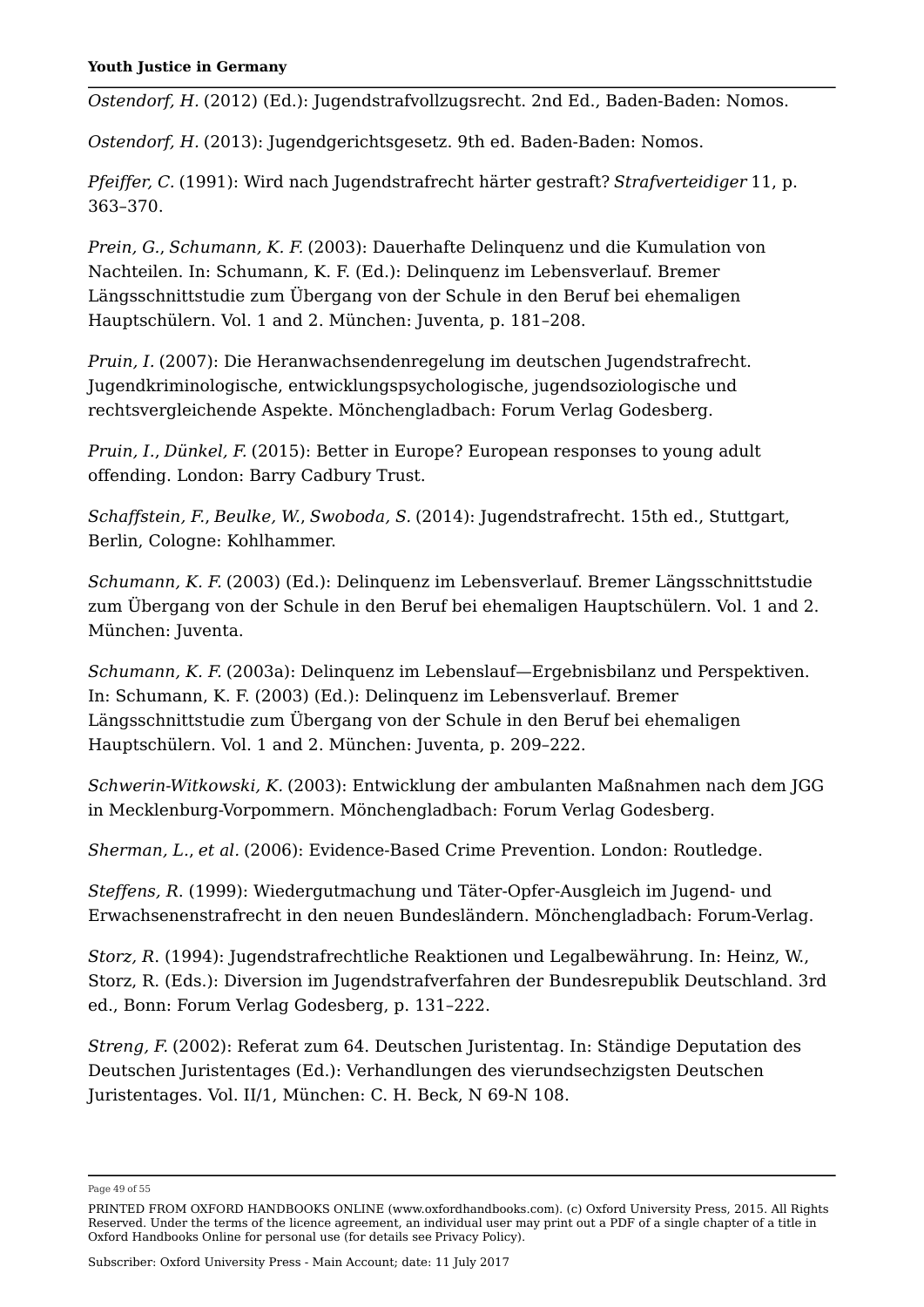*Ostendorf, H.* (2012) (Ed.): Jugendstrafvollzugsrecht. 2nd Ed., Baden-Baden: Nomos.

*Ostendorf, H.* (2013): Jugendgerichtsgesetz. 9th ed. Baden-Baden: Nomos.

*Pfeiffer, C.* (1991): Wird nach Jugendstrafrecht härter gestraft? *Strafverteidiger* 11, p. 363–370.

*Prein, G., Schumann, K. F.* (2003): Dauerhafte Delinquenz und die Kumulation von Nachteilen. In: Schumann, K. F. (Ed.): Delinquenz im Lebensverlauf. Bremer Längsschnittstudie zum Übergang von der Schule in den Beruf bei ehemaligen Hauptschülern. Vol. 1 and 2. München: Juventa, p. 181–208.

*Pruin, I.* (2007): Die Heranwachsendenregelung im deutschen Jugendstrafrecht. Jugendkriminologische, entwicklungspsychologische, jugendsoziologische und rechtsvergleichende Aspekte. Mönchengladbach: Forum Verlag Godesberg.

*Pruin, I., Dünkel, F.* (2015): Better in Europe? European responses to young adult offending. London: Barry Cadbury Trust.

*Schaffstein, F., Beulke, W., Swoboda, S.* (2014): Jugendstrafrecht. 15th ed., Stuttgart, Berlin, Cologne: Kohlhammer.

*Schumann, K. F.* (2003) (Ed.): Delinquenz im Lebensverlauf. Bremer Längsschnittstudie zum Übergang von der Schule in den Beruf bei ehemaligen Hauptschülern. Vol. 1 and 2. München: Juventa.

*Schumann, K. F.* (2003a): Delinquenz im Lebenslauf—Ergebnisbilanz und Perspektiven. In: Schumann, K. F. (2003) (Ed.): Delinquenz im Lebensverlauf. Bremer Längsschnittstudie zum Übergang von der Schule in den Beruf bei ehemaligen Hauptschülern. Vol. 1 and 2. München: Juventa, p. 209–222.

*Schwerin-Witkowski, K.* (2003): Entwicklung der ambulanten Maßnahmen nach dem JGG in Mecklenburg-Vorpommern. Mönchengladbach: Forum Verlag Godesberg.

*Sherman, L., et al.* (2006): Evidence-Based Crime Prevention. London: Routledge.

*Steffens, R.* (1999): Wiedergutmachung und Täter-Opfer-Ausgleich im Jugend- und Erwachsenenstrafrecht in den neuen Bundesländern. Mönchengladbach: Forum-Verlag.

*Storz, R.* (1994): Jugendstrafrechtliche Reaktionen und Legalbewährung. In: Heinz, W., Storz, R. (Eds.): Diversion im Jugendstrafverfahren der Bundesrepublik Deutschland. 3rd ed., Bonn: Forum Verlag Godesberg, p. 131–222.

*Streng, F.* (2002): Referat zum 64. Deutschen Juristentag. In: Ständige Deputation des Deutschen Juristentages (Ed.): Verhandlungen des vierundsechzigsten Deutschen Juristentages. Vol. II/1, München: C. H. Beck, N 69-N 108.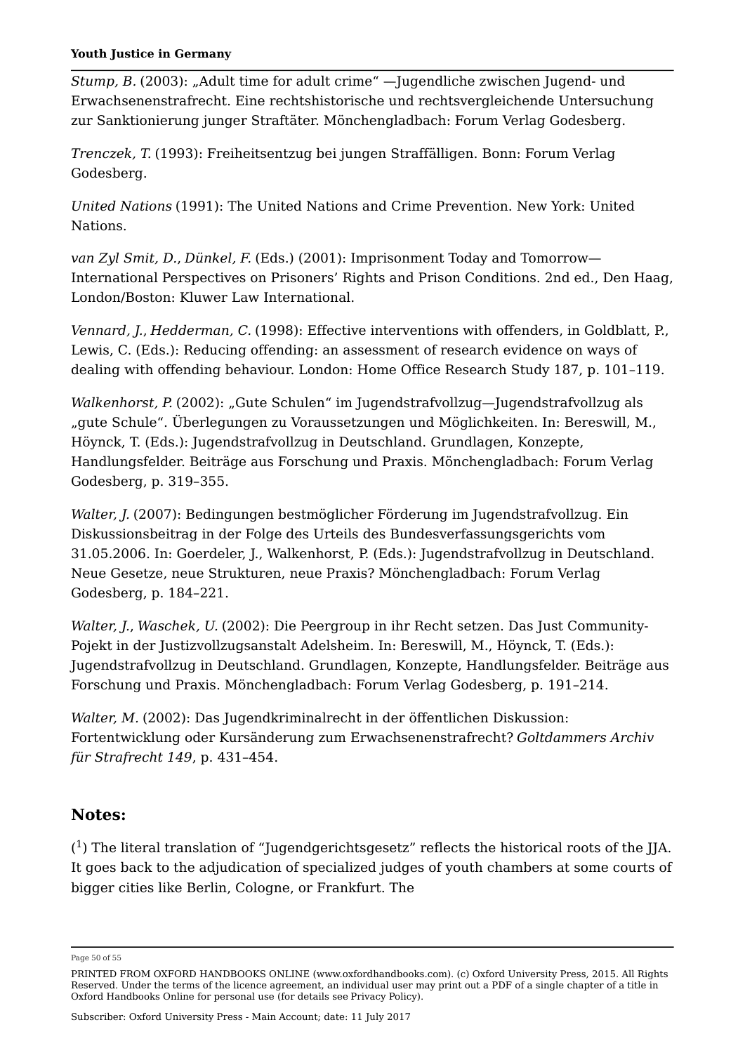*Stump, B.* (2003): „Adult time for adult crime" —Jugendliche zwischen Jugend- und Erwachsenenstrafrecht. Eine rechtshistorische und rechtsvergleichende Untersuchung zur Sanktionierung junger Straftäter. Mönchengladbach: Forum Verlag Godesberg.

*Trenczek, T.* (1993): Freiheitsentzug bei jungen Straffälligen. Bonn: Forum Verlag Godesberg.

*United Nations* (1991): The United Nations and Crime Prevention. New York: United Nations.

*van Zyl Smit, D.*, *Dünkel, F.* (Eds.) (2001): Imprisonment Today and Tomorrow—International Perspectives on Prisoners' Rights and Prison Conditions. 2nd ed., Den Haag, London/Boston: Kluwer Law International.

*Vennard, J.*, *Hedderman, C.* (1998): Effective interventions with offenders, in Goldblatt, P., Lewis, C. (Eds.): Reducing offending: an assessment of research evidence on ways of dealing with offending behaviour. London: Home Office Research Study 187, p. 101–119.

*Walkenhorst, P.* (2002): „Gute Schulen" im Jugendstrafvollzug—Jugendstrafvollzug als „gute Schule". Überlegungen zu Voraussetzungen und Möglichkeiten. In: Bereswill, M., Höynck, T. (Eds.): Jugendstrafvollzug in Deutschland. Grundlagen, Konzepte, Handlungsfelder. Beiträge aus Forschung und Praxis. Mönchengladbach: Forum Verlag Godesberg, p. 319–355.

*Walter, J.* (2007): Bedingungen bestmöglicher Förderung im Jugendstrafvollzug. Ein Diskussionsbeitrag in der Folge des Urteils des Bundesverfassungsgerichts vom 31.05.2006. In: Goerdeler, J., Walkenhorst, P. (Eds.): Jugendstrafvollzug in Deutschland. Neue Gesetze, neue Strukturen, neue Praxis? Mönchengladbach: Forum Verlag Godesberg, p. 184–221.

*Walter, J.*, *Waschek, U.* (2002): Die Peergroup in ihr Recht setzen. Das Just Community-Pojekt in der Justizvollzugsanstalt Adelsheim. In: Bereswill, M., Höynck, T. (Eds.): Jugendstrafvollzug in Deutschland. Grundlagen, Konzepte, Handlungsfelder. Beiträge aus Forschung und Praxis. Mönchengladbach: Forum Verlag Godesberg, p. 191–214.

*Walter, M.* (2002): Das Jugendkriminalrecht in der öffentlichen Diskussion: Fortentwicklung oder Kursänderung zum Erwachsenenstrafrecht? *Goltdammers Archiv für Strafrecht 149*, p. 431–454.

## Notes:

([1]) The literal translation of "Jugendgerichtsgesetz" reflects the historical roots of the JJA. It goes back to the adjudication of specialized judges of youth chambers at some courts of bigger cities like Berlin, Cologne, or Frankfurt. The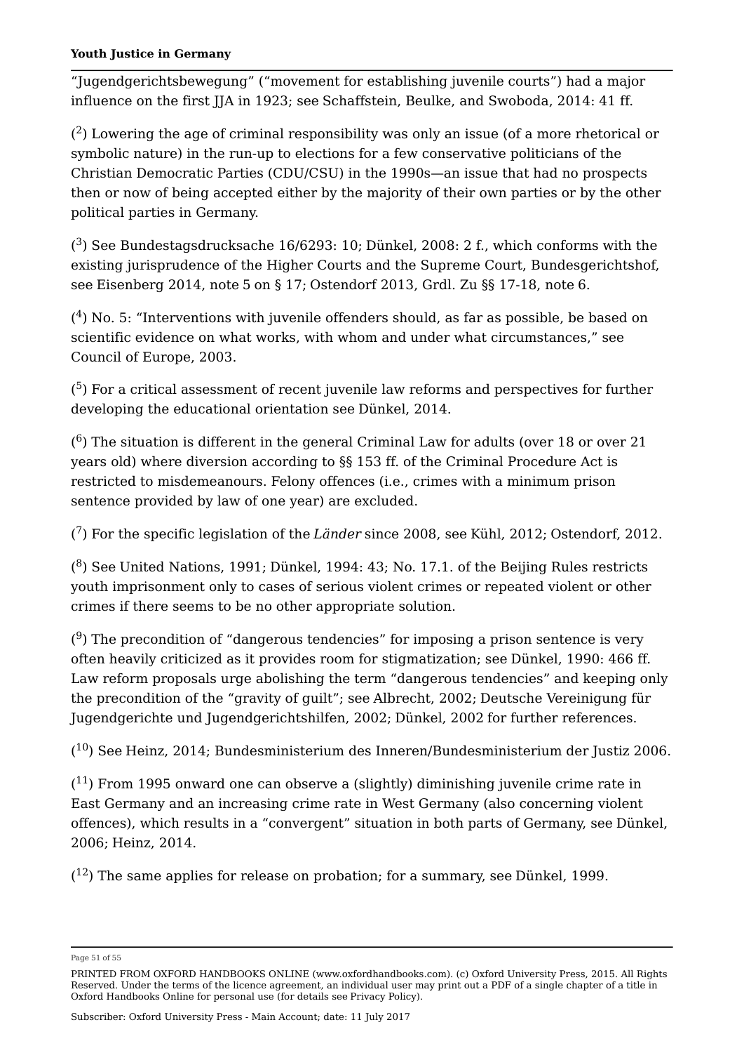“Jugendgerichtsbewegung” (“movement for establishing juvenile courts”) had a major influence on the first JJA in 1923; see Schaffstein, Beulke, and Swoboda, 2014: 41 ff.

([2]) Lowering the age of criminal responsibility was only an issue (of a more rhetorical or symbolic nature) in the run-up to elections for a few conservative politicians of the Christian Democratic Parties (CDU/CSU) in the 1990s—an issue that had no prospects then or now of being accepted either by the majority of their own parties or by the other political parties in Germany.

([3]) See Bundestagsdrucksache 16/6293: 10; Dünkel, 2008: 2 f., which conforms with the existing jurisprudence of the Higher Courts and the Supreme Court, Bundesgerichtshof, see Eisenberg 2014, note 5 on § 17; Ostendorf 2013, Grdl. Zu §§ 17-18, note 6.

([4]) No. 5: “Interventions with juvenile offenders should, as far as possible, be based on scientific evidence on what works, with whom and under what circumstances,” see Council of Europe, 2003.

([5]) For a critical assessment of recent juvenile law reforms and perspectives for further developing the educational orientation see Dünkel, 2014.

([6]) The situation is different in the general Criminal Law for adults (over 18 or over 21 years old) where diversion according to §§ 153 ff. of the Criminal Procedure Act is restricted to misdemeanours. Felony offences (i.e., crimes with a minimum prison sentence provided by law of one year) are excluded.

([7]) For the specific legislation of the *Länder* since 2008, see Kühl, 2012; Ostendorf, 2012.

([8]) See United Nations, 1991; Dünkel, 1994: 43; No. 17.1. of the Beijing Rules restricts youth imprisonment only to cases of serious violent crimes or repeated violent or other crimes if there seems to be no other appropriate solution.

([9]) The precondition of “dangerous tendencies” for imposing a prison sentence is very often heavily criticized as it provides room for stigmatization; see Dünkel, 1990: 466 ff. Law reform proposals urge abolishing the term “dangerous tendencies” and keeping only the precondition of the “gravity of guilt”; see Albrecht, 2002; Deutsche Vereinigung für Jugendgerichte und Jugendgerichtshilfen, 2002; Dünkel, 2002 for further references.

([10]) See Heinz, 2014; Bundesministerium des Inneren/Bundesministerium der Justiz 2006.

([11]) From 1995 onward one can observe a (slightly) diminishing juvenile crime rate in East Germany and an increasing crime rate in West Germany (also concerning violent offences), which results in a “convergent” situation in both parts of Germany, see Dünkel, 2006; Heinz, 2014.

([12]) The same applies for release on probation; for a summary, see Dünkel, 1999.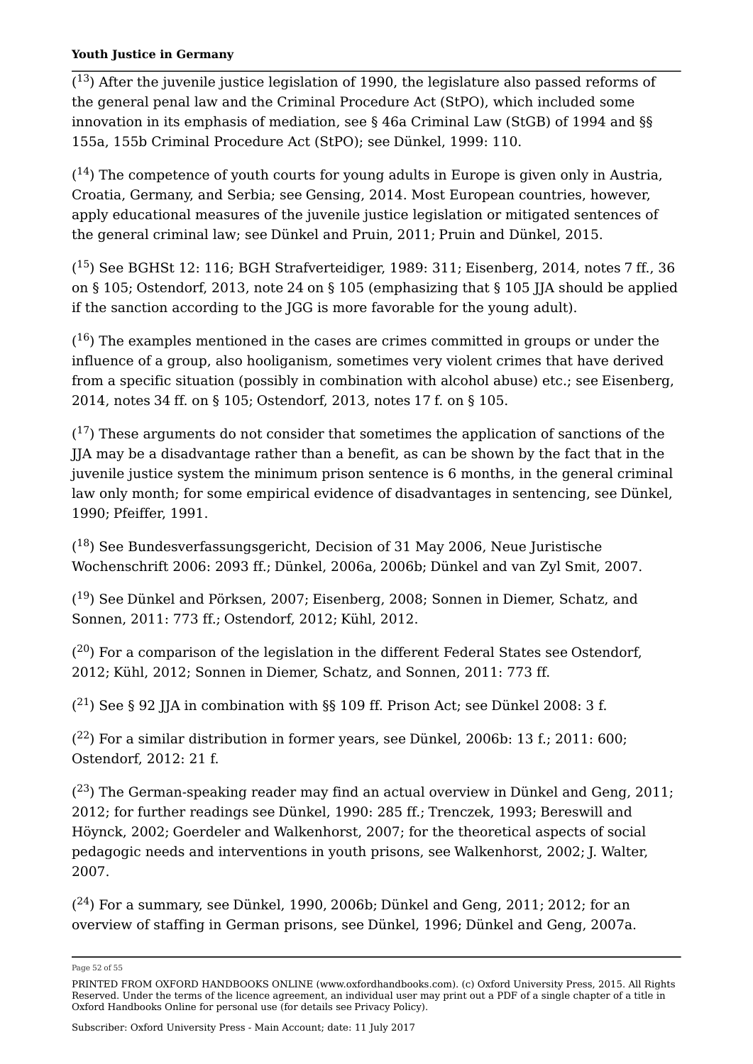([13]) After the juvenile justice legislation of 1990, the legislature also passed reforms of the general penal law and the Criminal Procedure Act (StPO), which included some innovation in its emphasis of mediation, see § 46a Criminal Law (StGB) of 1994 and §§ 155a, 155b Criminal Procedure Act (StPO); see Dünkel, 1999: 110.

([14]) The competence of youth courts for young adults in Europe is given only in Austria, Croatia, Germany, and Serbia; see Gensing, 2014. Most European countries, however, apply educational measures of the juvenile justice legislation or mitigated sentences of the general criminal law; see Dünkel and Pruin, 2011; Pruin and Dünkel, 2015.

([15]) See BGHSt 12: 116; BGH Strafverteidiger, 1989: 311; Eisenberg, 2014, notes 7 ff., 36 on § 105; Ostendorf, 2013, note 24 on § 105 (emphasizing that § 105 JJA should be applied if the sanction according to the JGG is more favorable for the young adult).

([16]) The examples mentioned in the cases are crimes committed in groups or under the influence of a group, also hooliganism, sometimes very violent crimes that have derived from a specific situation (possibly in combination with alcohol abuse) etc.; see Eisenberg, 2014, notes 34 ff. on § 105; Ostendorf, 2013, notes 17 f. on § 105.

([17]) These arguments do not consider that sometimes the application of sanctions of the JJA may be a disadvantage rather than a benefit, as can be shown by the fact that in the juvenile justice system the minimum prison sentence is 6 months, in the general criminal law only month; for some empirical evidence of disadvantages in sentencing, see Dünkel, 1990; Pfeiffer, 1991.

([18]) See Bundesverfassungsgericht, Decision of 31 May 2006, Neue Juristische Wochenschrift 2006: 2093 ff.; Dünkel, 2006a, 2006b; Dünkel and van Zyl Smit, 2007.

([19]) See Dünkel and Pörksen, 2007; Eisenberg, 2008; Sonnen in Diemer, Schatz, and Sonnen, 2011: 773 ff.; Ostendorf, 2012; Kühl, 2012.

([20]) For a comparison of the legislation in the different Federal States see Ostendorf, 2012; Kühl, 2012; Sonnen in Diemer, Schatz, and Sonnen, 2011: 773 ff.

([21]) See § 92 JJA in combination with §§ 109 ff. Prison Act; see Dünkel 2008: 3 f.

([22]) For a similar distribution in former years, see Dünkel, 2006b: 13 f.; 2011: 600; Ostendorf, 2012: 21 f.

([23]) The German-speaking reader may find an actual overview in Dünkel and Geng, 2011; 2012; for further readings see Dünkel, 1990: 285 ff.; Trenczek, 1993; Bereswill and Höynck, 2002; Goerdeler and Walkenhorst, 2007; for the theoretical aspects of social pedagogic needs and interventions in youth prisons, see Walkenhorst, 2002; J. Walter, 2007.

([24]) For a summary, see Dünkel, 1990, 2006b; Dünkel and Geng, 2011; 2012; for an overview of staffing in German prisons, see Dünkel, 1996; Dünkel and Geng, 2007a.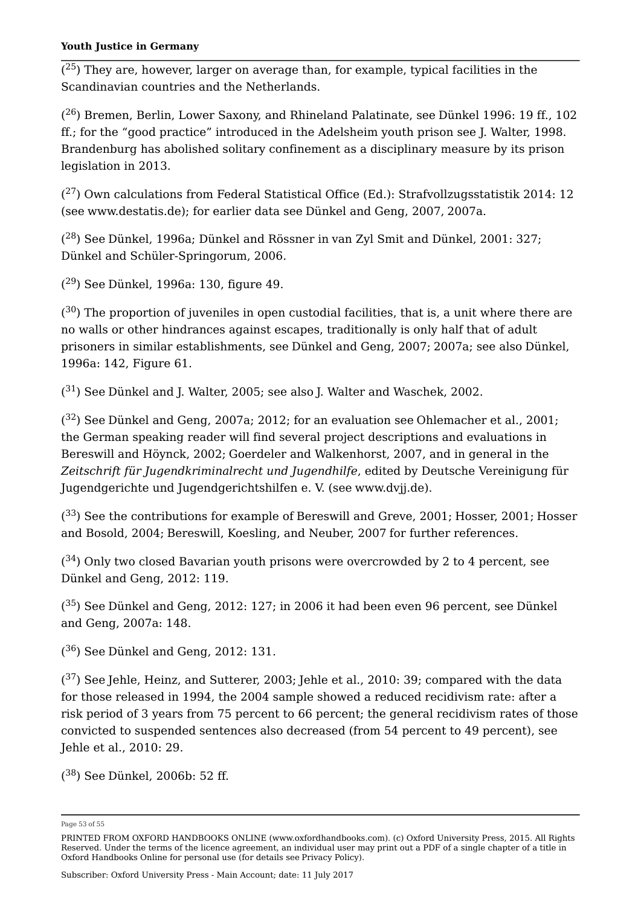([25]) They are, however, larger on average than, for example, typical facilities in the Scandinavian countries and the Netherlands.

([26]) Bremen, Berlin, Lower Saxony, and Rhineland Palatinate, see Dünkel 1996: 19 ff., 102 ff.; for the "good practice" introduced in the Adelsheim youth prison see J. Walter, 1998. Brandenburg has abolished solitary confinement as a disciplinary measure by its prison legislation in 2013.

([27]) Own calculations from Federal Statistical Office (Ed.): Strafvollzugsstatistik 2014: 12 (see www.destatis.de); for earlier data see Dünkel and Geng, 2007, 2007a.

([28]) See Dünkel, 1996a; Dünkel and Rössner in van Zyl Smit and Dünkel, 2001: 327; Dünkel and Schüler-Springorum, 2006.

([29]) See Dünkel, 1996a: 130, figure 49.

([30]) The proportion of juveniles in open custodial facilities, that is, a unit where there are no walls or other hindrances against escapes, traditionally is only half that of adult prisoners in similar establishments, see Dünkel and Geng, 2007; 2007a; see also Dünkel, 1996a: 142, Figure 61.

([31]) See Dünkel and J. Walter, 2005; see also J. Walter and Waschek, 2002.

([32]) See Dünkel and Geng, 2007a; 2012; for an evaluation see Ohlemacher et al., 2001; the German speaking reader will find several project descriptions and evaluations in Bereswill and Höynck, 2002; Goerdeler and Walkenhorst, 2007, and in general in the *Zeitschrift für Jugendkriminalrecht und Jugendhilfe*, edited by Deutsche Vereinigung für Jugendgerichte und Jugendgerichtshilfen e. V. (see www.dvjj.de).

([33]) See the contributions for example of Bereswill and Greve, 2001; Hosser, 2001; Hosser and Bosold, 2004; Bereswill, Koesling, and Neuber, 2007 for further references.

([34]) Only two closed Bavarian youth prisons were overcrowded by 2 to 4 percent, see Dünkel and Geng, 2012: 119.

([35]) See Dünkel and Geng, 2012: 127; in 2006 it had been even 96 percent, see Dünkel and Geng, 2007a: 148.

([36]) See Dünkel and Geng, 2012: 131.

([37]) See Jehle, Heinz, and Sutterer, 2003; Jehle et al., 2010: 39; compared with the data for those released in 1994, the 2004 sample showed a reduced recidivism rate: after a risk period of 3 years from 75 percent to 66 percent; the general recidivism rates of those convicted to suspended sentences also decreased (from 54 percent to 49 percent), see Jehle et al., 2010: 29.

([38]) See Dünkel, 2006b: 52 ff.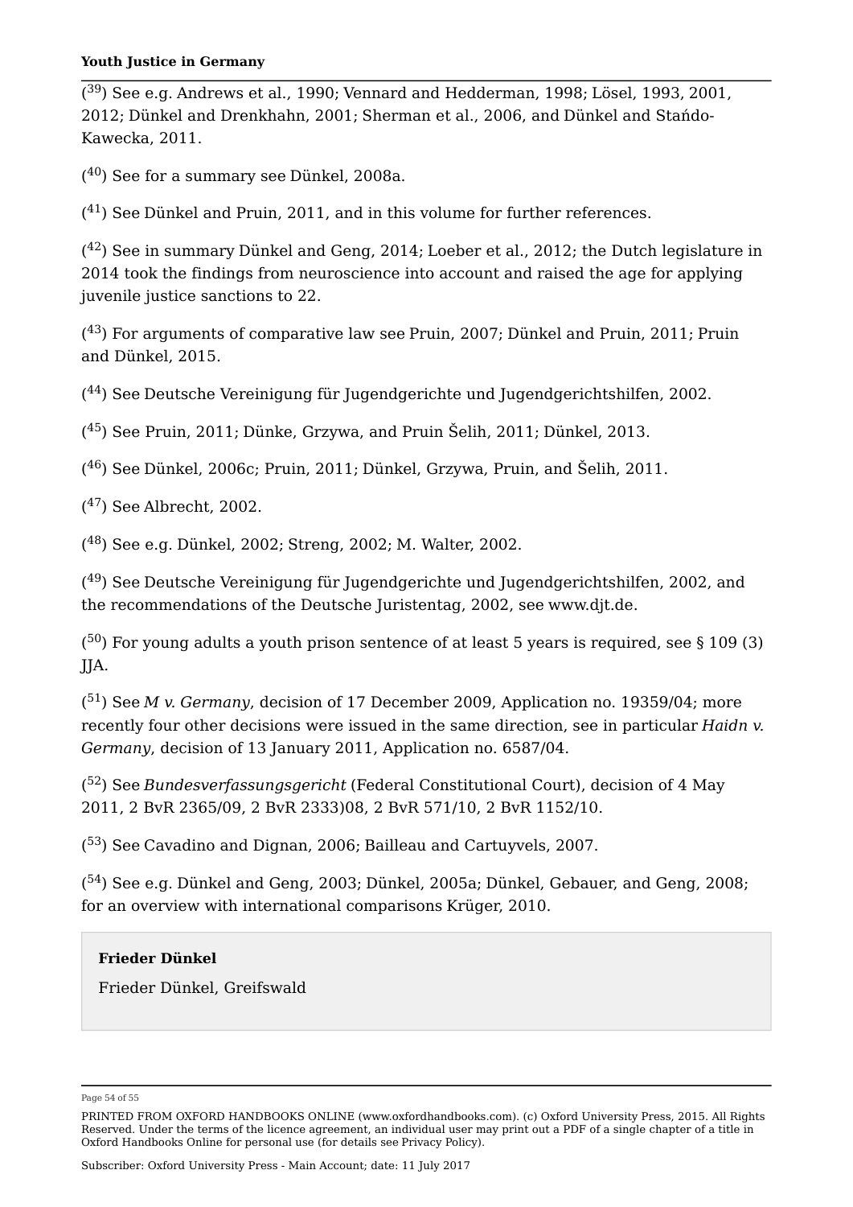([39]) See e.g. Andrews et al., 1990; Vennard and Hedderman, 1998; Lösel, 1993, 2001, 2012; Dünkel and Drenkhahn, 2001; Sherman et al., 2006, and Dünkel and Stańdo-Kawecka, 2011.

([40]) See for a summary see Dünkel, 2008a.

([41]) See Dünkel and Pruin, 2011, and in this volume for further references.

([42]) See in summary Dünkel and Geng, 2014; Loeber et al., 2012; the Dutch legislature in 2014 took the findings from neuroscience into account and raised the age for applying juvenile justice sanctions to 22.

([43]) For arguments of comparative law see Pruin, 2007; Dünkel and Pruin, 2011; Pruin and Dünkel, 2015.

([44]) See Deutsche Vereinigung für Jugendgerichte und Jugendgerichtshilfen, 2002.

([45]) See Pruin, 2011; Dünke, Grzywa, and Pruin Šelih, 2011; Dünkel, 2013.

([46]) See Dünkel, 2006c; Pruin, 2011; Dünkel, Grzywa, Pruin, and Šelih, 2011.

([47]) See Albrecht, 2002.

([48]) See e.g. Dünkel, 2002; Streng, 2002; M. Walter, 2002.

([49]) See Deutsche Vereinigung für Jugendgerichte und Jugendgerichtshilfen, 2002, and the recommendations of the Deutsche Juristentag, 2002, see www.djt.de.

([50]) For young adults a youth prison sentence of at least 5 years is required, see § 109 (3) JJA.

([51]) See *M v. Germany*, decision of 17 December 2009, Application no. 19359/04; more recently four other decisions were issued in the same direction, see in particular *Haidn v. Germany*, decision of 13 January 2011, Application no. 6587/04.

([52]) See *Bundesverfassungsgericht* (Federal Constitutional Court), decision of 4 May 2011, 2 BvR 2365/09, 2 BvR 2333)08, 2 BvR 571/10, 2 BvR 1152/10.

([53]) See Cavadino and Dignan, 2006; Bailleau and Cartuyvels, 2007.

([54]) See e.g. Dünkel and Geng, 2003; Dünkel, 2005a; Dünkel, Gebauer, and Geng, 2008; for an overview with international comparisons Krüger, 2010.

**Frieder Dünkel**

Frieder Dünkel, Greifswald